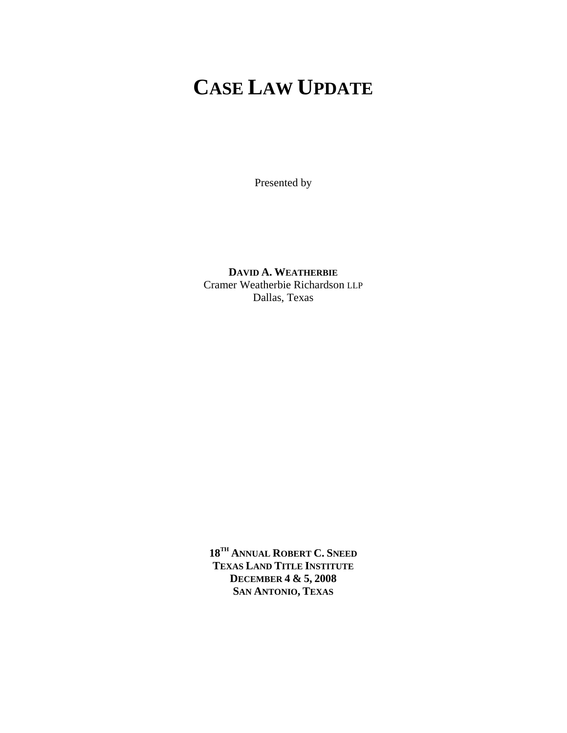# CASE LAW UPDATE

Presented by

**DAVID A. WEATHERBIE**
Cramer Weatherbie Richardson LLP
Dallas, Texas

**18TH ANNUAL ROBERT C. SNEED**
**TEXAS LAND TITLE INSTITUTE**
**DECEMBER 4 & 5, 2008**
**SAN ANTONIO, TEXAS**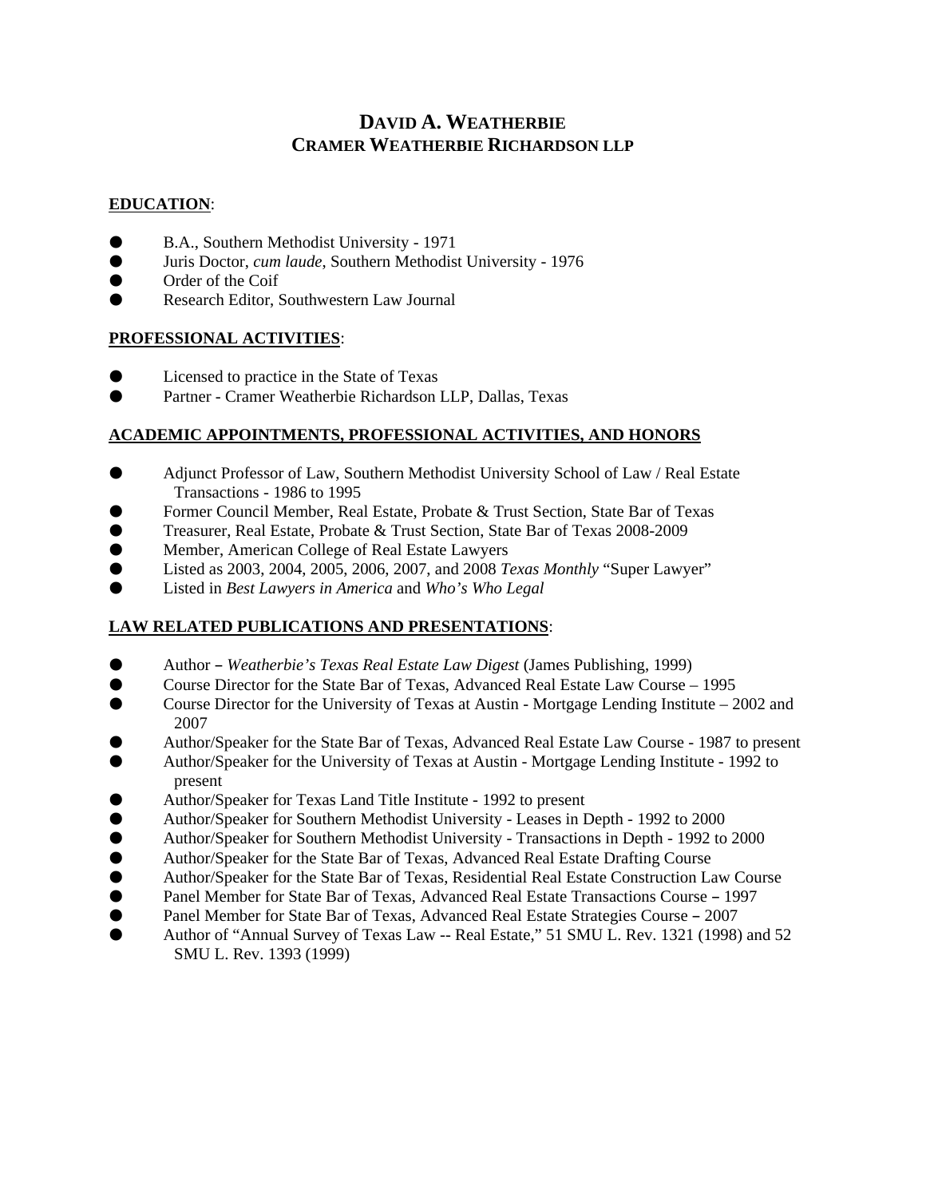# DAVID A. WEATHERBIE
## CRAMER WEATHERBIE RICHARDSON LLP

**EDUCATION**:

- B.A., Southern Methodist University - 1971
- Juris Doctor, *cum laude*, Southern Methodist University - 1976
- Order of the Coif
- Research Editor, Southwestern Law Journal

**PROFESSIONAL ACTIVITIES**:

- Licensed to practice in the State of Texas
- Partner - Cramer Weatherbie Richardson LLP, Dallas, Texas

**ACADEMIC APPOINTMENTS, PROFESSIONAL ACTIVITIES, AND HONORS**

- Adjunct Professor of Law, Southern Methodist University School of Law / Real Estate Transactions - 1986 to 1995
- Former Council Member, Real Estate, Probate & Trust Section, State Bar of Texas
- Treasurer, Real Estate, Probate & Trust Section, State Bar of Texas 2008-2009
- Member, American College of Real Estate Lawyers
- Listed as 2003, 2004, 2005, 2006, 2007, and 2008 *Texas Monthly* "Super Lawyer"
- Listed in *Best Lawyers in America* and *Who's Who Legal*

**LAW RELATED PUBLICATIONS AND PRESENTATIONS**:

- Author – *Weatherbie's Texas Real Estate Law Digest* (James Publishing, 1999)
- Course Director for the State Bar of Texas, Advanced Real Estate Law Course – 1995
- Course Director for the University of Texas at Austin - Mortgage Lending Institute – 2002 and 2007
- Author/Speaker for the State Bar of Texas, Advanced Real Estate Law Course - 1987 to present
- Author/Speaker for the University of Texas at Austin - Mortgage Lending Institute - 1992 to present
- Author/Speaker for Texas Land Title Institute - 1992 to present
- Author/Speaker for Southern Methodist University - Leases in Depth - 1992 to 2000
- Author/Speaker for Southern Methodist University - Transactions in Depth - 1992 to 2000
- Author/Speaker for the State Bar of Texas, Advanced Real Estate Drafting Course
- Author/Speaker for the State Bar of Texas, Residential Real Estate Construction Law Course
- Panel Member for State Bar of Texas, Advanced Real Estate Transactions Course – 1997
- Panel Member for State Bar of Texas, Advanced Real Estate Strategies Course – 2007
- Author of "Annual Survey of Texas Law -- Real Estate," 51 SMU L. Rev. 1321 (1998) and 52 SMU L. Rev. 1393 (1999)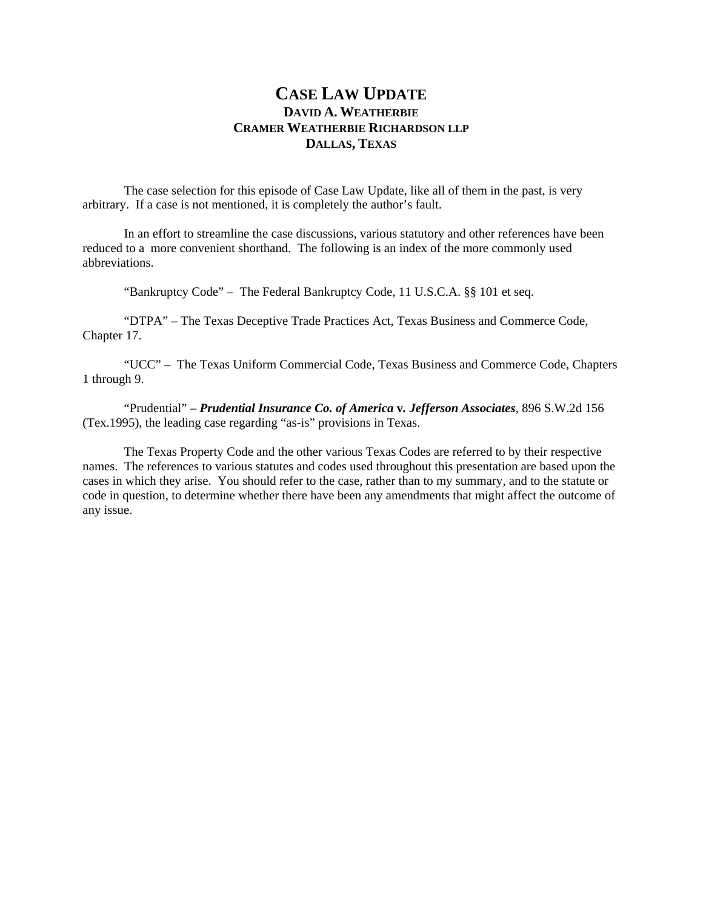# CASE LAW UPDATE

**DAVID A. WEATHERBIE**
**CRAMER WEATHERBIE RICHARDSON LLP**
**DALLAS, TEXAS**

The case selection for this episode of Case Law Update, like all of them in the past, is very arbitrary. If a case is not mentioned, it is completely the author's fault.

In an effort to streamline the case discussions, various statutory and other references have been reduced to a more convenient shorthand. The following is an index of the more commonly used abbreviations.

"Bankruptcy Code" – The Federal Bankruptcy Code, 11 U.S.C.A. §§ 101 et seq.

"DTPA" – The Texas Deceptive Trade Practices Act, Texas Business and Commerce Code, Chapter 17.

"UCC" – The Texas Uniform Commercial Code, Texas Business and Commerce Code, Chapters 1 through 9.

"Prudential" – ***Prudential Insurance Co. of America* v. *Jefferson Associates***, 896 S.W.2d 156 (Tex.1995), the leading case regarding "as-is" provisions in Texas.

The Texas Property Code and the other various Texas Codes are referred to by their respective names. The references to various statutes and codes used throughout this presentation are based upon the cases in which they arise. You should refer to the case, rather than to my summary, and to the statute or code in question, to determine whether there have been any amendments that might affect the outcome of any issue.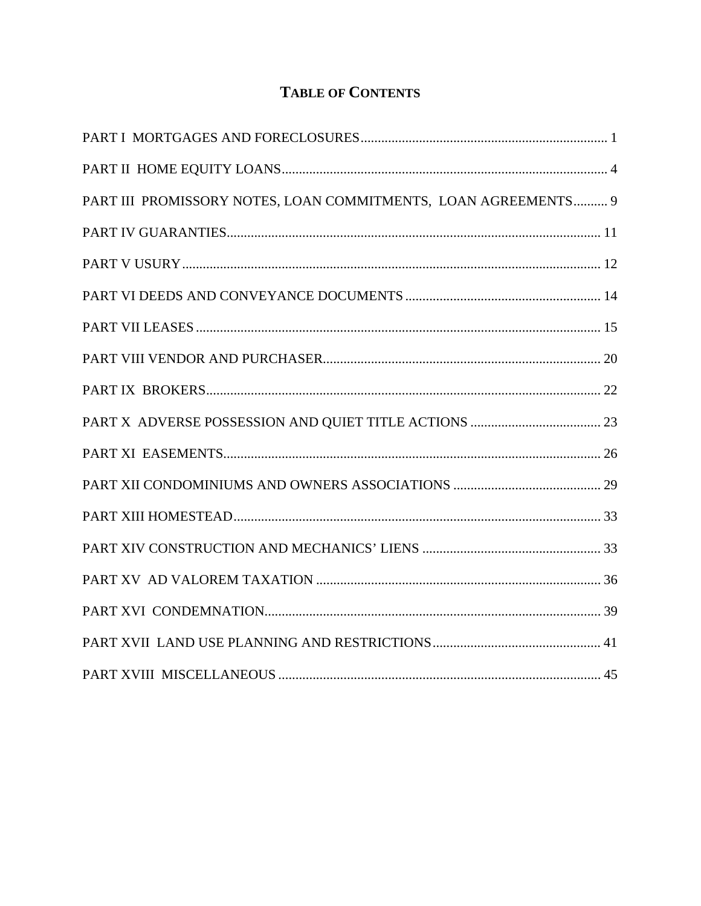# TABLE OF CONTENTS

PART I MORTGAGES AND FORECLOSURES........................................................................ 1

PART II HOME EQUITY LOANS............................................................................................. 4

PART III PROMISSORY NOTES, LOAN COMMITMENTS, LOAN AGREEMENTS.......... 9

PART IV GUARANTIES............................................................................................................ 11

PART V USURY......................................................................................................................... 12

PART VI DEEDS AND CONVEYANCE DOCUMENTS......................................................... 14

PART VII LEASES..................................................................................................................... 15

PART VIII VENDOR AND PURCHASER................................................................................ 20

PART IX BROKERS.................................................................................................................. 22

PART X ADVERSE POSSESSION AND QUIET TITLE ACTIONS...................................... 23

PART XI EASEMENTS............................................................................................................. 26

PART XII CONDOMINIUMS AND OWNERS ASSOCIATIONS........................................... 29

PART XIII HOMESTEAD.......................................................................................................... 33

PART XIV CONSTRUCTION AND MECHANICS' LIENS.................................................... 33

PART XV AD VALOREM TAXATION................................................................................... 36

PART XVI CONDEMNATION................................................................................................. 39

PART XVII LAND USE PLANNING AND RESTRICTIONS................................................. 41

PART XVIII MISCELLANEOUS.............................................................................................. 45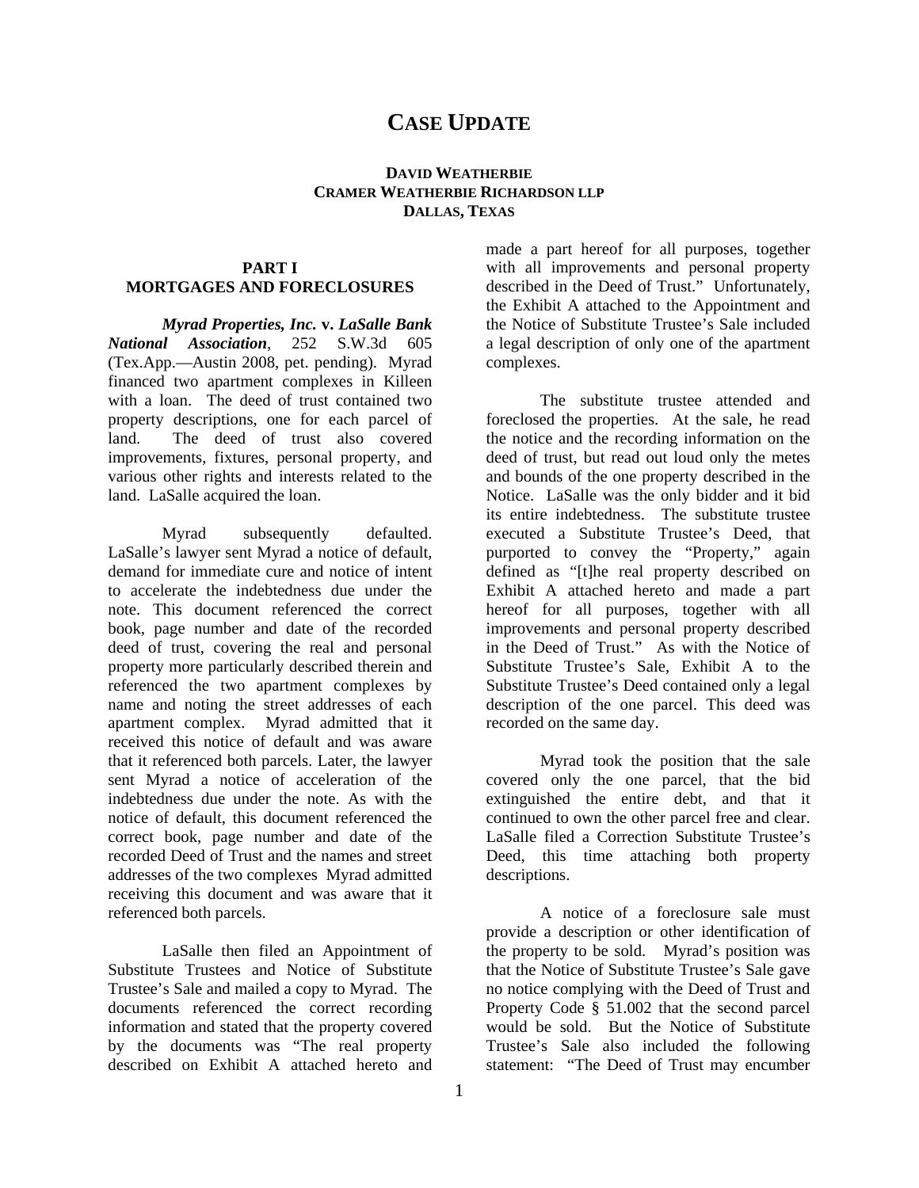# CASE UPDATE

**DAVID WEATHERBIE**
**CRAMER WEATHERBIE RICHARDSON LLP**
**DALLAS, TEXAS**

## PART I
## MORTGAGES AND FORECLOSURES

***Myrad Properties, Inc.* v. *LaSalle Bank National Association***, 252 S.W.3d 605 (Tex.App.—Austin 2008, pet. pending). Myrad financed two apartment complexes in Killeen with a loan. The deed of trust contained two property descriptions, one for each parcel of land. The deed of trust also covered improvements, fixtures, personal property, and various other rights and interests related to the land. LaSalle acquired the loan.

Myrad subsequently defaulted. LaSalle's lawyer sent Myrad a notice of default, demand for immediate cure and notice of intent to accelerate the indebtedness due under the note. This document referenced the correct book, page number and date of the recorded deed of trust, covering the real and personal property more particularly described therein and referenced the two apartment complexes by name and noting the street addresses of each apartment complex. Myrad admitted that it received this notice of default and was aware that it referenced both parcels. Later, the lawyer sent Myrad a notice of acceleration of the indebtedness due under the note. As with the notice of default, this document referenced the correct book, page number and date of the recorded Deed of Trust and the names and street addresses of the two complexes Myrad admitted receiving this document and was aware that it referenced both parcels.

LaSalle then filed an Appointment of Substitute Trustees and Notice of Substitute Trustee's Sale and mailed a copy to Myrad. The documents referenced the correct recording information and stated that the property covered by the documents was "The real property described on Exhibit A attached hereto and made a part hereof for all purposes, together with all improvements and personal property described in the Deed of Trust." Unfortunately, the Exhibit A attached to the Appointment and the Notice of Substitute Trustee's Sale included a legal description of only one of the apartment complexes.

The substitute trustee attended and foreclosed the properties. At the sale, he read the notice and the recording information on the deed of trust, but read out loud only the metes and bounds of the one property described in the Notice. LaSalle was the only bidder and it bid its entire indebtedness. The substitute trustee executed a Substitute Trustee's Deed, that purported to convey the "Property," again defined as "[t]he real property described on Exhibit A attached hereto and made a part hereof for all purposes, together with all improvements and personal property described in the Deed of Trust." As with the Notice of Substitute Trustee's Sale, Exhibit A to the Substitute Trustee's Deed contained only a legal description of the one parcel. This deed was recorded on the same day.

Myrad took the position that the sale covered only the one parcel, that the bid extinguished the entire debt, and that it continued to own the other parcel free and clear. LaSalle filed a Correction Substitute Trustee's Deed, this time attaching both property descriptions.

A notice of a foreclosure sale must provide a description or other identification of the property to be sold. Myrad's position was that the Notice of Substitute Trustee's Sale gave no notice complying with the Deed of Trust and Property Code § 51.002 that the second parcel would be sold. But the Notice of Substitute Trustee's Sale also included the following statement: "The Deed of Trust may encumber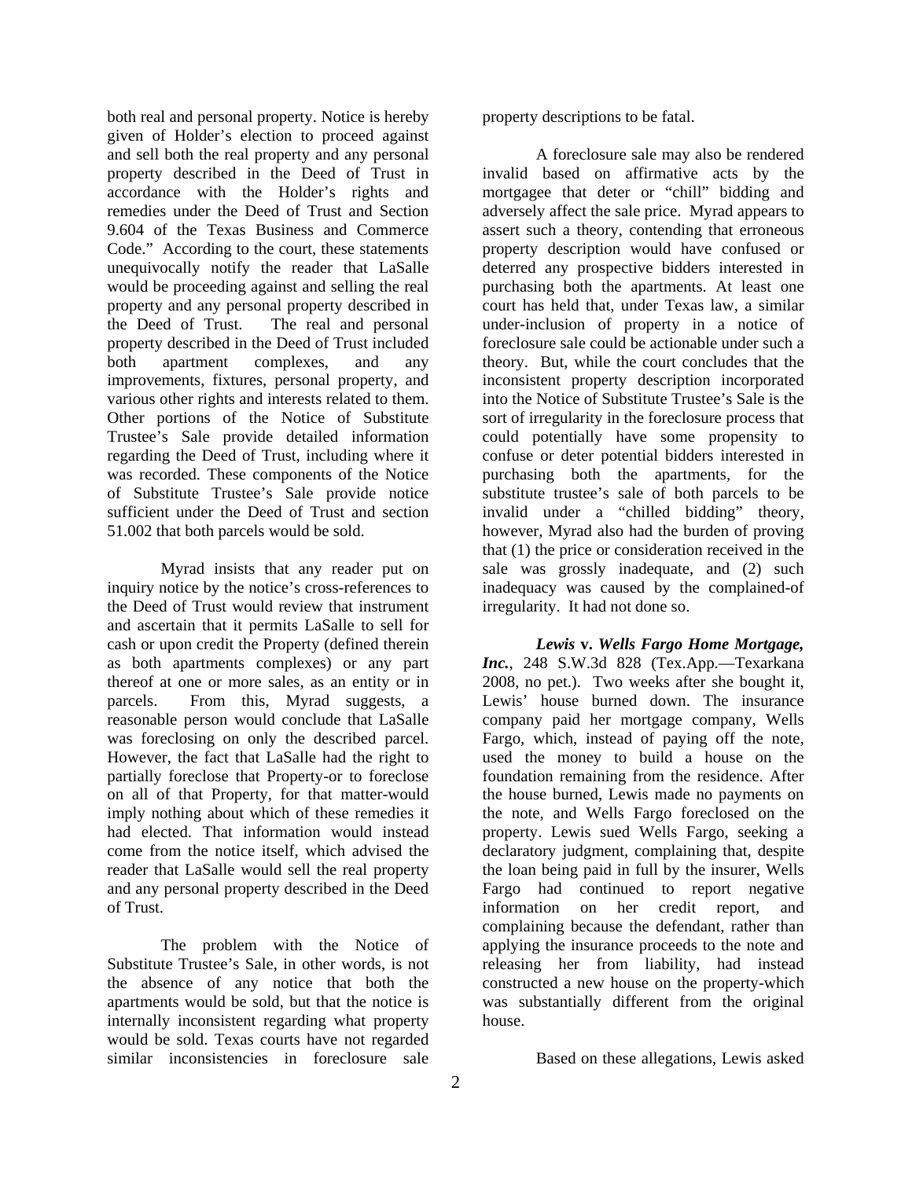both real and personal property. Notice is hereby given of Holder's election to proceed against and sell both the real property and any personal property described in the Deed of Trust in accordance with the Holder's rights and remedies under the Deed of Trust and Section 9.604 of the Texas Business and Commerce Code." According to the court, these statements unequivocally notify the reader that LaSalle would be proceeding against and selling the real property and any personal property described in the Deed of Trust. The real and personal property described in the Deed of Trust included both apartment complexes, and any improvements, fixtures, personal property, and various other rights and interests related to them. Other portions of the Notice of Substitute Trustee's Sale provide detailed information regarding the Deed of Trust, including where it was recorded. These components of the Notice of Substitute Trustee's Sale provide notice sufficient under the Deed of Trust and section 51.002 that both parcels would be sold.

Myrad insists that any reader put on inquiry notice by the notice's cross-references to the Deed of Trust would review that instrument and ascertain that it permits LaSalle to sell for cash or upon credit the Property (defined therein as both apartments complexes) or any part thereof at one or more sales, as an entity or in parcels. From this, Myrad suggests, a reasonable person would conclude that LaSalle was foreclosing on only the described parcel. However, the fact that LaSalle had the right to partially foreclose that Property-or to foreclose on all of that Property, for that matter-would imply nothing about which of these remedies it had elected. That information would instead come from the notice itself, which advised the reader that LaSalle would sell the real property and any personal property described in the Deed of Trust.

The problem with the Notice of Substitute Trustee's Sale, in other words, is not the absence of any notice that both the apartments would be sold, but that the notice is internally inconsistent regarding what property would be sold. Texas courts have not regarded similar inconsistencies in foreclosure sale property descriptions to be fatal.

A foreclosure sale may also be rendered invalid based on affirmative acts by the mortgagee that deter or "chill" bidding and adversely affect the sale price. Myrad appears to assert such a theory, contending that erroneous property description would have confused or deterred any prospective bidders interested in purchasing both the apartments. At least one court has held that, under Texas law, a similar under-inclusion of property in a notice of foreclosure sale could be actionable under such a theory. But, while the court concludes that the inconsistent property description incorporated into the Notice of Substitute Trustee's Sale is the sort of irregularity in the foreclosure process that could potentially have some propensity to confuse or deter potential bidders interested in purchasing both the apartments, for the substitute trustee's sale of both parcels to be invalid under a "chilled bidding" theory, however, Myrad also had the burden of proving that (1) the price or consideration received in the sale was grossly inadequate, and (2) such inadequacy was caused by the complained-of irregularity. It had not done so.

***Lewis* v. *Wells Fargo Home Mortgage, Inc.***, 248 S.W.3d 828 (Tex.App.—Texarkana 2008, no pet.). Two weeks after she bought it, Lewis' house burned down. The insurance company paid her mortgage company, Wells Fargo, which, instead of paying off the note, used the money to build a house on the foundation remaining from the residence. After the house burned, Lewis made no payments on the note, and Wells Fargo foreclosed on the property. Lewis sued Wells Fargo, seeking a declaratory judgment, complaining that, despite the loan being paid in full by the insurer, Wells Fargo had continued to report negative information on her credit report, and complaining because the defendant, rather than applying the insurance proceeds to the note and releasing her from liability, had instead constructed a new house on the property-which was substantially different from the original house.

Based on these allegations, Lewis asked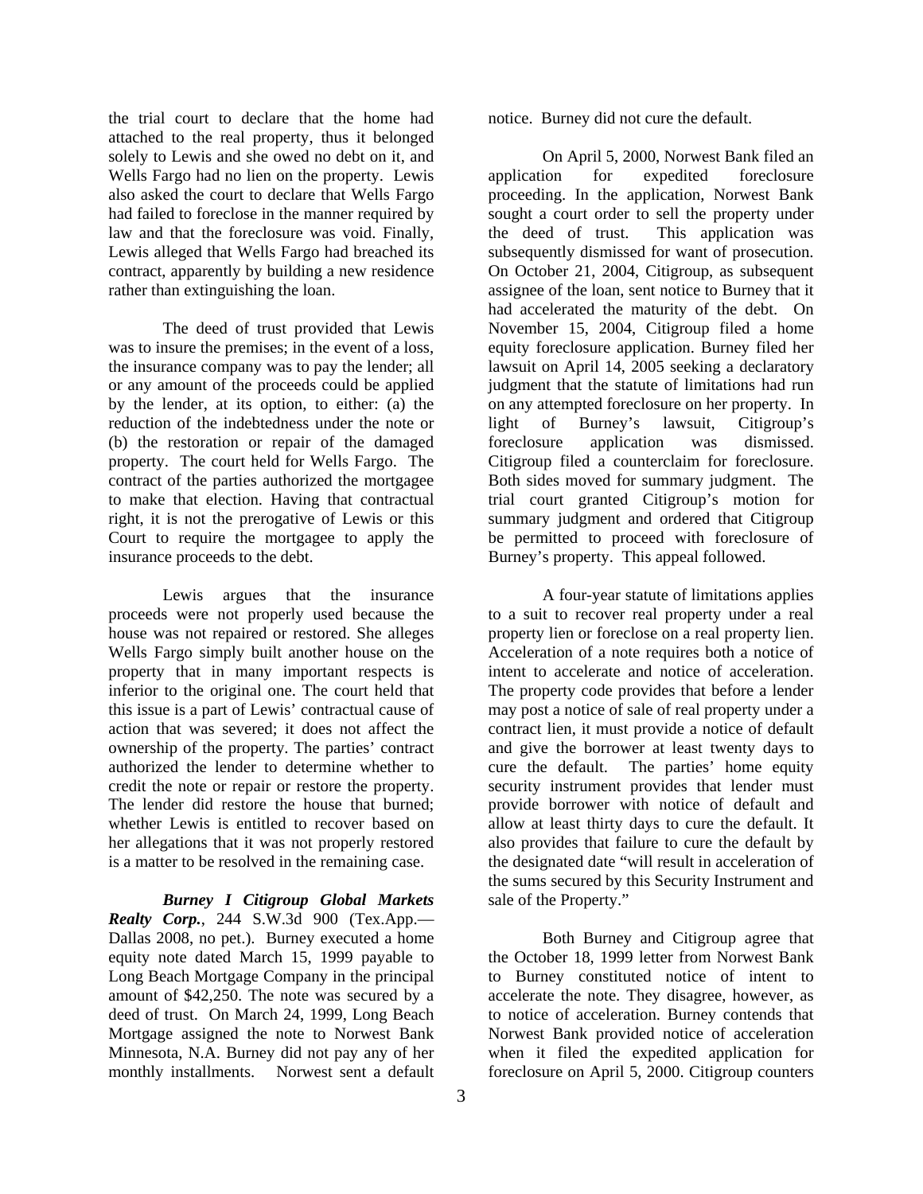the trial court to declare that the home had attached to the real property, thus it belonged solely to Lewis and she owed no debt on it, and Wells Fargo had no lien on the property. Lewis also asked the court to declare that Wells Fargo had failed to foreclose in the manner required by law and that the foreclosure was void. Finally, Lewis alleged that Wells Fargo had breached its contract, apparently by building a new residence rather than extinguishing the loan.

The deed of trust provided that Lewis was to insure the premises; in the event of a loss, the insurance company was to pay the lender; all or any amount of the proceeds could be applied by the lender, at its option, to either: (a) the reduction of the indebtedness under the note or (b) the restoration or repair of the damaged property. The court held for Wells Fargo. The contract of the parties authorized the mortgagee to make that election. Having that contractual right, it is not the prerogative of Lewis or this Court to require the mortgagee to apply the insurance proceeds to the debt.

Lewis argues that the insurance proceeds were not properly used because the house was not repaired or restored. She alleges Wells Fargo simply built another house on the property that in many important respects is inferior to the original one. The court held that this issue is a part of Lewis' contractual cause of action that was severed; it does not affect the ownership of the property. The parties' contract authorized the lender to determine whether to credit the note or repair or restore the property. The lender did restore the house that burned; whether Lewis is entitled to recover based on her allegations that it was not properly restored is a matter to be resolved in the remaining case.

***Burney I Citigroup Global Markets Realty Corp.***, 244 S.W.3d 900 (Tex.App.—Dallas 2008, no pet.). Burney executed a home equity note dated March 15, 1999 payable to Long Beach Mortgage Company in the principal amount of $42,250. The note was secured by a deed of trust. On March 24, 1999, Long Beach Mortgage assigned the note to Norwest Bank Minnesota, N.A. Burney did not pay any of her monthly installments. Norwest sent a default notice. Burney did not cure the default.

On April 5, 2000, Norwest Bank filed an application for expedited foreclosure proceeding. In the application, Norwest Bank sought a court order to sell the property under the deed of trust. This application was subsequently dismissed for want of prosecution. On October 21, 2004, Citigroup, as subsequent assignee of the loan, sent notice to Burney that it had accelerated the maturity of the debt. On November 15, 2004, Citigroup filed a home equity foreclosure application. Burney filed her lawsuit on April 14, 2005 seeking a declaratory judgment that the statute of limitations had run on any attempted foreclosure on her property. In light of Burney's lawsuit, Citigroup's foreclosure application was dismissed. Citigroup filed a counterclaim for foreclosure. Both sides moved for summary judgment. The trial court granted Citigroup's motion for summary judgment and ordered that Citigroup be permitted to proceed with foreclosure of Burney's property. This appeal followed.

A four-year statute of limitations applies to a suit to recover real property under a real property lien or foreclose on a real property lien. Acceleration of a note requires both a notice of intent to accelerate and notice of acceleration. The property code provides that before a lender may post a notice of sale of real property under a contract lien, it must provide a notice of default and give the borrower at least twenty days to cure the default. The parties' home equity security instrument provides that lender must provide borrower with notice of default and allow at least thirty days to cure the default. It also provides that failure to cure the default by the designated date "will result in acceleration of the sums secured by this Security Instrument and sale of the Property."

Both Burney and Citigroup agree that the October 18, 1999 letter from Norwest Bank to Burney constituted notice of intent to accelerate the note. They disagree, however, as to notice of acceleration. Burney contends that Norwest Bank provided notice of acceleration when it filed the expedited application for foreclosure on April 5, 2000. Citigroup counters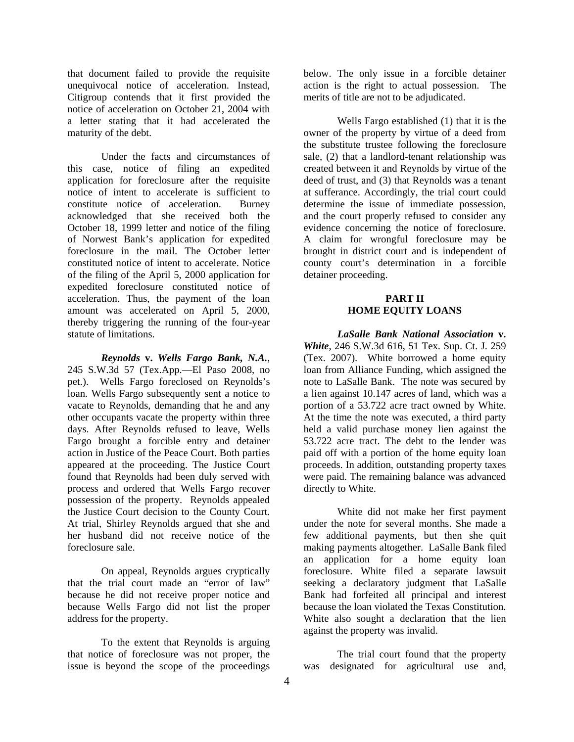that document failed to provide the requisite unequivocal notice of acceleration. Instead, Citigroup contends that it first provided the notice of acceleration on October 21, 2004 with a letter stating that it had accelerated the maturity of the debt.

Under the facts and circumstances of this case, notice of filing an expedited application for foreclosure after the requisite notice of intent to accelerate is sufficient to constitute notice of acceleration. Burney acknowledged that she received both the October 18, 1999 letter and notice of the filing of Norwest Bank's application for expedited foreclosure in the mail. The October letter constituted notice of intent to accelerate. Notice of the filing of the April 5, 2000 application for expedited foreclosure constituted notice of acceleration. Thus, the payment of the loan amount was accelerated on April 5, 2000, thereby triggering the running of the four-year statute of limitations.

***Reynolds* v. *Wells Fargo Bank, N.A.***, 245 S.W.3d 57 (Tex.App.—El Paso 2008, no pet.). Wells Fargo foreclosed on Reynolds's loan. Wells Fargo subsequently sent a notice to vacate to Reynolds, demanding that he and any other occupants vacate the property within three days. After Reynolds refused to leave, Wells Fargo brought a forcible entry and detainer action in Justice of the Peace Court. Both parties appeared at the proceeding. The Justice Court found that Reynolds had been duly served with process and ordered that Wells Fargo recover possession of the property. Reynolds appealed the Justice Court decision to the County Court. At trial, Shirley Reynolds argued that she and her husband did not receive notice of the foreclosure sale.

On appeal, Reynolds argues cryptically that the trial court made an "error of law" because he did not receive proper notice and because Wells Fargo did not list the proper address for the property.

To the extent that Reynolds is arguing that notice of foreclosure was not proper, the issue is beyond the scope of the proceedings below. The only issue in a forcible detainer action is the right to actual possession. The merits of title are not to be adjudicated.

Wells Fargo established (1) that it is the owner of the property by virtue of a deed from the substitute trustee following the foreclosure sale, (2) that a landlord-tenant relationship was created between it and Reynolds by virtue of the deed of trust, and (3) that Reynolds was a tenant at sufferance. Accordingly, the trial court could determine the issue of immediate possession, and the court properly refused to consider any evidence concerning the notice of foreclosure. A claim for wrongful foreclosure may be brought in district court and is independent of county court's determination in a forcible detainer proceeding.

## PART II
## HOME EQUITY LOANS

***LaSalle Bank National Association* v. *White***, 246 S.W.3d 616, 51 Tex. Sup. Ct. J. 259 (Tex. 2007). White borrowed a home equity loan from Alliance Funding, which assigned the note to LaSalle Bank. The note was secured by a lien against 10.147 acres of land, which was a portion of a 53.722 acre tract owned by White. At the time the note was executed, a third party held a valid purchase money lien against the 53.722 acre tract. The debt to the lender was paid off with a portion of the home equity loan proceeds. In addition, outstanding property taxes were paid. The remaining balance was advanced directly to White.

White did not make her first payment under the note for several months. She made a few additional payments, but then she quit making payments altogether. LaSalle Bank filed an application for a home equity loan foreclosure. White filed a separate lawsuit seeking a declaratory judgment that LaSalle Bank had forfeited all principal and interest because the loan violated the Texas Constitution. White also sought a declaration that the lien against the property was invalid.

The trial court found that the property was designated for agricultural use and,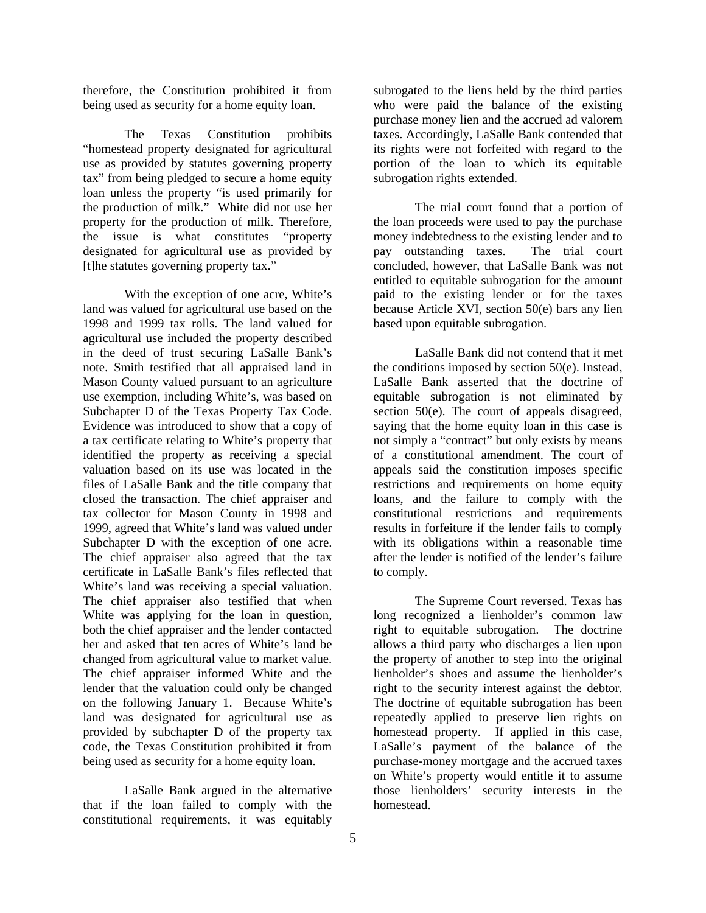therefore, the Constitution prohibited it from being used as security for a home equity loan.

The Texas Constitution prohibits "homestead property designated for agricultural use as provided by statutes governing property tax" from being pledged to secure a home equity loan unless the property "is used primarily for the production of milk." White did not use her property for the production of milk. Therefore, the issue is what constitutes "property designated for agricultural use as provided by [t]he statutes governing property tax."

With the exception of one acre, White's land was valued for agricultural use based on the 1998 and 1999 tax rolls. The land valued for agricultural use included the property described in the deed of trust securing LaSalle Bank's note. Smith testified that all appraised land in Mason County valued pursuant to an agriculture use exemption, including White's, was based on Subchapter D of the Texas Property Tax Code. Evidence was introduced to show that a copy of a tax certificate relating to White's property that identified the property as receiving a special valuation based on its use was located in the files of LaSalle Bank and the title company that closed the transaction. The chief appraiser and tax collector for Mason County in 1998 and 1999, agreed that White's land was valued under Subchapter D with the exception of one acre. The chief appraiser also agreed that the tax certificate in LaSalle Bank's files reflected that White's land was receiving a special valuation. The chief appraiser also testified that when White was applying for the loan in question, both the chief appraiser and the lender contacted her and asked that ten acres of White's land be changed from agricultural value to market value. The chief appraiser informed White and the lender that the valuation could only be changed on the following January 1. Because White's land was designated for agricultural use as provided by subchapter D of the property tax code, the Texas Constitution prohibited it from being used as security for a home equity loan.

LaSalle Bank argued in the alternative that if the loan failed to comply with the constitutional requirements, it was equitably subrogated to the liens held by the third parties who were paid the balance of the existing purchase money lien and the accrued ad valorem taxes. Accordingly, LaSalle Bank contended that its rights were not forfeited with regard to the portion of the loan to which its equitable subrogation rights extended.

The trial court found that a portion of the loan proceeds were used to pay the purchase money indebtedness to the existing lender and to pay outstanding taxes. The trial court concluded, however, that LaSalle Bank was not entitled to equitable subrogation for the amount paid to the existing lender or for the taxes because Article XVI, section 50(e) bars any lien based upon equitable subrogation.

LaSalle Bank did not contend that it met the conditions imposed by section 50(e). Instead, LaSalle Bank asserted that the doctrine of equitable subrogation is not eliminated by section 50(e). The court of appeals disagreed, saying that the home equity loan in this case is not simply a "contract" but only exists by means of a constitutional amendment. The court of appeals said the constitution imposes specific restrictions and requirements on home equity loans, and the failure to comply with the constitutional restrictions and requirements results in forfeiture if the lender fails to comply with its obligations within a reasonable time after the lender is notified of the lender's failure to comply.

The Supreme Court reversed. Texas has long recognized a lienholder's common law right to equitable subrogation. The doctrine allows a third party who discharges a lien upon the property of another to step into the original lienholder's shoes and assume the lienholder's right to the security interest against the debtor. The doctrine of equitable subrogation has been repeatedly applied to preserve lien rights on homestead property. If applied in this case, LaSalle's payment of the balance of the purchase-money mortgage and the accrued taxes on White's property would entitle it to assume those lienholders' security interests in the homestead.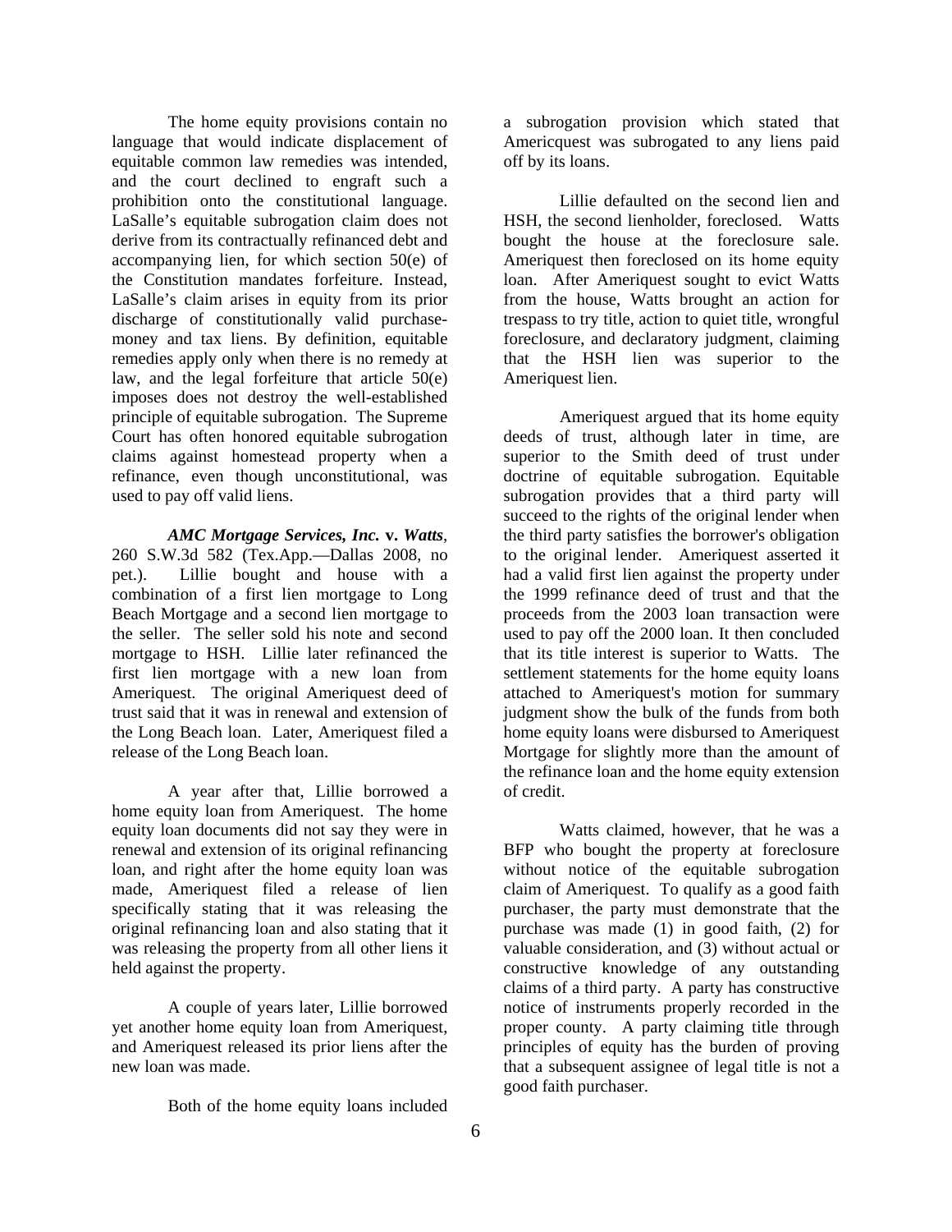The home equity provisions contain no language that would indicate displacement of equitable common law remedies was intended, and the court declined to engraft such a prohibition onto the constitutional language. LaSalle's equitable subrogation claim does not derive from its contractually refinanced debt and accompanying lien, for which section 50(e) of the Constitution mandates forfeiture. Instead, LaSalle's claim arises in equity from its prior discharge of constitutionally valid purchase-money and tax liens. By definition, equitable remedies apply only when there is no remedy at law, and the legal forfeiture that article 50(e) imposes does not destroy the well-established principle of equitable subrogation. The Supreme Court has often honored equitable subrogation claims against homestead property when a refinance, even though unconstitutional, was used to pay off valid liens.

***AMC Mortgage Services, Inc.* v. *Watts***, 260 S.W.3d 582 (Tex.App.—Dallas 2008, no pet.). Lillie bought and house with a combination of a first lien mortgage to Long Beach Mortgage and a second lien mortgage to the seller. The seller sold his note and second mortgage to HSH. Lillie later refinanced the first lien mortgage with a new loan from Ameriquest. The original Ameriquest deed of trust said that it was in renewal and extension of the Long Beach loan. Later, Ameriquest filed a release of the Long Beach loan.

A year after that, Lillie borrowed a home equity loan from Ameriquest. The home equity loan documents did not say they were in renewal and extension of its original refinancing loan, and right after the home equity loan was made, Ameriquest filed a release of lien specifically stating that it was releasing the original refinancing loan and also stating that it was releasing the property from all other liens it held against the property.

A couple of years later, Lillie borrowed yet another home equity loan from Ameriquest, and Ameriquest released its prior liens after the new loan was made.

Both of the home equity loans included a subrogation provision which stated that Americquest was subrogated to any liens paid off by its loans.

Lillie defaulted on the second lien and HSH, the second lienholder, foreclosed. Watts bought the house at the foreclosure sale. Ameriquest then foreclosed on its home equity loan. After Ameriquest sought to evict Watts from the house, Watts brought an action for trespass to try title, action to quiet title, wrongful foreclosure, and declaratory judgment, claiming that the HSH lien was superior to the Ameriquest lien.

Ameriquest argued that its home equity deeds of trust, although later in time, are superior to the Smith deed of trust under doctrine of equitable subrogation. Equitable subrogation provides that a third party will succeed to the rights of the original lender when the third party satisfies the borrower's obligation to the original lender. Ameriquest asserted it had a valid first lien against the property under the 1999 refinance deed of trust and that the proceeds from the 2003 loan transaction were used to pay off the 2000 loan. It then concluded that its title interest is superior to Watts. The settlement statements for the home equity loans attached to Ameriquest's motion for summary judgment show the bulk of the funds from both home equity loans were disbursed to Ameriquest Mortgage for slightly more than the amount of the refinance loan and the home equity extension of credit.

Watts claimed, however, that he was a BFP who bought the property at foreclosure without notice of the equitable subrogation claim of Ameriquest. To qualify as a good faith purchaser, the party must demonstrate that the purchase was made (1) in good faith, (2) for valuable consideration, and (3) without actual or constructive knowledge of any outstanding claims of a third party. A party has constructive notice of instruments properly recorded in the proper county. A party claiming title through principles of equity has the burden of proving that a subsequent assignee of legal title is not a good faith purchaser.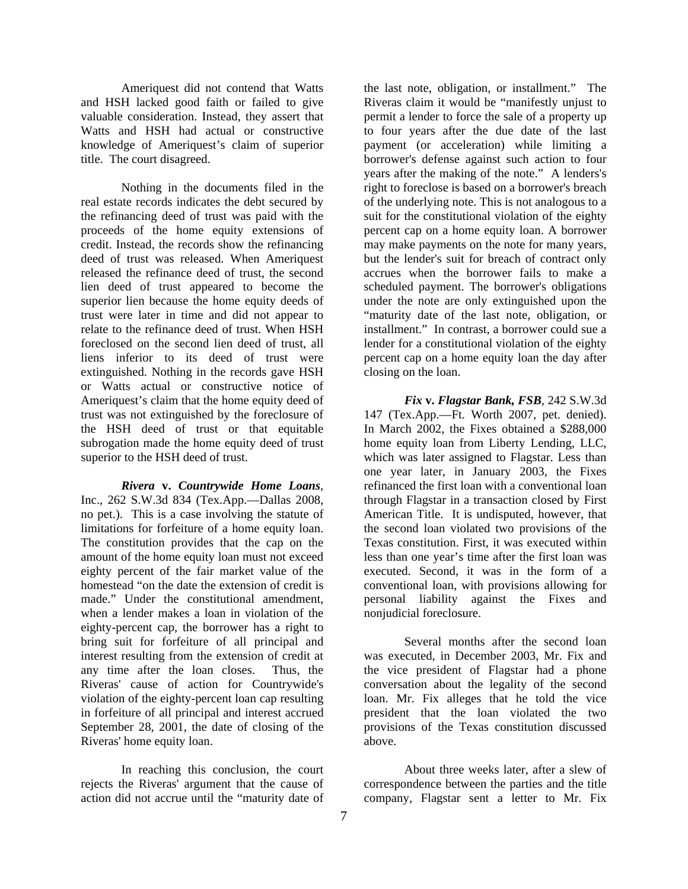Ameriquest did not contend that Watts and HSH lacked good faith or failed to give valuable consideration. Instead, they assert that Watts and HSH had actual or constructive knowledge of Ameriquest's claim of superior title. The court disagreed.

Nothing in the documents filed in the real estate records indicates the debt secured by the refinancing deed of trust was paid with the proceeds of the home equity extensions of credit. Instead, the records show the refinancing deed of trust was released. When Ameriquest released the refinance deed of trust, the second lien deed of trust appeared to become the superior lien because the home equity deeds of trust were later in time and did not appear to relate to the refinance deed of trust. When HSH foreclosed on the second lien deed of trust, all liens inferior to its deed of trust were extinguished. Nothing in the records gave HSH or Watts actual or constructive notice of Ameriquest's claim that the home equity deed of trust was not extinguished by the foreclosure of the HSH deed of trust or that equitable subrogation made the home equity deed of trust superior to the HSH deed of trust.

***Rivera* v. *Countrywide Home Loans***, Inc., 262 S.W.3d 834 (Tex.App.—Dallas 2008, no pet.). This is a case involving the statute of limitations for forfeiture of a home equity loan. The constitution provides that the cap on the amount of the home equity loan must not exceed eighty percent of the fair market value of the homestead "on the date the extension of credit is made." Under the constitutional amendment, when a lender makes a loan in violation of the eighty-percent cap, the borrower has a right to bring suit for forfeiture of all principal and interest resulting from the extension of credit at any time after the loan closes. Thus, the Riveras' cause of action for Countrywide's violation of the eighty-percent loan cap resulting in forfeiture of all principal and interest accrued September 28, 2001, the date of closing of the Riveras' home equity loan.

In reaching this conclusion, the court rejects the Riveras' argument that the cause of action did not accrue until the "maturity date of the last note, obligation, or installment." The Riveras claim it would be "manifestly unjust to permit a lender to force the sale of a property up to four years after the due date of the last payment (or acceleration) while limiting a borrower's defense against such action to four years after the making of the note." A lenders's right to foreclose is based on a borrower's breach of the underlying note. This is not analogous to a suit for the constitutional violation of the eighty percent cap on a home equity loan. A borrower may make payments on the note for many years, but the lender's suit for breach of contract only accrues when the borrower fails to make a scheduled payment. The borrower's obligations under the note are only extinguished upon the "maturity date of the last note, obligation, or installment." In contrast, a borrower could sue a lender for a constitutional violation of the eighty percent cap on a home equity loan the day after closing on the loan.

***Fix* v. *Flagstar Bank, FSB***, 242 S.W.3d 147 (Tex.App.—Ft. Worth 2007, pet. denied). In March 2002, the Fixes obtained a $288,000 home equity loan from Liberty Lending, LLC, which was later assigned to Flagstar. Less than one year later, in January 2003, the Fixes refinanced the first loan with a conventional loan through Flagstar in a transaction closed by First American Title. It is undisputed, however, that the second loan violated two provisions of the Texas constitution. First, it was executed within less than one year's time after the first loan was executed. Second, it was in the form of a conventional loan, with provisions allowing for personal liability against the Fixes and nonjudicial foreclosure.

Several months after the second loan was executed, in December 2003, Mr. Fix and the vice president of Flagstar had a phone conversation about the legality of the second loan. Mr. Fix alleges that he told the vice president that the loan violated the two provisions of the Texas constitution discussed above.

About three weeks later, after a slew of correspondence between the parties and the title company, Flagstar sent a letter to Mr. Fix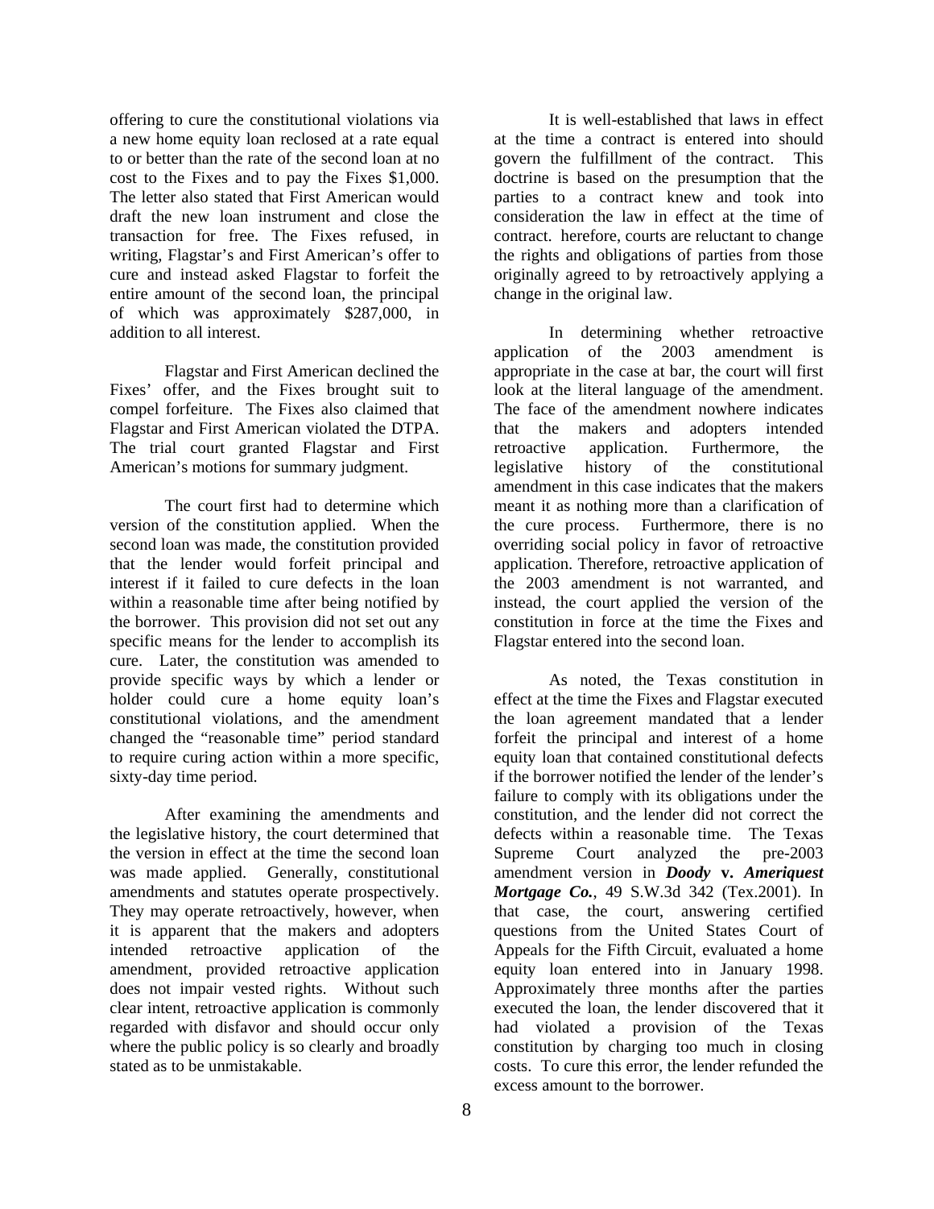offering to cure the constitutional violations via a new home equity loan reclosed at a rate equal to or better than the rate of the second loan at no cost to the Fixes and to pay the Fixes $1,000. The letter also stated that First American would draft the new loan instrument and close the transaction for free. The Fixes refused, in writing, Flagstar's and First American's offer to cure and instead asked Flagstar to forfeit the entire amount of the second loan, the principal of which was approximately $287,000, in addition to all interest.

Flagstar and First American declined the Fixes' offer, and the Fixes brought suit to compel forfeiture. The Fixes also claimed that Flagstar and First American violated the DTPA. The trial court granted Flagstar and First American's motions for summary judgment.

The court first had to determine which version of the constitution applied. When the second loan was made, the constitution provided that the lender would forfeit principal and interest if it failed to cure defects in the loan within a reasonable time after being notified by the borrower. This provision did not set out any specific means for the lender to accomplish its cure. Later, the constitution was amended to provide specific ways by which a lender or holder could cure a home equity loan's constitutional violations, and the amendment changed the "reasonable time" period standard to require curing action within a more specific, sixty-day time period.

After examining the amendments and the legislative history, the court determined that the version in effect at the time the second loan was made applied. Generally, constitutional amendments and statutes operate prospectively. They may operate retroactively, however, when it is apparent that the makers and adopters intended retroactive application of the amendment, provided retroactive application does not impair vested rights. Without such clear intent, retroactive application is commonly regarded with disfavor and should occur only where the public policy is so clearly and broadly stated as to be unmistakable.

It is well-established that laws in effect at the time a contract is entered into should govern the fulfillment of the contract. This doctrine is based on the presumption that the parties to a contract knew and took into consideration the law in effect at the time of contract. herefore, courts are reluctant to change the rights and obligations of parties from those originally agreed to by retroactively applying a change in the original law.

In determining whether retroactive application of the 2003 amendment is appropriate in the case at bar, the court will first look at the literal language of the amendment. The face of the amendment nowhere indicates that the makers and adopters intended retroactive application. Furthermore, the legislative history of the constitutional amendment in this case indicates that the makers meant it as nothing more than a clarification of the cure process. Furthermore, there is no overriding social policy in favor of retroactive application. Therefore, retroactive application of the 2003 amendment is not warranted, and instead, the court applied the version of the constitution in force at the time the Fixes and Flagstar entered into the second loan.

As noted, the Texas constitution in effect at the time the Fixes and Flagstar executed the loan agreement mandated that a lender forfeit the principal and interest of a home equity loan that contained constitutional defects if the borrower notified the lender of the lender's failure to comply with its obligations under the constitution, and the lender did not correct the defects within a reasonable time. The Texas Supreme Court analyzed the pre-2003 amendment version in ***Doody* v. *Ameriquest Mortgage Co.***, 49 S.W.3d 342 (Tex.2001). In that case, the court, answering certified questions from the United States Court of Appeals for the Fifth Circuit, evaluated a home equity loan entered into in January 1998. Approximately three months after the parties executed the loan, the lender discovered that it had violated a provision of the Texas constitution by charging too much in closing costs. To cure this error, the lender refunded the excess amount to the borrower.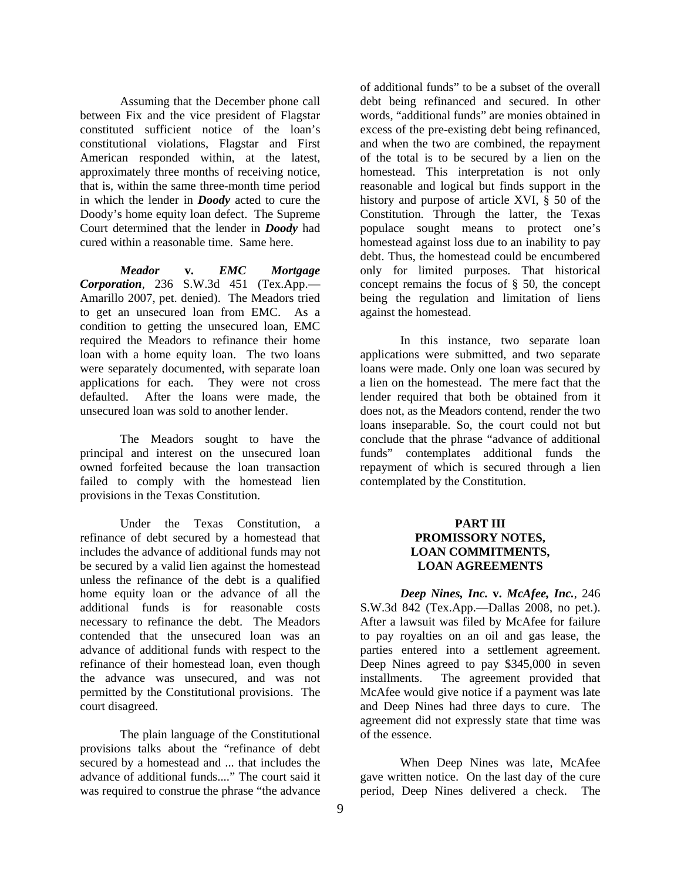Assuming that the December phone call between Fix and the vice president of Flagstar constituted sufficient notice of the loan's constitutional violations, Flagstar and First American responded within, at the latest, approximately three months of receiving notice, that is, within the same three-month time period in which the lender in ***Doody*** acted to cure the Doody's home equity loan defect. The Supreme Court determined that the lender in ***Doody*** had cured within a reasonable time. Same here.

***Meador* v. *EMC Mortgage Corporation***, 236 S.W.3d 451 (Tex.App.—Amarillo 2007, pet. denied). The Meadors tried to get an unsecured loan from EMC. As a condition to getting the unsecured loan, EMC required the Meadors to refinance their home loan with a home equity loan. The two loans were separately documented, with separate loan applications for each. They were not cross defaulted. After the loans were made, the unsecured loan was sold to another lender.

The Meadors sought to have the principal and interest on the unsecured loan owned forfeited because the loan transaction failed to comply with the homestead lien provisions in the Texas Constitution.

Under the Texas Constitution, a refinance of debt secured by a homestead that includes the advance of additional funds may not be secured by a valid lien against the homestead unless the refinance of the debt is a qualified home equity loan or the advance of all the additional funds is for reasonable costs necessary to refinance the debt. The Meadors contended that the unsecured loan was an advance of additional funds with respect to the refinance of their homestead loan, even though the advance was unsecured, and was not permitted by the Constitutional provisions. The court disagreed.

The plain language of the Constitutional provisions talks about the "refinance of debt secured by a homestead and ... that includes the advance of additional funds...." The court said it was required to construe the phrase "the advance of additional funds" to be a subset of the overall debt being refinanced and secured. In other words, "additional funds" are monies obtained in excess of the pre-existing debt being refinanced, and when the two are combined, the repayment of the total is to be secured by a lien on the homestead. This interpretation is not only reasonable and logical but finds support in the history and purpose of article XVI, § 50 of the Constitution. Through the latter, the Texas populace sought means to protect one's homestead against loss due to an inability to pay debt. Thus, the homestead could be encumbered only for limited purposes. That historical concept remains the focus of § 50, the concept being the regulation and limitation of liens against the homestead.

In this instance, two separate loan applications were submitted, and two separate loans were made. Only one loan was secured by a lien on the homestead. The mere fact that the lender required that both be obtained from it does not, as the Meadors contend, render the two loans inseparable. So, the court could not but conclude that the phrase "advance of additional funds" contemplates additional funds the repayment of which is secured through a lien contemplated by the Constitution.

## PART III
## PROMISSORY NOTES, LOAN COMMITMENTS, LOAN AGREEMENTS

***Deep Nines, Inc.* v. *McAfee, Inc.***, 246 S.W.3d 842 (Tex.App.—Dallas 2008, no pet.). After a lawsuit was filed by McAfee for failure to pay royalties on an oil and gas lease, the parties entered into a settlement agreement. Deep Nines agreed to pay $345,000 in seven installments. The agreement provided that McAfee would give notice if a payment was late and Deep Nines had three days to cure. The agreement did not expressly state that time was of the essence.

When Deep Nines was late, McAfee gave written notice. On the last day of the cure period, Deep Nines delivered a check. The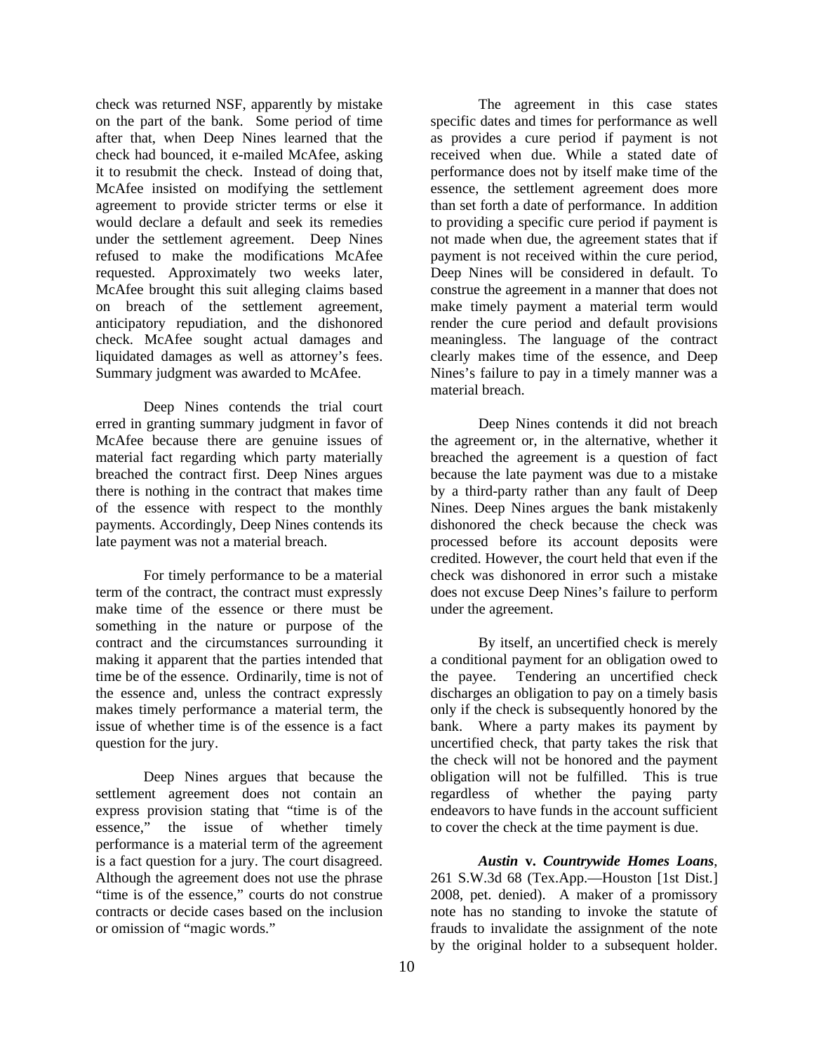check was returned NSF, apparently by mistake on the part of the bank. Some period of time after that, when Deep Nines learned that the check had bounced, it e-mailed McAfee, asking it to resubmit the check. Instead of doing that, McAfee insisted on modifying the settlement agreement to provide stricter terms or else it would declare a default and seek its remedies under the settlement agreement. Deep Nines refused to make the modifications McAfee requested. Approximately two weeks later, McAfee brought this suit alleging claims based on breach of the settlement agreement, anticipatory repudiation, and the dishonored check. McAfee sought actual damages and liquidated damages as well as attorney's fees. Summary judgment was awarded to McAfee.

Deep Nines contends the trial court erred in granting summary judgment in favor of McAfee because there are genuine issues of material fact regarding which party materially breached the contract first. Deep Nines argues there is nothing in the contract that makes time of the essence with respect to the monthly payments. Accordingly, Deep Nines contends its late payment was not a material breach.

For timely performance to be a material term of the contract, the contract must expressly make time of the essence or there must be something in the nature or purpose of the contract and the circumstances surrounding it making it apparent that the parties intended that time be of the essence. Ordinarily, time is not of the essence and, unless the contract expressly makes timely performance a material term, the issue of whether time is of the essence is a fact question for the jury.

Deep Nines argues that because the settlement agreement does not contain an express provision stating that "time is of the essence," the issue of whether timely performance is a material term of the agreement is a fact question for a jury. The court disagreed. Although the agreement does not use the phrase "time is of the essence," courts do not construe contracts or decide cases based on the inclusion or omission of "magic words."

The agreement in this case states specific dates and times for performance as well as provides a cure period if payment is not received when due. While a stated date of performance does not by itself make time of the essence, the settlement agreement does more than set forth a date of performance. In addition to providing a specific cure period if payment is not made when due, the agreement states that if payment is not received within the cure period, Deep Nines will be considered in default. To construe the agreement in a manner that does not make timely payment a material term would render the cure period and default provisions meaningless. The language of the contract clearly makes time of the essence, and Deep Nines's failure to pay in a timely manner was a material breach.

Deep Nines contends it did not breach the agreement or, in the alternative, whether it breached the agreement is a question of fact because the late payment was due to a mistake by a third-party rather than any fault of Deep Nines. Deep Nines argues the bank mistakenly dishonored the check because the check was processed before its account deposits were credited. However, the court held that even if the check was dishonored in error such a mistake does not excuse Deep Nines's failure to perform under the agreement.

By itself, an uncertified check is merely a conditional payment for an obligation owed to the payee. Tendering an uncertified check discharges an obligation to pay on a timely basis only if the check is subsequently honored by the bank. Where a party makes its payment by uncertified check, that party takes the risk that the check will not be honored and the payment obligation will not be fulfilled. This is true regardless of whether the paying party endeavors to have funds in the account sufficient to cover the check at the time payment is due.

***Austin* v. *Countrywide Homes Loans***, 261 S.W.3d 68 (Tex.App.—Houston [1st Dist.] 2008, pet. denied). A maker of a promissory note has no standing to invoke the statute of frauds to invalidate the assignment of the note by the original holder to a subsequent holder.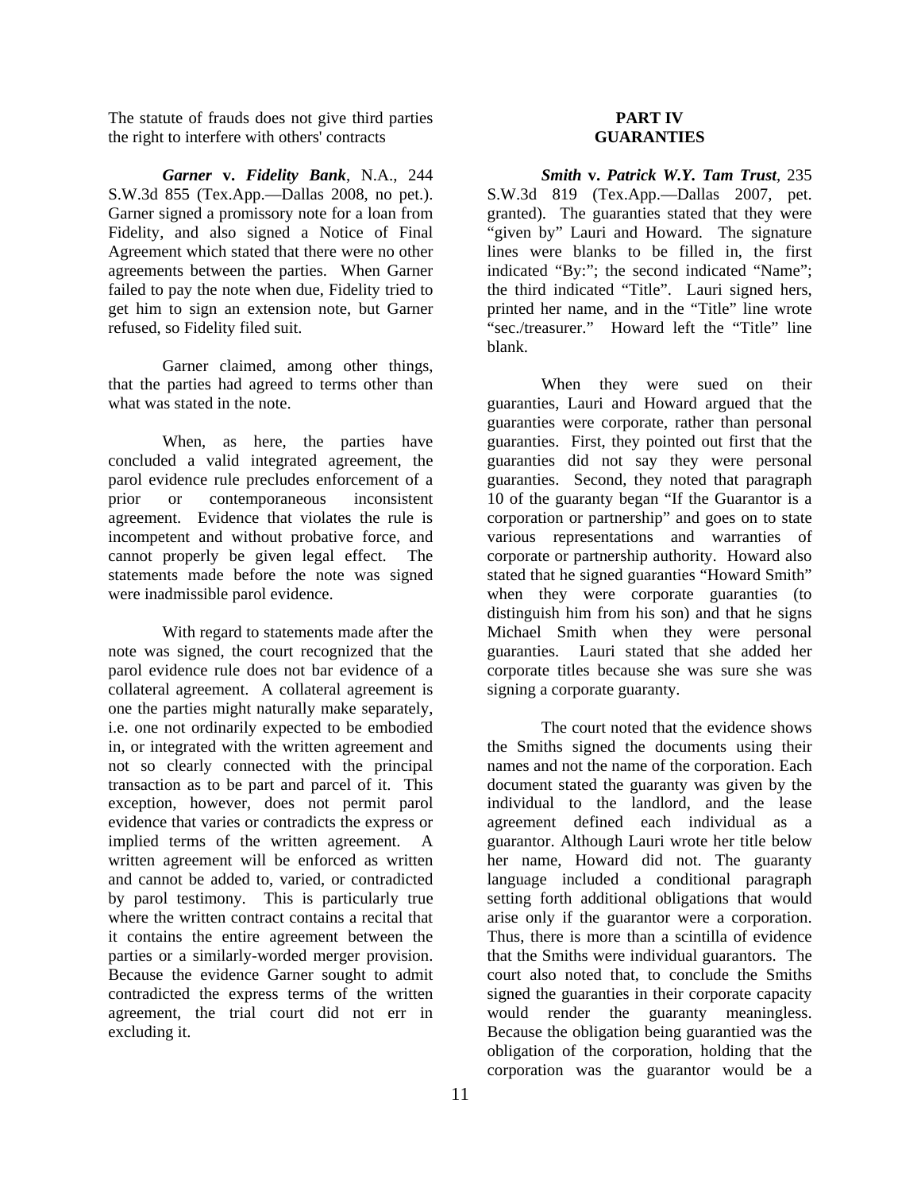The statute of frauds does not give third parties the right to interfere with others' contracts

***Garner* v. *Fidelity Bank***, N.A., 244 S.W.3d 855 (Tex.App.—Dallas 2008, no pet.). Garner signed a promissory note for a loan from Fidelity, and also signed a Notice of Final Agreement which stated that there were no other agreements between the parties. When Garner failed to pay the note when due, Fidelity tried to get him to sign an extension note, but Garner refused, so Fidelity filed suit.

Garner claimed, among other things, that the parties had agreed to terms other than what was stated in the note.

When, as here, the parties have concluded a valid integrated agreement, the parol evidence rule precludes enforcement of a prior or contemporaneous inconsistent agreement. Evidence that violates the rule is incompetent and without probative force, and cannot properly be given legal effect. The statements made before the note was signed were inadmissible parol evidence.

With regard to statements made after the note was signed, the court recognized that the parol evidence rule does not bar evidence of a collateral agreement. A collateral agreement is one the parties might naturally make separately, i.e. one not ordinarily expected to be embodied in, or integrated with the written agreement and not so clearly connected with the principal transaction as to be part and parcel of it. This exception, however, does not permit parol evidence that varies or contradicts the express or implied terms of the written agreement. A written agreement will be enforced as written and cannot be added to, varied, or contradicted by parol testimony. This is particularly true where the written contract contains a recital that it contains the entire agreement between the parties or a similarly-worded merger provision. Because the evidence Garner sought to admit contradicted the express terms of the written agreement, the trial court did not err in excluding it.

## PART IV
## GUARANTIES

***Smith* v. *Patrick W.Y. Tam Trust***, 235 S.W.3d 819 (Tex.App.—Dallas 2007, pet. granted). The guaranties stated that they were "given by" Lauri and Howard. The signature lines were blanks to be filled in, the first indicated "By:"; the second indicated "Name"; the third indicated "Title". Lauri signed hers, printed her name, and in the "Title" line wrote "sec./treasurer." Howard left the "Title" line blank.

When they were sued on their guaranties, Lauri and Howard argued that the guaranties were corporate, rather than personal guaranties. First, they pointed out first that the guaranties did not say they were personal guaranties. Second, they noted that paragraph 10 of the guaranty began "If the Guarantor is a corporation or partnership" and goes on to state various representations and warranties of corporate or partnership authority. Howard also stated that he signed guaranties "Howard Smith" when they were corporate guaranties (to distinguish him from his son) and that he signs Michael Smith when they were personal guaranties. Lauri stated that she added her corporate titles because she was sure she was signing a corporate guaranty.

The court noted that the evidence shows the Smiths signed the documents using their names and not the name of the corporation. Each document stated the guaranty was given by the individual to the landlord, and the lease agreement defined each individual as a guarantor. Although Lauri wrote her title below her name, Howard did not. The guaranty language included a conditional paragraph setting forth additional obligations that would arise only if the guarantor were a corporation. Thus, there is more than a scintilla of evidence that the Smiths were individual guarantors. The court also noted that, to conclude the Smiths signed the guaranties in their corporate capacity would render the guaranty meaningless. Because the obligation being guarantied was the obligation of the corporation, holding that the corporation was the guarantor would be a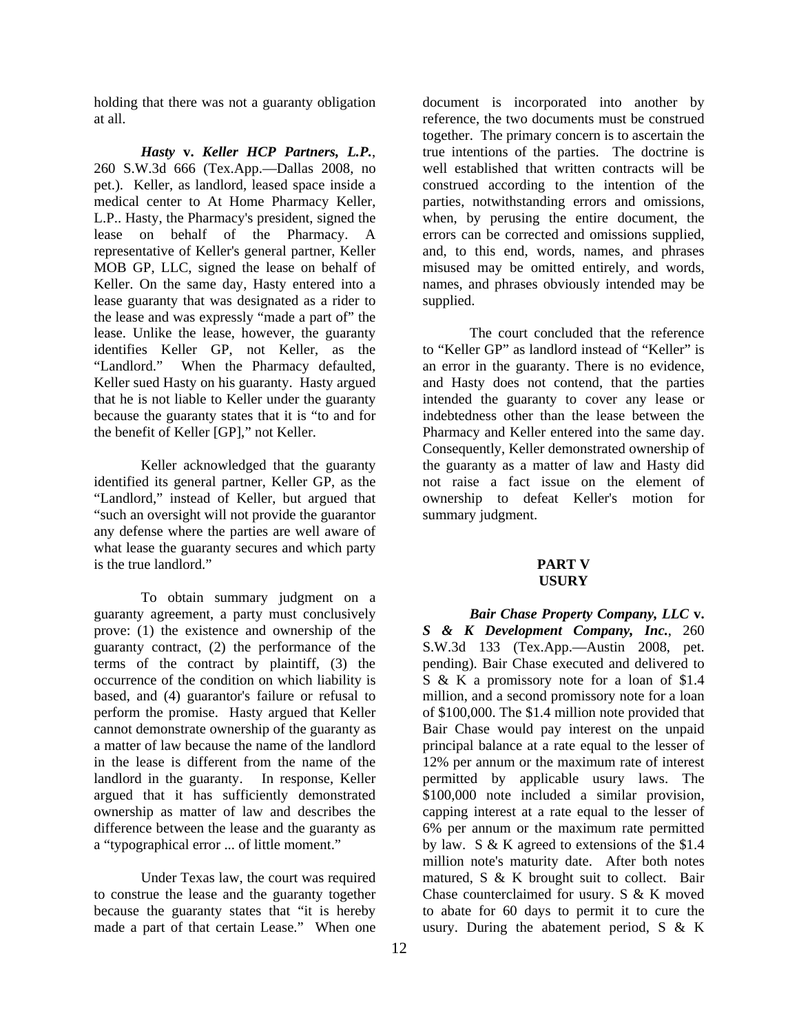holding that there was not a guaranty obligation at all.

***Hasty* v. *Keller HCP Partners, L.P.***, 260 S.W.3d 666 (Tex.App.—Dallas 2008, no pet.). Keller, as landlord, leased space inside a medical center to At Home Pharmacy Keller, L.P.. Hasty, the Pharmacy's president, signed the lease on behalf of the Pharmacy. A representative of Keller's general partner, Keller MOB GP, LLC, signed the lease on behalf of Keller. On the same day, Hasty entered into a lease guaranty that was designated as a rider to the lease and was expressly "made a part of" the lease. Unlike the lease, however, the guaranty identifies Keller GP, not Keller, as the "Landlord." When the Pharmacy defaulted, Keller sued Hasty on his guaranty. Hasty argued that he is not liable to Keller under the guaranty because the guaranty states that it is "to and for the benefit of Keller [GP]," not Keller.

Keller acknowledged that the guaranty identified its general partner, Keller GP, as the "Landlord," instead of Keller, but argued that "such an oversight will not provide the guarantor any defense where the parties are well aware of what lease the guaranty secures and which party is the true landlord."

To obtain summary judgment on a guaranty agreement, a party must conclusively prove: (1) the existence and ownership of the guaranty contract, (2) the performance of the terms of the contract by plaintiff, (3) the occurrence of the condition on which liability is based, and (4) guarantor's failure or refusal to perform the promise. Hasty argued that Keller cannot demonstrate ownership of the guaranty as a matter of law because the name of the landlord in the lease is different from the name of the landlord in the guaranty. In response, Keller argued that it has sufficiently demonstrated ownership as matter of law and describes the difference between the lease and the guaranty as a "typographical error ... of little moment."

Under Texas law, the court was required to construe the lease and the guaranty together because the guaranty states that "it is hereby made a part of that certain Lease." When one document is incorporated into another by reference, the two documents must be construed together. The primary concern is to ascertain the true intentions of the parties. The doctrine is well established that written contracts will be construed according to the intention of the parties, notwithstanding errors and omissions, when, by perusing the entire document, the errors can be corrected and omissions supplied, and, to this end, words, names, and phrases misused may be omitted entirely, and words, names, and phrases obviously intended may be supplied.

The court concluded that the reference to "Keller GP" as landlord instead of "Keller" is an error in the guaranty. There is no evidence, and Hasty does not contend, that the parties intended the guaranty to cover any lease or indebtedness other than the lease between the Pharmacy and Keller entered into the same day. Consequently, Keller demonstrated ownership of the guaranty as a matter of law and Hasty did not raise a fact issue on the element of ownership to defeat Keller's motion for summary judgment.

## PART V
## USURY

***Bair Chase Property Company, LLC* v. *S & K Development Company, Inc.***, 260 S.W.3d 133 (Tex.App.—Austin 2008, pet. pending). Bair Chase executed and delivered to S & K a promissory note for a loan of $1.4 million, and a second promissory note for a loan of $100,000. The $1.4 million note provided that Bair Chase would pay interest on the unpaid principal balance at a rate equal to the lesser of 12% per annum or the maximum rate of interest permitted by applicable usury laws. The $100,000 note included a similar provision, capping interest at a rate equal to the lesser of 6% per annum or the maximum rate permitted by law. S & K agreed to extensions of the $1.4 million note's maturity date. After both notes matured, S & K brought suit to collect. Bair Chase counterclaimed for usury. S & K moved to abate for 60 days to permit it to cure the usury. During the abatement period, S & K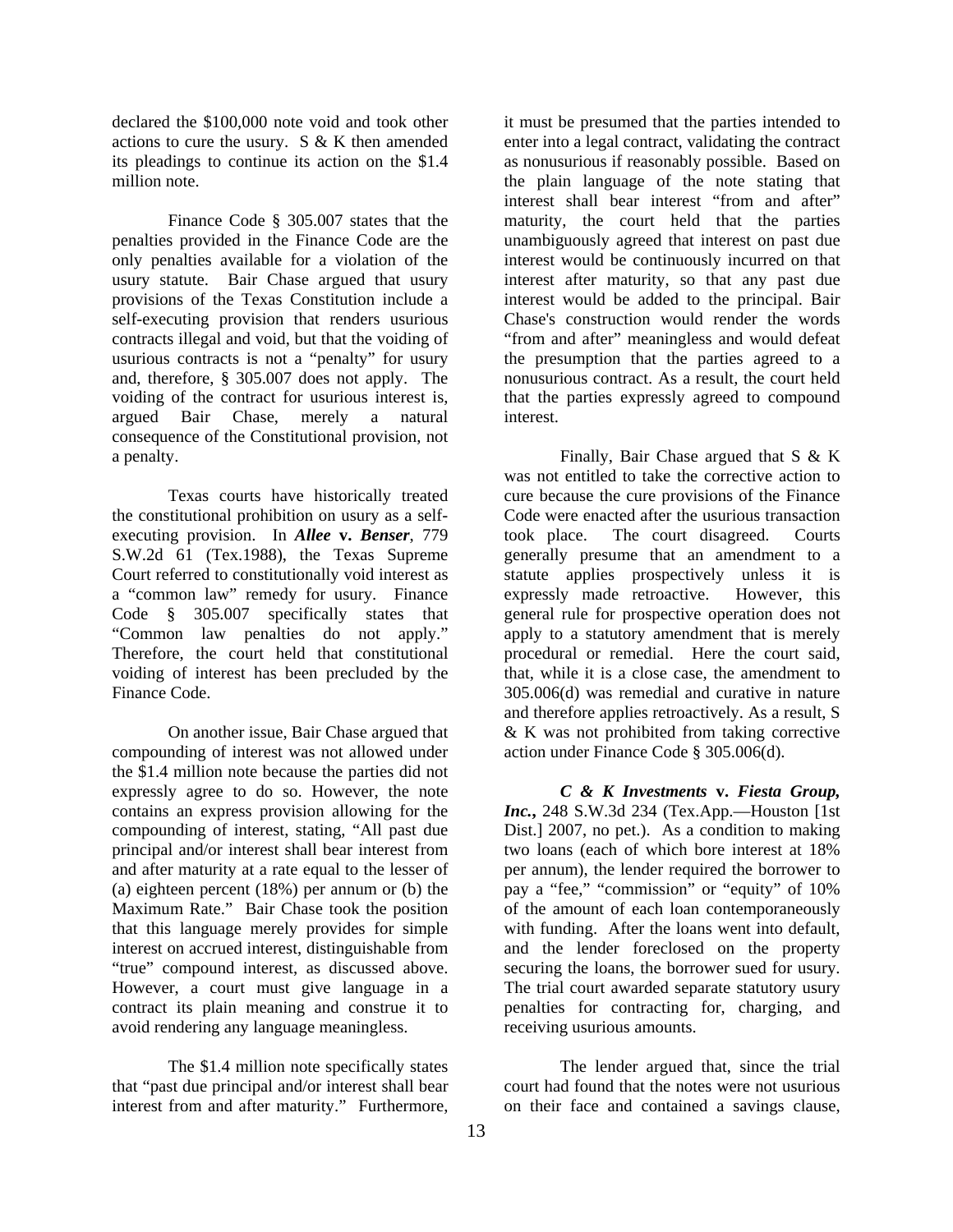declared the $100,000 note void and took other actions to cure the usury. S & K then amended its pleadings to continue its action on the $1.4 million note.

Finance Code § 305.007 states that the penalties provided in the Finance Code are the only penalties available for a violation of the usury statute. Bair Chase argued that usury provisions of the Texas Constitution include a self-executing provision that renders usurious contracts illegal and void, but that the voiding of usurious contracts is not a "penalty" for usury and, therefore, § 305.007 does not apply. The voiding of the contract for usurious interest is, argued Bair Chase, merely a natural consequence of the Constitutional provision, not a penalty.

Texas courts have historically treated the constitutional prohibition on usury as a self-executing provision. In ***Allee* v. *Benser***, 779 S.W.2d 61 (Tex.1988), the Texas Supreme Court referred to constitutionally void interest as a "common law" remedy for usury. Finance Code § 305.007 specifically states that "Common law penalties do not apply." Therefore, the court held that constitutional voiding of interest has been precluded by the Finance Code.

On another issue, Bair Chase argued that compounding of interest was not allowed under the $1.4 million note because the parties did not expressly agree to do so. However, the note contains an express provision allowing for the compounding of interest, stating, "All past due principal and/or interest shall bear interest from and after maturity at a rate equal to the lesser of (a) eighteen percent (18%) per annum or (b) the Maximum Rate." Bair Chase took the position that this language merely provides for simple interest on accrued interest, distinguishable from "true" compound interest, as discussed above. However, a court must give language in a contract its plain meaning and construe it to avoid rendering any language meaningless.

The $1.4 million note specifically states that "past due principal and/or interest shall bear interest from and after maturity." Furthermore, it must be presumed that the parties intended to enter into a legal contract, validating the contract as nonusurious if reasonably possible. Based on the plain language of the note stating that interest shall bear interest "from and after" maturity, the court held that the parties unambiguously agreed that interest on past due interest would be continuously incurred on that interest after maturity, so that any past due interest would be added to the principal. Bair Chase's construction would render the words "from and after" meaningless and would defeat the presumption that the parties agreed to a nonusurious contract. As a result, the court held that the parties expressly agreed to compound interest.

Finally, Bair Chase argued that S & K was not entitled to take the corrective action to cure because the cure provisions of the Finance Code were enacted after the usurious transaction took place. The court disagreed. Courts generally presume that an amendment to a statute applies prospectively unless it is expressly made retroactive. However, this general rule for prospective operation does not apply to a statutory amendment that is merely procedural or remedial. Here the court said, that, while it is a close case, the amendment to 305.006(d) was remedial and curative in nature and therefore applies retroactively. As a result, S & K was not prohibited from taking corrective action under Finance Code § 305.006(d).

***C & K Investments* v. *Fiesta Group, Inc.***, 248 S.W.3d 234 (Tex.App.—Houston [1st Dist.] 2007, no pet.). As a condition to making two loans (each of which bore interest at 18% per annum), the lender required the borrower to pay a "fee," "commission" or "equity" of 10% of the amount of each loan contemporaneously with funding. After the loans went into default, and the lender foreclosed on the property securing the loans, the borrower sued for usury. The trial court awarded separate statutory usury penalties for contracting for, charging, and receiving usurious amounts.

The lender argued that, since the trial court had found that the notes were not usurious on their face and contained a savings clause,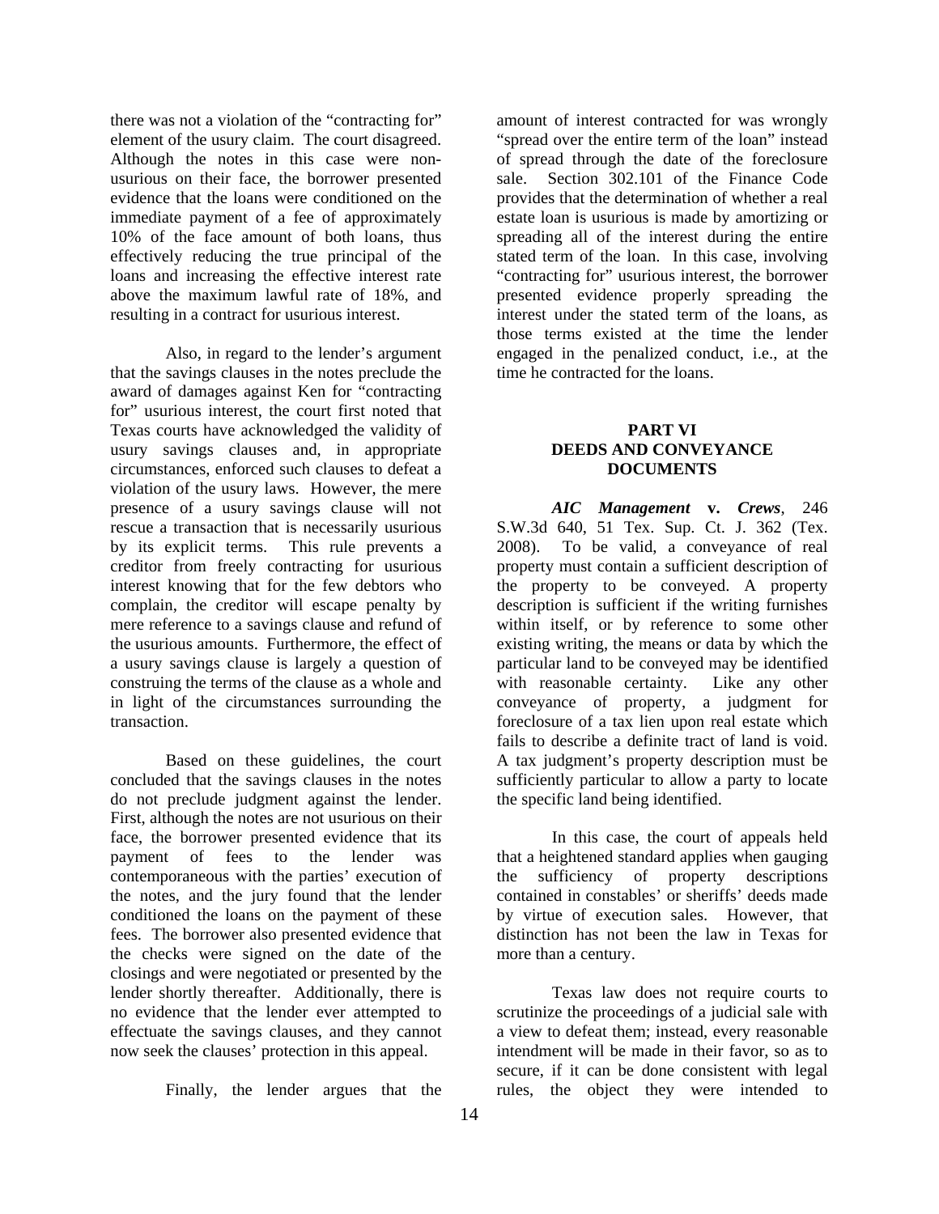there was not a violation of the "contracting for" element of the usury claim. The court disagreed. Although the notes in this case were non-usurious on their face, the borrower presented evidence that the loans were conditioned on the immediate payment of a fee of approximately 10% of the face amount of both loans, thus effectively reducing the true principal of the loans and increasing the effective interest rate above the maximum lawful rate of 18%, and resulting in a contract for usurious interest.

Also, in regard to the lender's argument that the savings clauses in the notes preclude the award of damages against Ken for "contracting for" usurious interest, the court first noted that Texas courts have acknowledged the validity of usury savings clauses and, in appropriate circumstances, enforced such clauses to defeat a violation of the usury laws. However, the mere presence of a usury savings clause will not rescue a transaction that is necessarily usurious by its explicit terms. This rule prevents a creditor from freely contracting for usurious interest knowing that for the few debtors who complain, the creditor will escape penalty by mere reference to a savings clause and refund of the usurious amounts. Furthermore, the effect of a usury savings clause is largely a question of construing the terms of the clause as a whole and in light of the circumstances surrounding the transaction.

Based on these guidelines, the court concluded that the savings clauses in the notes do not preclude judgment against the lender. First, although the notes are not usurious on their face, the borrower presented evidence that its payment of fees to the lender was contemporaneous with the parties' execution of the notes, and the jury found that the lender conditioned the loans on the payment of these fees. The borrower also presented evidence that the checks were signed on the date of the closings and were negotiated or presented by the lender shortly thereafter. Additionally, there is no evidence that the lender ever attempted to effectuate the savings clauses, and they cannot now seek the clauses' protection in this appeal.

Finally, the lender argues that the amount of interest contracted for was wrongly "spread over the entire term of the loan" instead of spread through the date of the foreclosure sale. Section 302.101 of the Finance Code provides that the determination of whether a real estate loan is usurious is made by amortizing or spreading all of the interest during the entire stated term of the loan. In this case, involving "contracting for" usurious interest, the borrower presented evidence properly spreading the interest under the stated term of the loans, as those terms existed at the time the lender engaged in the penalized conduct, i.e., at the time he contracted for the loans.

## PART VI DEEDS AND CONVEYANCE DOCUMENTS

***AIC Management* v. *Crews***, 246 S.W.3d 640, 51 Tex. Sup. Ct. J. 362 (Tex. 2008). To be valid, a conveyance of real property must contain a sufficient description of the property to be conveyed. A property description is sufficient if the writing furnishes within itself, or by reference to some other existing writing, the means or data by which the particular land to be conveyed may be identified with reasonable certainty. Like any other conveyance of property, a judgment for foreclosure of a tax lien upon real estate which fails to describe a definite tract of land is void. A tax judgment's property description must be sufficiently particular to allow a party to locate the specific land being identified.

In this case, the court of appeals held that a heightened standard applies when gauging the sufficiency of property descriptions contained in constables' or sheriffs' deeds made by virtue of execution sales. However, that distinction has not been the law in Texas for more than a century.

Texas law does not require courts to scrutinize the proceedings of a judicial sale with a view to defeat them; instead, every reasonable intendment will be made in their favor, so as to secure, if it can be done consistent with legal rules, the object they were intended to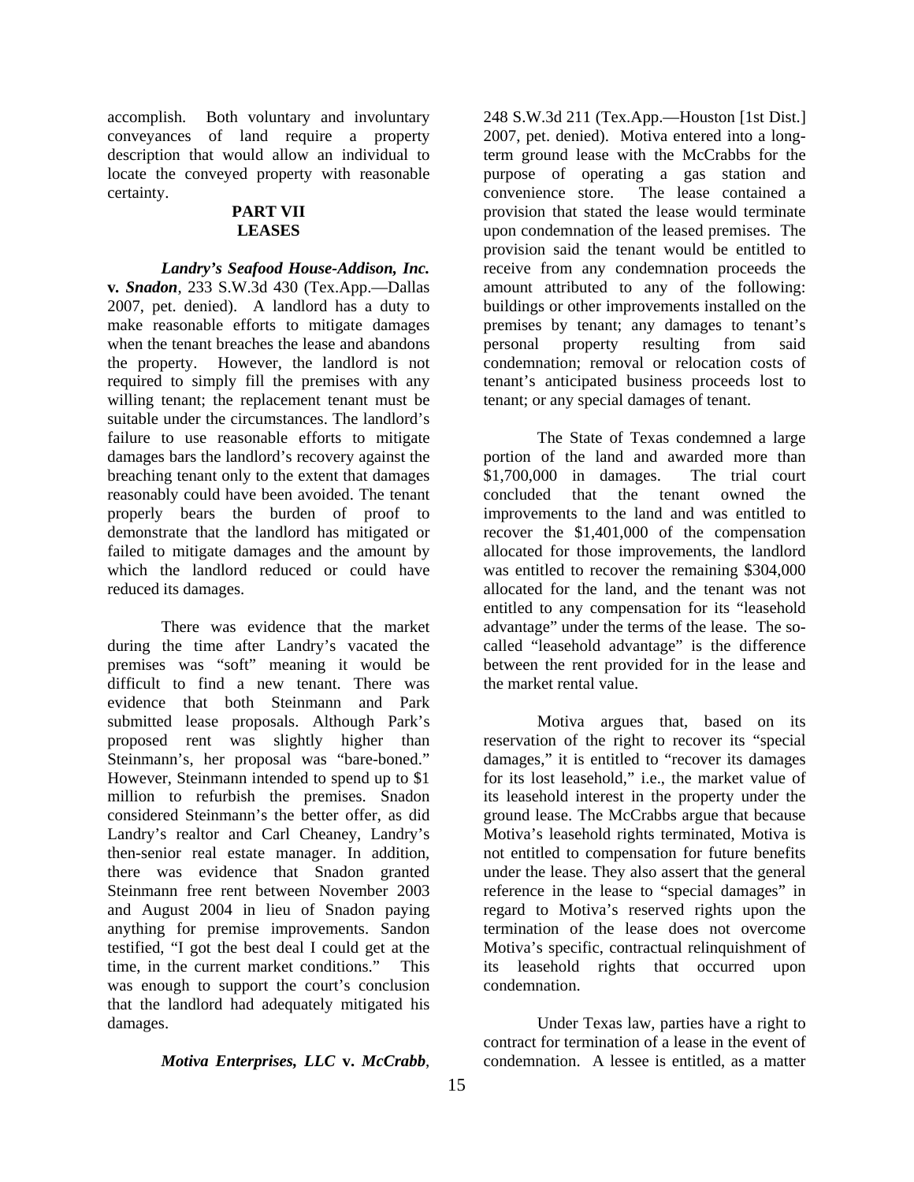accomplish. Both voluntary and involuntary conveyances of land require a property description that would allow an individual to locate the conveyed property with reasonable certainty.

## PART VII
## LEASES

***Landry's Seafood House-Addison, Inc.* v. *Snadon***, 233 S.W.3d 430 (Tex.App.—Dallas 2007, pet. denied). A landlord has a duty to make reasonable efforts to mitigate damages when the tenant breaches the lease and abandons the property. However, the landlord is not required to simply fill the premises with any willing tenant; the replacement tenant must be suitable under the circumstances. The landlord's failure to use reasonable efforts to mitigate damages bars the landlord's recovery against the breaching tenant only to the extent that damages reasonably could have been avoided. The tenant properly bears the burden of proof to demonstrate that the landlord has mitigated or failed to mitigate damages and the amount by which the landlord reduced or could have reduced its damages.

There was evidence that the market during the time after Landry's vacated the premises was "soft" meaning it would be difficult to find a new tenant. There was evidence that both Steinmann and Park submitted lease proposals. Although Park's proposed rent was slightly higher than Steinmann's, her proposal was "bare-boned." However, Steinmann intended to spend up to $1 million to refurbish the premises. Snadon considered Steinmann's the better offer, as did Landry's realtor and Carl Cheaney, Landry's then-senior real estate manager. In addition, there was evidence that Snadon granted Steinmann free rent between November 2003 and August 2004 in lieu of Snadon paying anything for premise improvements. Sandon testified, "I got the best deal I could get at the time, in the current market conditions." This was enough to support the court's conclusion that the landlord had adequately mitigated his damages.

***Motiva Enterprises, LLC* v. *McCrabb***, 248 S.W.3d 211 (Tex.App.—Houston [1st Dist.] 2007, pet. denied). Motiva entered into a long-term ground lease with the McCrabbs for the purpose of operating a gas station and convenience store. The lease contained a provision that stated the lease would terminate upon condemnation of the leased premises. The provision said the tenant would be entitled to receive from any condemnation proceeds the amount attributed to any of the following: buildings or other improvements installed on the premises by tenant; any damages to tenant's personal property resulting from said condemnation; removal or relocation costs of tenant's anticipated business proceeds lost to tenant; or any special damages of tenant.

The State of Texas condemned a large portion of the land and awarded more than $1,700,000 in damages. The trial court concluded that the tenant owned the improvements to the land and was entitled to recover the $1,401,000 of the compensation allocated for those improvements, the landlord was entitled to recover the remaining $304,000 allocated for the land, and the tenant was not entitled to any compensation for its "leasehold advantage" under the terms of the lease. The so-called "leasehold advantage" is the difference between the rent provided for in the lease and the market rental value.

Motiva argues that, based on its reservation of the right to recover its "special damages," it is entitled to "recover its damages for its lost leasehold," i.e., the market value of its leasehold interest in the property under the ground lease. The McCrabbs argue that because Motiva's leasehold rights terminated, Motiva is not entitled to compensation for future benefits under the lease. They also assert that the general reference in the lease to "special damages" in regard to Motiva's reserved rights upon the termination of the lease does not overcome Motiva's specific, contractual relinquishment of its leasehold rights that occurred upon condemnation.

Under Texas law, parties have a right to contract for termination of a lease in the event of condemnation. A lessee is entitled, as a matter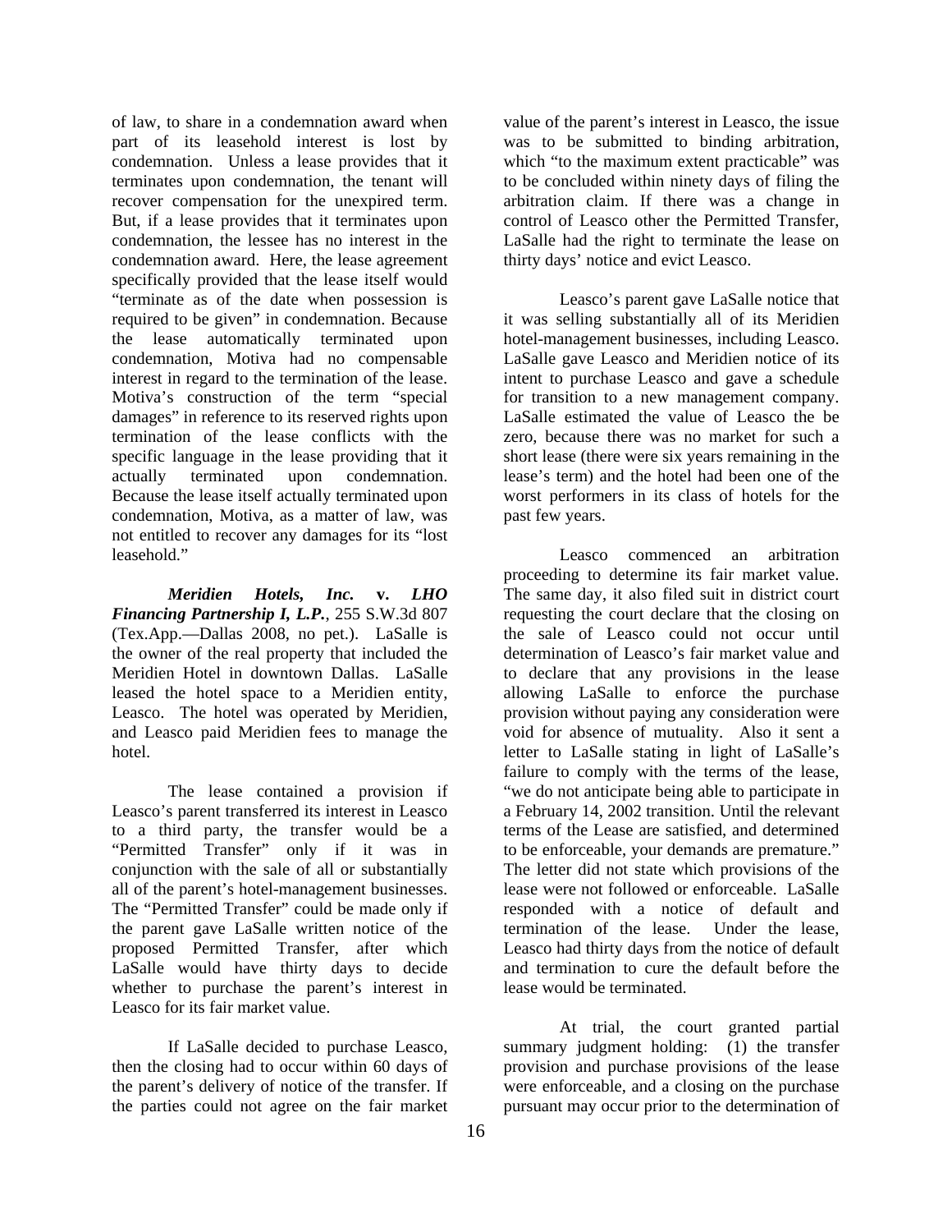of law, to share in a condemnation award when part of its leasehold interest is lost by condemnation. Unless a lease provides that it terminates upon condemnation, the tenant will recover compensation for the unexpired term. But, if a lease provides that it terminates upon condemnation, the lessee has no interest in the condemnation award. Here, the lease agreement specifically provided that the lease itself would "terminate as of the date when possession is required to be given" in condemnation. Because the lease automatically terminated upon condemnation, Motiva had no compensable interest in regard to the termination of the lease. Motiva's construction of the term "special damages" in reference to its reserved rights upon termination of the lease conflicts with the specific language in the lease providing that it actually terminated upon condemnation. Because the lease itself actually terminated upon condemnation, Motiva, as a matter of law, was not entitled to recover any damages for its "lost leasehold."

***Meridien Hotels, Inc.* v. *LHO Financing Partnership I, L.P.***, 255 S.W.3d 807 (Tex.App.—Dallas 2008, no pet.). LaSalle is the owner of the real property that included the Meridien Hotel in downtown Dallas. LaSalle leased the hotel space to a Meridien entity, Leasco. The hotel was operated by Meridien, and Leasco paid Meridien fees to manage the hotel.

The lease contained a provision if Leasco's parent transferred its interest in Leasco to a third party, the transfer would be a "Permitted Transfer" only if it was in conjunction with the sale of all or substantially all of the parent's hotel-management businesses. The "Permitted Transfer" could be made only if the parent gave LaSalle written notice of the proposed Permitted Transfer, after which LaSalle would have thirty days to decide whether to purchase the parent's interest in Leasco for its fair market value.

If LaSalle decided to purchase Leasco, then the closing had to occur within 60 days of the parent's delivery of notice of the transfer. If the parties could not agree on the fair market value of the parent's interest in Leasco, the issue was to be submitted to binding arbitration, which "to the maximum extent practicable" was to be concluded within ninety days of filing the arbitration claim. If there was a change in control of Leasco other the Permitted Transfer, LaSalle had the right to terminate the lease on thirty days' notice and evict Leasco.

Leasco's parent gave LaSalle notice that it was selling substantially all of its Meridien hotel-management businesses, including Leasco. LaSalle gave Leasco and Meridien notice of its intent to purchase Leasco and gave a schedule for transition to a new management company. LaSalle estimated the value of Leasco the be zero, because there was no market for such a short lease (there were six years remaining in the lease's term) and the hotel had been one of the worst performers in its class of hotels for the past few years.

Leasco commenced an arbitration proceeding to determine its fair market value. The same day, it also filed suit in district court requesting the court declare that the closing on the sale of Leasco could not occur until determination of Leasco's fair market value and to declare that any provisions in the lease allowing LaSalle to enforce the purchase provision without paying any consideration were void for absence of mutuality. Also it sent a letter to LaSalle stating in light of LaSalle's failure to comply with the terms of the lease, "we do not anticipate being able to participate in a February 14, 2002 transition. Until the relevant terms of the Lease are satisfied, and determined to be enforceable, your demands are premature." The letter did not state which provisions of the lease were not followed or enforceable. LaSalle responded with a notice of default and termination of the lease. Under the lease, Leasco had thirty days from the notice of default and termination to cure the default before the lease would be terminated.

At trial, the court granted partial summary judgment holding: (1) the transfer provision and purchase provisions of the lease were enforceable, and a closing on the purchase pursuant may occur prior to the determination of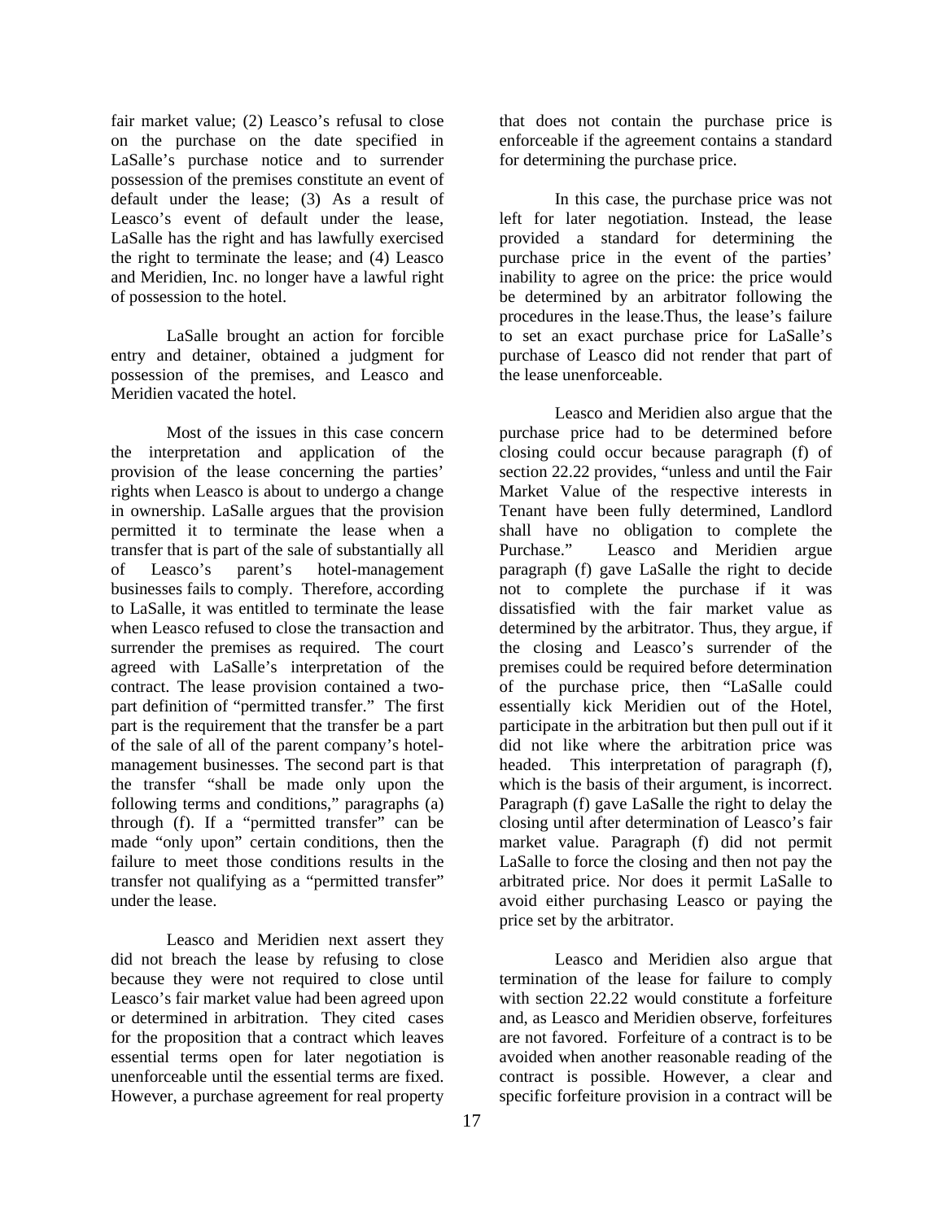fair market value; (2) Leasco's refusal to close on the purchase on the date specified in LaSalle's purchase notice and to surrender possession of the premises constitute an event of default under the lease; (3) As a result of Leasco's event of default under the lease, LaSalle has the right and has lawfully exercised the right to terminate the lease; and (4) Leasco and Meridien, Inc. no longer have a lawful right of possession to the hotel.

LaSalle brought an action for forcible entry and detainer, obtained a judgment for possession of the premises, and Leasco and Meridien vacated the hotel.

Most of the issues in this case concern the interpretation and application of the provision of the lease concerning the parties' rights when Leasco is about to undergo a change in ownership. LaSalle argues that the provision permitted it to terminate the lease when a transfer that is part of the sale of substantially all of Leasco's parent's hotel-management businesses fails to comply. Therefore, according to LaSalle, it was entitled to terminate the lease when Leasco refused to close the transaction and surrender the premises as required. The court agreed with LaSalle's interpretation of the contract. The lease provision contained a two-part definition of "permitted transfer." The first part is the requirement that the transfer be a part of the sale of all of the parent company's hotel-management businesses. The second part is that the transfer "shall be made only upon the following terms and conditions," paragraphs (a) through (f). If a "permitted transfer" can be made "only upon" certain conditions, then the failure to meet those conditions results in the transfer not qualifying as a "permitted transfer" under the lease.

Leasco and Meridien next assert they did not breach the lease by refusing to close because they were not required to close until Leasco's fair market value had been agreed upon or determined in arbitration. They cited cases for the proposition that a contract which leaves essential terms open for later negotiation is unenforceable until the essential terms are fixed. However, a purchase agreement for real property that does not contain the purchase price is enforceable if the agreement contains a standard for determining the purchase price.

In this case, the purchase price was not left for later negotiation. Instead, the lease provided a standard for determining the purchase price in the event of the parties' inability to agree on the price: the price would be determined by an arbitrator following the procedures in the lease.Thus, the lease's failure to set an exact purchase price for LaSalle's purchase of Leasco did not render that part of the lease unenforceable.

Leasco and Meridien also argue that the purchase price had to be determined before closing could occur because paragraph (f) of section 22.22 provides, "unless and until the Fair Market Value of the respective interests in Tenant have been fully determined, Landlord shall have no obligation to complete the Purchase." Leasco and Meridien argue paragraph (f) gave LaSalle the right to decide not to complete the purchase if it was dissatisfied with the fair market value as determined by the arbitrator. Thus, they argue, if the closing and Leasco's surrender of the premises could be required before determination of the purchase price, then "LaSalle could essentially kick Meridien out of the Hotel, participate in the arbitration but then pull out if it did not like where the arbitration price was headed. This interpretation of paragraph (f), which is the basis of their argument, is incorrect. Paragraph (f) gave LaSalle the right to delay the closing until after determination of Leasco's fair market value. Paragraph (f) did not permit LaSalle to force the closing and then not pay the arbitrated price. Nor does it permit LaSalle to avoid either purchasing Leasco or paying the price set by the arbitrator.

Leasco and Meridien also argue that termination of the lease for failure to comply with section 22.22 would constitute a forfeiture and, as Leasco and Meridien observe, forfeitures are not favored. Forfeiture of a contract is to be avoided when another reasonable reading of the contract is possible. However, a clear and specific forfeiture provision in a contract will be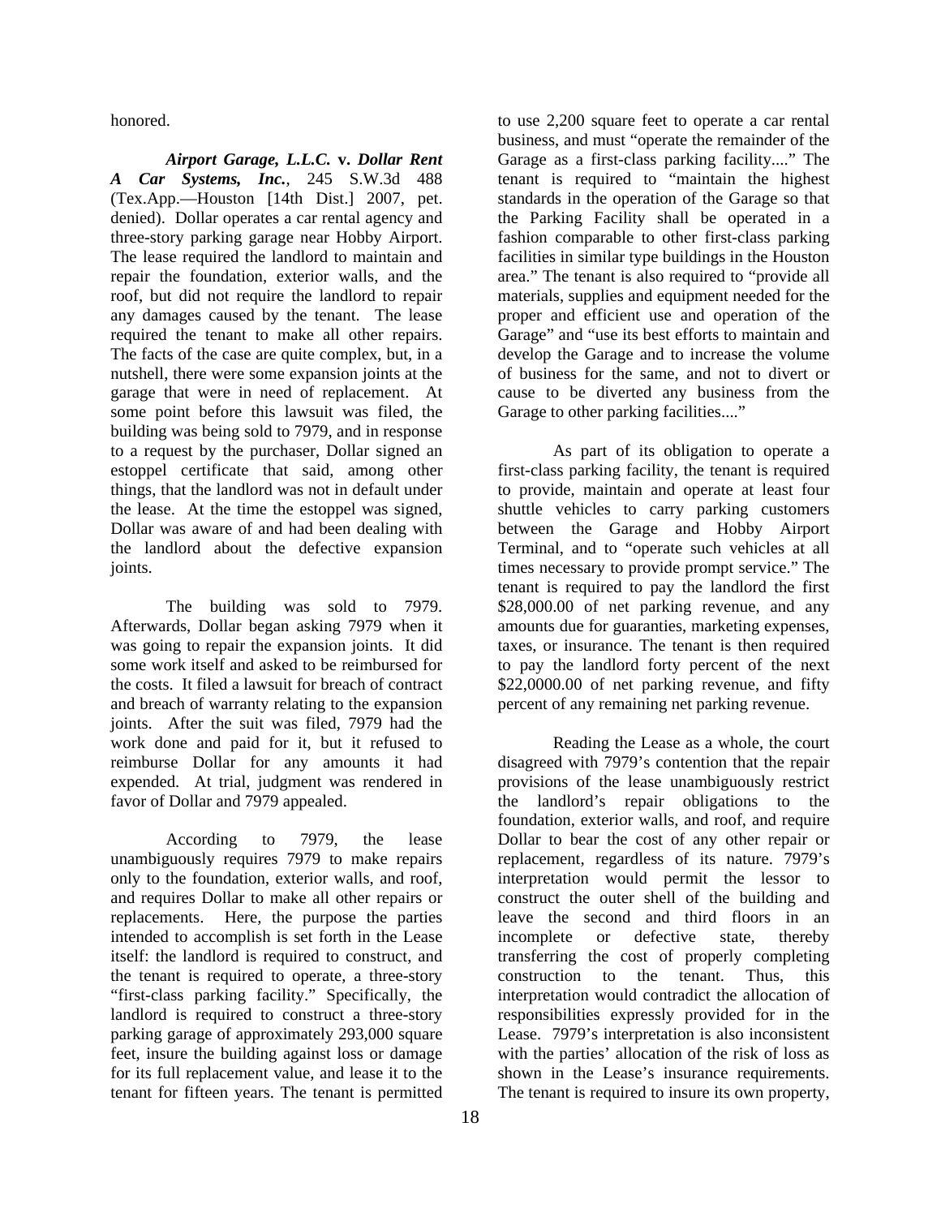honored.

***Airport Garage, L.L.C.* v. *Dollar Rent A Car Systems, Inc.***, 245 S.W.3d 488 (Tex.App.—Houston [14th Dist.] 2007, pet. denied). Dollar operates a car rental agency and three-story parking garage near Hobby Airport. The lease required the landlord to maintain and repair the foundation, exterior walls, and the roof, but did not require the landlord to repair any damages caused by the tenant. The lease required the tenant to make all other repairs. The facts of the case are quite complex, but, in a nutshell, there were some expansion joints at the garage that were in need of replacement. At some point before this lawsuit was filed, the building was being sold to 7979, and in response to a request by the purchaser, Dollar signed an estoppel certificate that said, among other things, that the landlord was not in default under the lease. At the time the estoppel was signed, Dollar was aware of and had been dealing with the landlord about the defective expansion joints.

The building was sold to 7979. Afterwards, Dollar began asking 7979 when it was going to repair the expansion joints. It did some work itself and asked to be reimbursed for the costs. It filed a lawsuit for breach of contract and breach of warranty relating to the expansion joints. After the suit was filed, 7979 had the work done and paid for it, but it refused to reimburse Dollar for any amounts it had expended. At trial, judgment was rendered in favor of Dollar and 7979 appealed.

According to 7979, the lease unambiguously requires 7979 to make repairs only to the foundation, exterior walls, and roof, and requires Dollar to make all other repairs or replacements. Here, the purpose the parties intended to accomplish is set forth in the Lease itself: the landlord is required to construct, and the tenant is required to operate, a three-story "first-class parking facility." Specifically, the landlord is required to construct a three-story parking garage of approximately 293,000 square feet, insure the building against loss or damage for its full replacement value, and lease it to the tenant for fifteen years. The tenant is permitted to use 2,200 square feet to operate a car rental business, and must "operate the remainder of the Garage as a first-class parking facility...." The tenant is required to "maintain the highest standards in the operation of the Garage so that the Parking Facility shall be operated in a fashion comparable to other first-class parking facilities in similar type buildings in the Houston area." The tenant is also required to "provide all materials, supplies and equipment needed for the proper and efficient use and operation of the Garage" and "use its best efforts to maintain and develop the Garage and to increase the volume of business for the same, and not to divert or cause to be diverted any business from the Garage to other parking facilities...."

As part of its obligation to operate a first-class parking facility, the tenant is required to provide, maintain and operate at least four shuttle vehicles to carry parking customers between the Garage and Hobby Airport Terminal, and to "operate such vehicles at all times necessary to provide prompt service." The tenant is required to pay the landlord the first $28,000.00 of net parking revenue, and any amounts due for guaranties, marketing expenses, taxes, or insurance. The tenant is then required to pay the landlord forty percent of the next $22,0000.00 of net parking revenue, and fifty percent of any remaining net parking revenue.

Reading the Lease as a whole, the court disagreed with 7979's contention that the repair provisions of the lease unambiguously restrict the landlord's repair obligations to the foundation, exterior walls, and roof, and require Dollar to bear the cost of any other repair or replacement, regardless of its nature. 7979's interpretation would permit the lessor to construct the outer shell of the building and leave the second and third floors in an incomplete or defective state, thereby transferring the cost of properly completing construction to the tenant. Thus, this interpretation would contradict the allocation of responsibilities expressly provided for in the Lease. 7979's interpretation is also inconsistent with the parties' allocation of the risk of loss as shown in the Lease's insurance requirements. The tenant is required to insure its own property,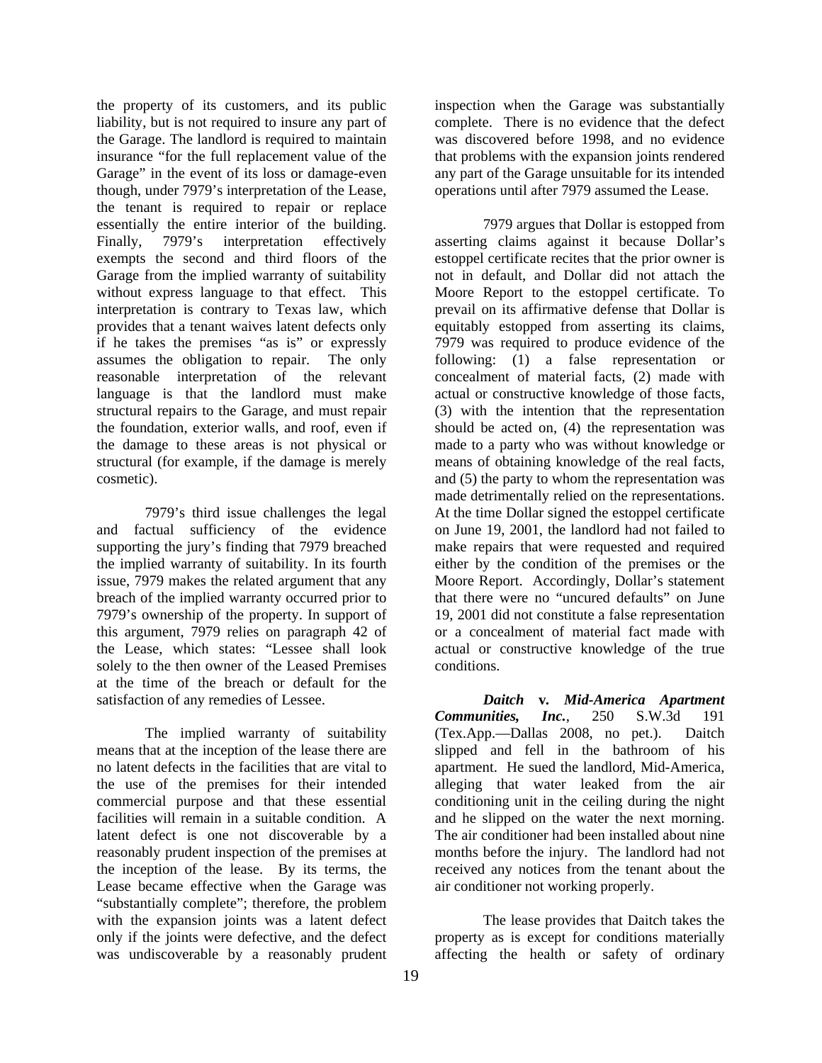the property of its customers, and its public liability, but is not required to insure any part of the Garage. The landlord is required to maintain insurance "for the full replacement value of the Garage" in the event of its loss or damage-even though, under 7979's interpretation of the Lease, the tenant is required to repair or replace essentially the entire interior of the building. Finally, 7979's interpretation effectively exempts the second and third floors of the Garage from the implied warranty of suitability without express language to that effect. This interpretation is contrary to Texas law, which provides that a tenant waives latent defects only if he takes the premises "as is" or expressly assumes the obligation to repair. The only reasonable interpretation of the relevant language is that the landlord must make structural repairs to the Garage, and must repair the foundation, exterior walls, and roof, even if the damage to these areas is not physical or structural (for example, if the damage is merely cosmetic).

7979's third issue challenges the legal and factual sufficiency of the evidence supporting the jury's finding that 7979 breached the implied warranty of suitability. In its fourth issue, 7979 makes the related argument that any breach of the implied warranty occurred prior to 7979's ownership of the property. In support of this argument, 7979 relies on paragraph 42 of the Lease, which states: "Lessee shall look solely to the then owner of the Leased Premises at the time of the breach or default for the satisfaction of any remedies of Lessee.

The implied warranty of suitability means that at the inception of the lease there are no latent defects in the facilities that are vital to the use of the premises for their intended commercial purpose and that these essential facilities will remain in a suitable condition. A latent defect is one not discoverable by a reasonably prudent inspection of the premises at the inception of the lease. By its terms, the Lease became effective when the Garage was "substantially complete"; therefore, the problem with the expansion joints was a latent defect only if the joints were defective, and the defect was undiscoverable by a reasonably prudent inspection when the Garage was substantially complete. There is no evidence that the defect was discovered before 1998, and no evidence that problems with the expansion joints rendered any part of the Garage unsuitable for its intended operations until after 7979 assumed the Lease.

7979 argues that Dollar is estopped from asserting claims against it because Dollar's estoppel certificate recites that the prior owner is not in default, and Dollar did not attach the Moore Report to the estoppel certificate. To prevail on its affirmative defense that Dollar is equitably estopped from asserting its claims, 7979 was required to produce evidence of the following: (1) a false representation or concealment of material facts, (2) made with actual or constructive knowledge of those facts, (3) with the intention that the representation should be acted on, (4) the representation was made to a party who was without knowledge or means of obtaining knowledge of the real facts, and (5) the party to whom the representation was made detrimentally relied on the representations. At the time Dollar signed the estoppel certificate on June 19, 2001, the landlord had not failed to make repairs that were requested and required either by the condition of the premises or the Moore Report. Accordingly, Dollar's statement that there were no "uncured defaults" on June 19, 2001 did not constitute a false representation or a concealment of material fact made with actual or constructive knowledge of the true conditions.

***Daitch* v. *Mid-America Apartment Communities, Inc.***, 250 S.W.3d 191 (Tex.App.—Dallas 2008, no pet.). Daitch slipped and fell in the bathroom of his apartment. He sued the landlord, Mid-America, alleging that water leaked from the air conditioning unit in the ceiling during the night and he slipped on the water the next morning. The air conditioner had been installed about nine months before the injury. The landlord had not received any notices from the tenant about the air conditioner not working properly.

The lease provides that Daitch takes the property as is except for conditions materially affecting the health or safety of ordinary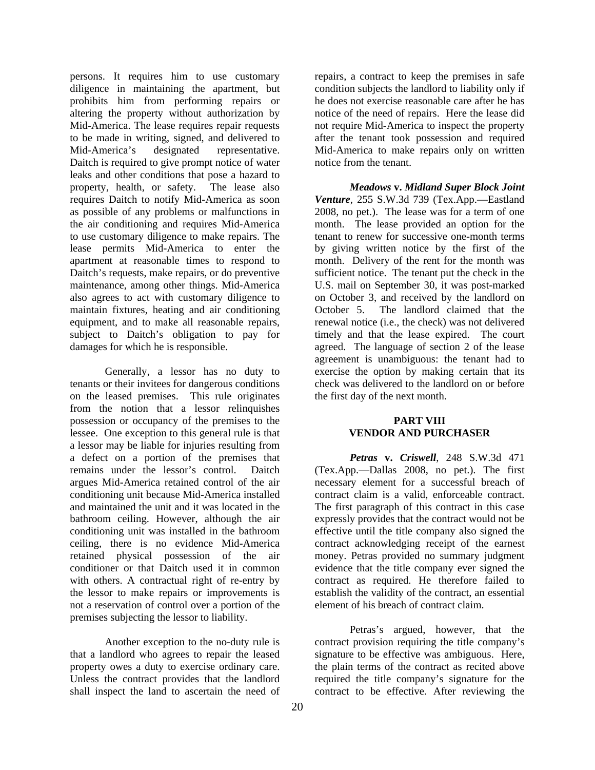persons. It requires him to use customary diligence in maintaining the apartment, but prohibits him from performing repairs or altering the property without authorization by Mid-America. The lease requires repair requests to be made in writing, signed, and delivered to Mid-America's designated representative. Daitch is required to give prompt notice of water leaks and other conditions that pose a hazard to property, health, or safety. The lease also requires Daitch to notify Mid-America as soon as possible of any problems or malfunctions in the air conditioning and requires Mid-America to use customary diligence to make repairs. The lease permits Mid-America to enter the apartment at reasonable times to respond to Daitch's requests, make repairs, or do preventive maintenance, among other things. Mid-America also agrees to act with customary diligence to maintain fixtures, heating and air conditioning equipment, and to make all reasonable repairs, subject to Daitch's obligation to pay for damages for which he is responsible.

Generally, a lessor has no duty to tenants or their invitees for dangerous conditions on the leased premises. This rule originates from the notion that a lessor relinquishes possession or occupancy of the premises to the lessee. One exception to this general rule is that a lessor may be liable for injuries resulting from a defect on a portion of the premises that remains under the lessor's control. Daitch argues Mid-America retained control of the air conditioning unit because Mid-America installed and maintained the unit and it was located in the bathroom ceiling. However, although the air conditioning unit was installed in the bathroom ceiling, there is no evidence Mid-America retained physical possession of the air conditioner or that Daitch used it in common with others. A contractual right of re-entry by the lessor to make repairs or improvements is not a reservation of control over a portion of the premises subjecting the lessor to liability.

Another exception to the no-duty rule is that a landlord who agrees to repair the leased property owes a duty to exercise ordinary care. Unless the contract provides that the landlord shall inspect the land to ascertain the need of repairs, a contract to keep the premises in safe condition subjects the landlord to liability only if he does not exercise reasonable care after he has notice of the need of repairs. Here the lease did not require Mid-America to inspect the property after the tenant took possession and required Mid-America to make repairs only on written notice from the tenant.

***Meadows* v. *Midland Super Block Joint Venture***, 255 S.W.3d 739 (Tex.App.—Eastland 2008, no pet.). The lease was for a term of one month. The lease provided an option for the tenant to renew for successive one-month terms by giving written notice by the first of the month. Delivery of the rent for the month was sufficient notice. The tenant put the check in the U.S. mail on September 30, it was post-marked on October 3, and received by the landlord on October 5. The landlord claimed that the renewal notice (i.e., the check) was not delivered timely and that the lease expired. The court agreed. The language of section 2 of the lease agreement is unambiguous: the tenant had to exercise the option by making certain that its check was delivered to the landlord on or before the first day of the next month.

## PART VIII
## VENDOR AND PURCHASER

***Petras* v. *Criswell***, 248 S.W.3d 471 (Tex.App.—Dallas 2008, no pet.). The first necessary element for a successful breach of contract claim is a valid, enforceable contract. The first paragraph of this contract in this case expressly provides that the contract would not be effective until the title company also signed the contract acknowledging receipt of the earnest money. Petras provided no summary judgment evidence that the title company ever signed the contract as required. He therefore failed to establish the validity of the contract, an essential element of his breach of contract claim.

Petras's argued, however, that the contract provision requiring the title company's signature to be effective was ambiguous. Here, the plain terms of the contract as recited above required the title company's signature for the contract to be effective. After reviewing the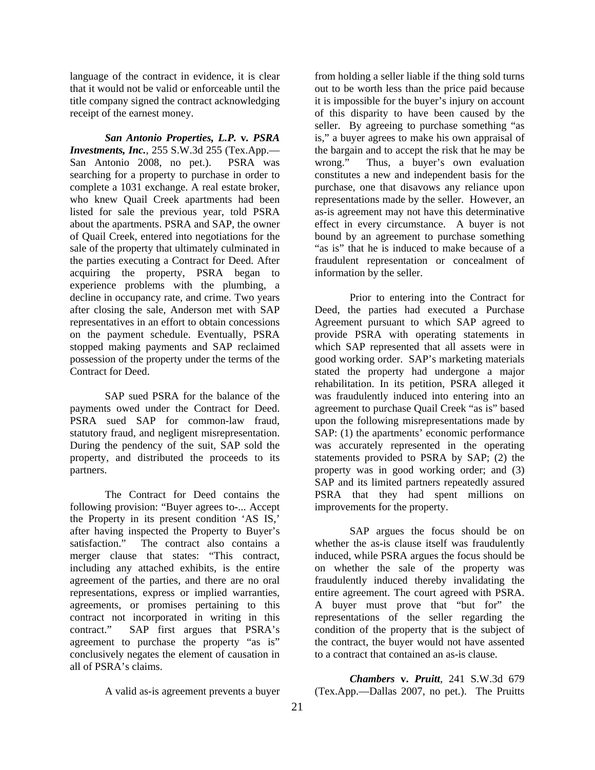language of the contract in evidence, it is clear that it would not be valid or enforceable until the title company signed the contract acknowledging receipt of the earnest money.

***San Antonio Properties, L.P. v. PSRA Investments, Inc.***, 255 S.W.3d 255 (Tex.App.—San Antonio 2008, no pet.). PSRA was searching for a property to purchase in order to complete a 1031 exchange. A real estate broker, who knew Quail Creek apartments had been listed for sale the previous year, told PSRA about the apartments. PSRA and SAP, the owner of Quail Creek, entered into negotiations for the sale of the property that ultimately culminated in the parties executing a Contract for Deed. After acquiring the property, PSRA began to experience problems with the plumbing, a decline in occupancy rate, and crime. Two years after closing the sale, Anderson met with SAP representatives in an effort to obtain concessions on the payment schedule. Eventually, PSRA stopped making payments and SAP reclaimed possession of the property under the terms of the Contract for Deed.

SAP sued PSRA for the balance of the payments owed under the Contract for Deed. PSRA sued SAP for common-law fraud, statutory fraud, and negligent misrepresentation. During the pendency of the suit, SAP sold the property, and distributed the proceeds to its partners.

The Contract for Deed contains the following provision: "Buyer agrees to-... Accept the Property in its present condition 'AS IS,' after having inspected the Property to Buyer's satisfaction." The contract also contains a merger clause that states: "This contract, including any attached exhibits, is the entire agreement of the parties, and there are no oral representations, express or implied warranties, agreements, or promises pertaining to this contract not incorporated in writing in this contract." SAP first argues that PSRA's agreement to purchase the property "as is" conclusively negates the element of causation in all of PSRA's claims.

A valid as-is agreement prevents a buyer from holding a seller liable if the thing sold turns out to be worth less than the price paid because it is impossible for the buyer's injury on account of this disparity to have been caused by the seller. By agreeing to purchase something "as is," a buyer agrees to make his own appraisal of the bargain and to accept the risk that he may be wrong." Thus, a buyer's own evaluation constitutes a new and independent basis for the purchase, one that disavows any reliance upon representations made by the seller. However, an as-is agreement may not have this determinative effect in every circumstance. A buyer is not bound by an agreement to purchase something "as is" that he is induced to make because of a fraudulent representation or concealment of information by the seller.

Prior to entering into the Contract for Deed, the parties had executed a Purchase Agreement pursuant to which SAP agreed to provide PSRA with operating statements in which SAP represented that all assets were in good working order. SAP's marketing materials stated the property had undergone a major rehabilitation. In its petition, PSRA alleged it was fraudulently induced into entering into an agreement to purchase Quail Creek "as is" based upon the following misrepresentations made by SAP: (1) the apartments' economic performance was accurately represented in the operating statements provided to PSRA by SAP; (2) the property was in good working order; and (3) SAP and its limited partners repeatedly assured PSRA that they had spent millions on improvements for the property.

SAP argues the focus should be on whether the as-is clause itself was fraudulently induced, while PSRA argues the focus should be on whether the sale of the property was fraudulently induced thereby invalidating the entire agreement. The court agreed with PSRA. A buyer must prove that "but for" the representations of the seller regarding the condition of the property that is the subject of the contract, the buyer would not have assented to a contract that contained an as-is clause.

***Chambers v. Pruitt***, 241 S.W.3d 679 (Tex.App.—Dallas 2007, no pet.). The Pruitts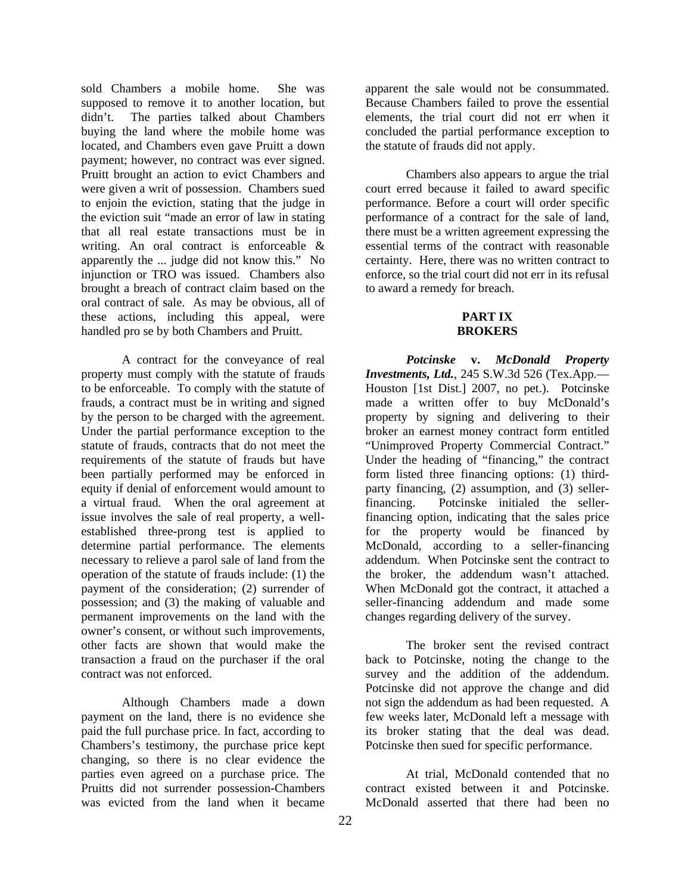sold Chambers a mobile home. She was supposed to remove it to another location, but didn't. The parties talked about Chambers buying the land where the mobile home was located, and Chambers even gave Pruitt a down payment; however, no contract was ever signed. Pruitt brought an action to evict Chambers and were given a writ of possession. Chambers sued to enjoin the eviction, stating that the judge in the eviction suit "made an error of law in stating that all real estate transactions must be in writing. An oral contract is enforceable & apparently the ... judge did not know this." No injunction or TRO was issued. Chambers also brought a breach of contract claim based on the oral contract of sale. As may be obvious, all of these actions, including this appeal, were handled pro se by both Chambers and Pruitt.

A contract for the conveyance of real property must comply with the statute of frauds to be enforceable. To comply with the statute of frauds, a contract must be in writing and signed by the person to be charged with the agreement. Under the partial performance exception to the statute of frauds, contracts that do not meet the requirements of the statute of frauds but have been partially performed may be enforced in equity if denial of enforcement would amount to a virtual fraud. When the oral agreement at issue involves the sale of real property, a well-established three-prong test is applied to determine partial performance. The elements necessary to relieve a parol sale of land from the operation of the statute of frauds include: (1) the payment of the consideration; (2) surrender of possession; and (3) the making of valuable and permanent improvements on the land with the owner's consent, or without such improvements, other facts are shown that would make the transaction a fraud on the purchaser if the oral contract was not enforced.

Although Chambers made a down payment on the land, there is no evidence she paid the full purchase price. In fact, according to Chambers's testimony, the purchase price kept changing, so there is no clear evidence the parties even agreed on a purchase price. The Pruitts did not surrender possession-Chambers was evicted from the land when it became apparent the sale would not be consummated. Because Chambers failed to prove the essential elements, the trial court did not err when it concluded the partial performance exception to the statute of frauds did not apply.

Chambers also appears to argue the trial court erred because it failed to award specific performance. Before a court will order specific performance of a contract for the sale of land, there must be a written agreement expressing the essential terms of the contract with reasonable certainty. Here, there was no written contract to enforce, so the trial court did not err in its refusal to award a remedy for breach.

## PART IX
## BROKERS

***Potcinske* v. *McDonald Property Investments, Ltd.***, 245 S.W.3d 526 (Tex.App.—Houston [1st Dist.] 2007, no pet.). Potcinske made a written offer to buy McDonald's property by signing and delivering to their broker an earnest money contract form entitled "Unimproved Property Commercial Contract." Under the heading of "financing," the contract form listed three financing options: (1) third-party financing, (2) assumption, and (3) seller-financing. Potcinske initialed the seller-financing option, indicating that the sales price for the property would be financed by McDonald, according to a seller-financing addendum. When Potcinske sent the contract to the broker, the addendum wasn't attached. When McDonald got the contract, it attached a seller-financing addendum and made some changes regarding delivery of the survey.

The broker sent the revised contract back to Potcinske, noting the change to the survey and the addition of the addendum. Potcinske did not approve the change and did not sign the addendum as had been requested. A few weeks later, McDonald left a message with its broker stating that the deal was dead. Potcinske then sued for specific performance.

At trial, McDonald contended that no contract existed between it and Potcinske. McDonald asserted that there had been no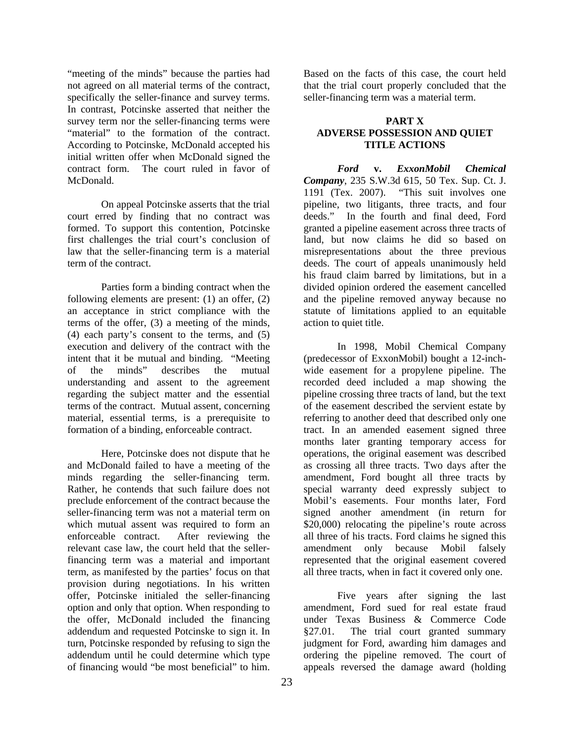"meeting of the minds" because the parties had not agreed on all material terms of the contract, specifically the seller-finance and survey terms. In contrast, Potcinske asserted that neither the survey term nor the seller-financing terms were "material" to the formation of the contract. According to Potcinske, McDonald accepted his initial written offer when McDonald signed the contract form. The court ruled in favor of McDonald.

On appeal Potcinske asserts that the trial court erred by finding that no contract was formed. To support this contention, Potcinske first challenges the trial court's conclusion of law that the seller-financing term is a material term of the contract.

Parties form a binding contract when the following elements are present: (1) an offer, (2) an acceptance in strict compliance with the terms of the offer, (3) a meeting of the minds, (4) each party's consent to the terms, and (5) execution and delivery of the contract with the intent that it be mutual and binding. "Meeting of the minds" describes the mutual understanding and assent to the agreement regarding the subject matter and the essential terms of the contract. Mutual assent, concerning material, essential terms, is a prerequisite to formation of a binding, enforceable contract.

Here, Potcinske does not dispute that he and McDonald failed to have a meeting of the minds regarding the seller-financing term. Rather, he contends that such failure does not preclude enforcement of the contract because the seller-financing term was not a material term on which mutual assent was required to form an enforceable contract. After reviewing the relevant case law, the court held that the seller-financing term was a material and important term, as manifested by the parties' focus on that provision during negotiations. In his written offer, Potcinske initialed the seller-financing option and only that option. When responding to the offer, McDonald included the financing addendum and requested Potcinske to sign it. In turn, Potcinske responded by refusing to sign the addendum until he could determine which type of financing would "be most beneficial" to him. Based on the facts of this case, the court held that the trial court properly concluded that the seller-financing term was a material term.

## PART X
## ADVERSE POSSESSION AND QUIET TITLE ACTIONS

***Ford* v. *ExxonMobil Chemical Company***, 235 S.W.3d 615, 50 Tex. Sup. Ct. J. 1191 (Tex. 2007). "This suit involves one pipeline, two litigants, three tracts, and four deeds." In the fourth and final deed, Ford granted a pipeline easement across three tracts of land, but now claims he did so based on misrepresentations about the three previous deeds. The court of appeals unanimously held his fraud claim barred by limitations, but in a divided opinion ordered the easement cancelled and the pipeline removed anyway because no statute of limitations applied to an equitable action to quiet title.

In 1998, Mobil Chemical Company (predecessor of ExxonMobil) bought a 12-inch-wide easement for a propylene pipeline. The recorded deed included a map showing the pipeline crossing three tracts of land, but the text of the easement described the servient estate by referring to another deed that described only one tract. In an amended easement signed three months later granting temporary access for operations, the original easement was described as crossing all three tracts. Two days after the amendment, Ford bought all three tracts by special warranty deed expressly subject to Mobil's easements. Four months later, Ford signed another amendment (in return for $20,000) relocating the pipeline's route across all three of his tracts. Ford claims he signed this amendment only because Mobil falsely represented that the original easement covered all three tracts, when in fact it covered only one.

Five years after signing the last amendment, Ford sued for real estate fraud under Texas Business & Commerce Code §27.01. The trial court granted summary judgment for Ford, awarding him damages and ordering the pipeline removed. The court of appeals reversed the damage award (holding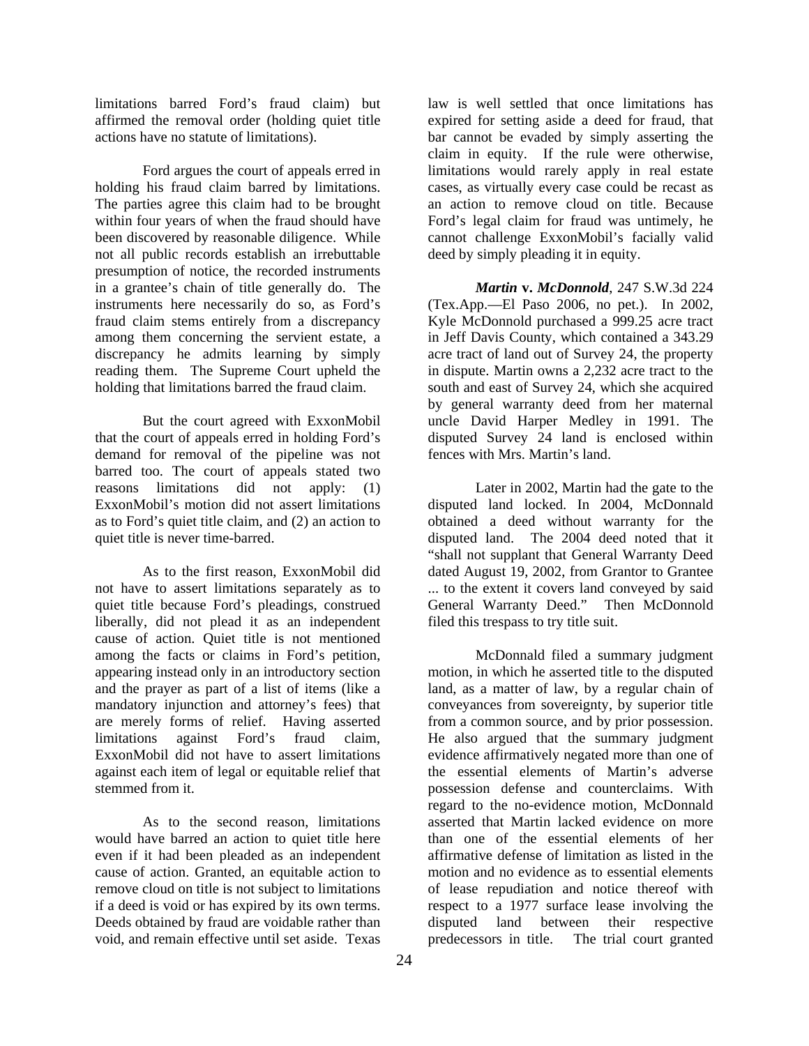limitations barred Ford's fraud claim) but affirmed the removal order (holding quiet title actions have no statute of limitations).

Ford argues the court of appeals erred in holding his fraud claim barred by limitations. The parties agree this claim had to be brought within four years of when the fraud should have been discovered by reasonable diligence. While not all public records establish an irrebuttable presumption of notice, the recorded instruments in a grantee's chain of title generally do. The instruments here necessarily do so, as Ford's fraud claim stems entirely from a discrepancy among them concerning the servient estate, a discrepancy he admits learning by simply reading them. The Supreme Court upheld the holding that limitations barred the fraud claim.

But the court agreed with ExxonMobil that the court of appeals erred in holding Ford's demand for removal of the pipeline was not barred too. The court of appeals stated two reasons limitations did not apply: (1) ExxonMobil's motion did not assert limitations as to Ford's quiet title claim, and (2) an action to quiet title is never time-barred.

As to the first reason, ExxonMobil did not have to assert limitations separately as to quiet title because Ford's pleadings, construed liberally, did not plead it as an independent cause of action. Quiet title is not mentioned among the facts or claims in Ford's petition, appearing instead only in an introductory section and the prayer as part of a list of items (like a mandatory injunction and attorney's fees) that are merely forms of relief. Having asserted limitations against Ford's fraud claim, ExxonMobil did not have to assert limitations against each item of legal or equitable relief that stemmed from it.

As to the second reason, limitations would have barred an action to quiet title here even if it had been pleaded as an independent cause of action. Granted, an equitable action to remove cloud on title is not subject to limitations if a deed is void or has expired by its own terms. Deeds obtained by fraud are voidable rather than void, and remain effective until set aside. Texas law is well settled that once limitations has expired for setting aside a deed for fraud, that bar cannot be evaded by simply asserting the claim in equity. If the rule were otherwise, limitations would rarely apply in real estate cases, as virtually every case could be recast as an action to remove cloud on title. Because Ford's legal claim for fraud was untimely, he cannot challenge ExxonMobil's facially valid deed by simply pleading it in equity.

***Martin* v. *McDonnold***, 247 S.W.3d 224 (Tex.App.—El Paso 2006, no pet.). In 2002, Kyle McDonnold purchased a 999.25 acre tract in Jeff Davis County, which contained a 343.29 acre tract of land out of Survey 24, the property in dispute. Martin owns a 2,232 acre tract to the south and east of Survey 24, which she acquired by general warranty deed from her maternal uncle David Harper Medley in 1991. The disputed Survey 24 land is enclosed within fences with Mrs. Martin's land.

Later in 2002, Martin had the gate to the disputed land locked. In 2004, McDonnald obtained a deed without warranty for the disputed land. The 2004 deed noted that it "shall not supplant that General Warranty Deed dated August 19, 2002, from Grantor to Grantee ... to the extent it covers land conveyed by said General Warranty Deed." Then McDonnold filed this trespass to try title suit.

McDonnald filed a summary judgment motion, in which he asserted title to the disputed land, as a matter of law, by a regular chain of conveyances from sovereignty, by superior title from a common source, and by prior possession. He also argued that the summary judgment evidence affirmatively negated more than one of the essential elements of Martin's adverse possession defense and counterclaims. With regard to the no-evidence motion, McDonnald asserted that Martin lacked evidence on more than one of the essential elements of her affirmative defense of limitation as listed in the motion and no evidence as to essential elements of lease repudiation and notice thereof with respect to a 1977 surface lease involving the disputed land between their respective predecessors in title. The trial court granted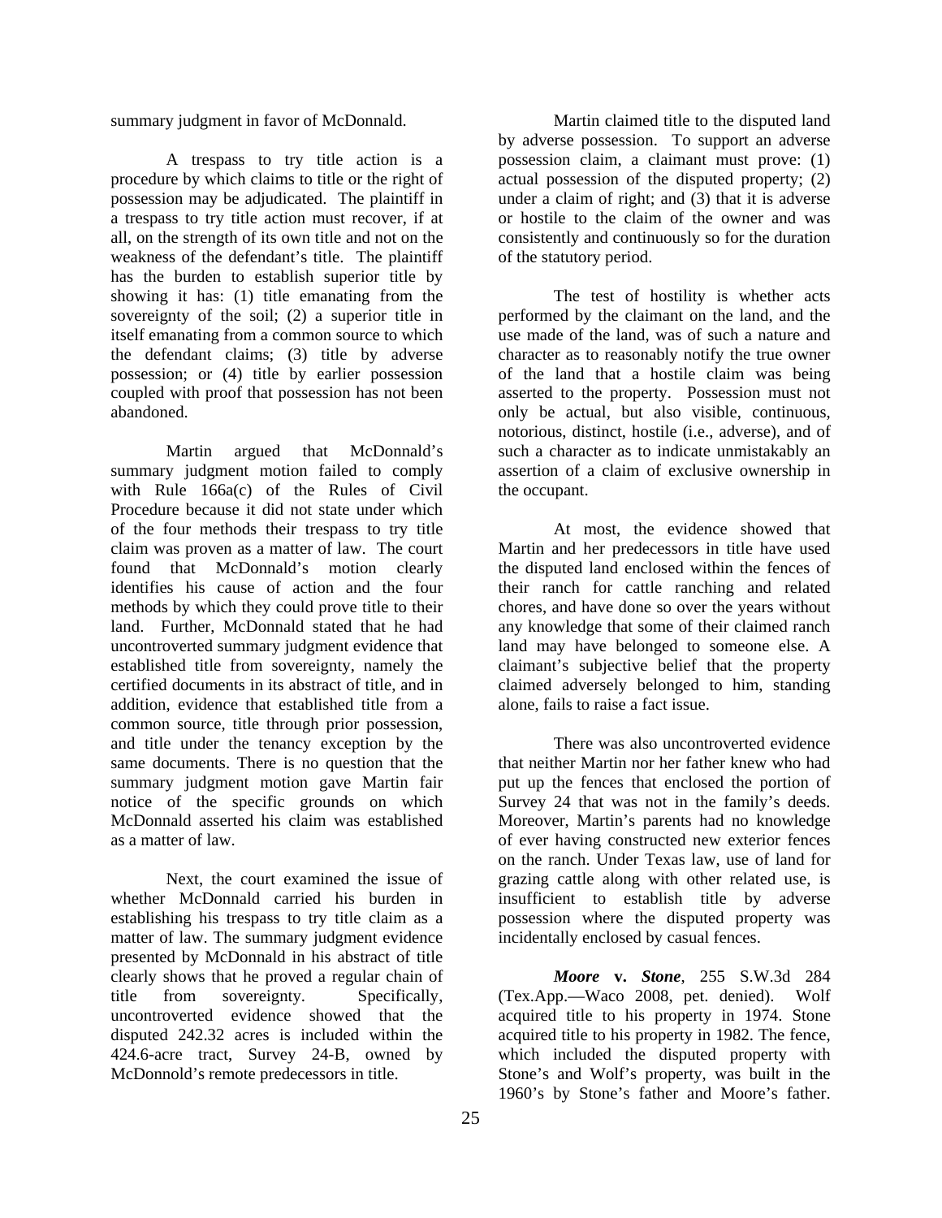summary judgment in favor of McDonnald.

A trespass to try title action is a procedure by which claims to title or the right of possession may be adjudicated. The plaintiff in a trespass to try title action must recover, if at all, on the strength of its own title and not on the weakness of the defendant's title. The plaintiff has the burden to establish superior title by showing it has: (1) title emanating from the sovereignty of the soil; (2) a superior title in itself emanating from a common source to which the defendant claims; (3) title by adverse possession; or (4) title by earlier possession coupled with proof that possession has not been abandoned.

Martin argued that McDonnald's summary judgment motion failed to comply with Rule 166a(c) of the Rules of Civil Procedure because it did not state under which of the four methods their trespass to try title claim was proven as a matter of law. The court found that McDonnald's motion clearly identifies his cause of action and the four methods by which they could prove title to their land. Further, McDonnald stated that he had uncontroverted summary judgment evidence that established title from sovereignty, namely the certified documents in its abstract of title, and in addition, evidence that established title from a common source, title through prior possession, and title under the tenancy exception by the same documents. There is no question that the summary judgment motion gave Martin fair notice of the specific grounds on which McDonnald asserted his claim was established as a matter of law.

Next, the court examined the issue of whether McDonnald carried his burden in establishing his trespass to try title claim as a matter of law. The summary judgment evidence presented by McDonnald in his abstract of title clearly shows that he proved a regular chain of title from sovereignty. Specifically, uncontroverted evidence showed that the disputed 242.32 acres is included within the 424.6-acre tract, Survey 24-B, owned by McDonnold's remote predecessors in title.

Martin claimed title to the disputed land by adverse possession. To support an adverse possession claim, a claimant must prove: (1) actual possession of the disputed property; (2) under a claim of right; and (3) that it is adverse or hostile to the claim of the owner and was consistently and continuously so for the duration of the statutory period.

The test of hostility is whether acts performed by the claimant on the land, and the use made of the land, was of such a nature and character as to reasonably notify the true owner of the land that a hostile claim was being asserted to the property. Possession must not only be actual, but also visible, continuous, notorious, distinct, hostile (i.e., adverse), and of such a character as to indicate unmistakably an assertion of a claim of exclusive ownership in the occupant.

At most, the evidence showed that Martin and her predecessors in title have used the disputed land enclosed within the fences of their ranch for cattle ranching and related chores, and have done so over the years without any knowledge that some of their claimed ranch land may have belonged to someone else. A claimant's subjective belief that the property claimed adversely belonged to him, standing alone, fails to raise a fact issue.

There was also uncontroverted evidence that neither Martin nor her father knew who had put up the fences that enclosed the portion of Survey 24 that was not in the family's deeds. Moreover, Martin's parents had no knowledge of ever having constructed new exterior fences on the ranch. Under Texas law, use of land for grazing cattle along with other related use, is insufficient to establish title by adverse possession where the disputed property was incidentally enclosed by casual fences.

***Moore* v. *Stone***, 255 S.W.3d 284 (Tex.App.—Waco 2008, pet. denied). Wolf acquired title to his property in 1974. Stone acquired title to his property in 1982. The fence, which included the disputed property with Stone's and Wolf's property, was built in the 1960's by Stone's father and Moore's father.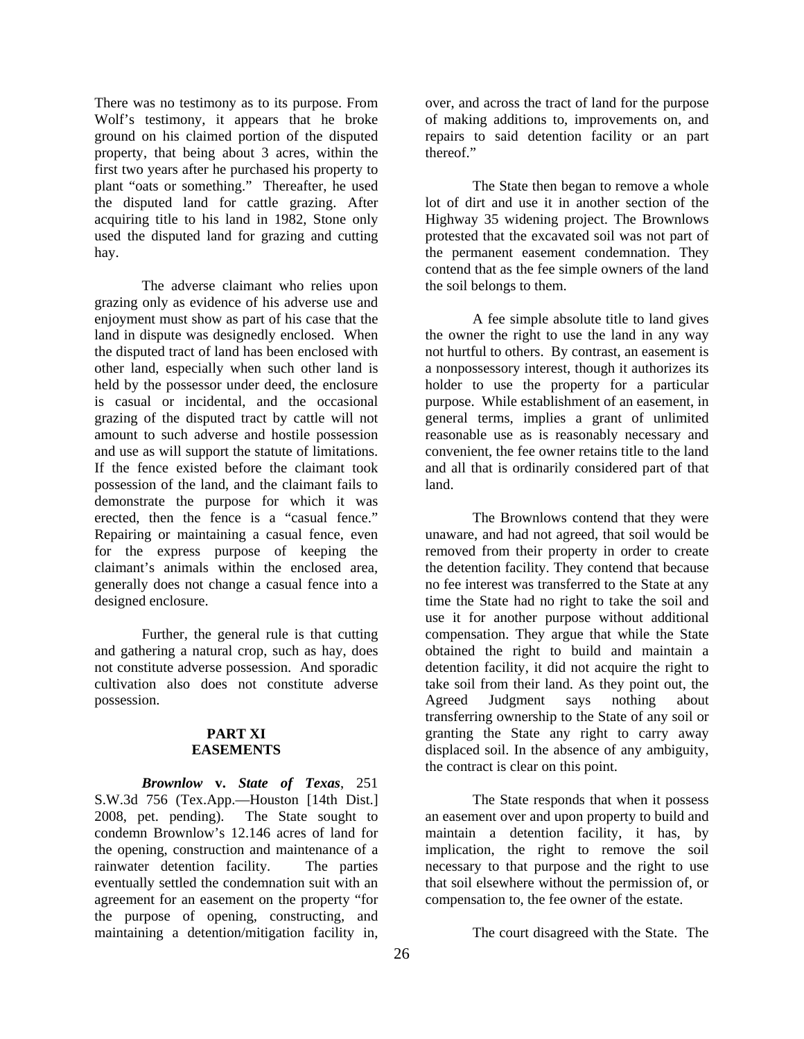There was no testimony as to its purpose. From Wolf's testimony, it appears that he broke ground on his claimed portion of the disputed property, that being about 3 acres, within the first two years after he purchased his property to plant "oats or something." Thereafter, he used the disputed land for cattle grazing. After acquiring title to his land in 1982, Stone only used the disputed land for grazing and cutting hay.

The adverse claimant who relies upon grazing only as evidence of his adverse use and enjoyment must show as part of his case that the land in dispute was designedly enclosed. When the disputed tract of land has been enclosed with other land, especially when such other land is held by the possessor under deed, the enclosure is casual or incidental, and the occasional grazing of the disputed tract by cattle will not amount to such adverse and hostile possession and use as will support the statute of limitations. If the fence existed before the claimant took possession of the land, and the claimant fails to demonstrate the purpose for which it was erected, then the fence is a "casual fence." Repairing or maintaining a casual fence, even for the express purpose of keeping the claimant's animals within the enclosed area, generally does not change a casual fence into a designed enclosure.

Further, the general rule is that cutting and gathering a natural crop, such as hay, does not constitute adverse possession. And sporadic cultivation also does not constitute adverse possession.

## PART XI
## EASEMENTS

***Brownlow* v. *State of Texas***, 251 S.W.3d 756 (Tex.App.—Houston [14th Dist.] 2008, pet. pending). The State sought to condemn Brownlow's 12.146 acres of land for the opening, construction and maintenance of a rainwater detention facility. The parties eventually settled the condemnation suit with an agreement for an easement on the property "for the purpose of opening, constructing, and maintaining a detention/mitigation facility in, over, and across the tract of land for the purpose of making additions to, improvements on, and repairs to said detention facility or an part thereof."

The State then began to remove a whole lot of dirt and use it in another section of the Highway 35 widening project. The Brownlows protested that the excavated soil was not part of the permanent easement condemnation. They contend that as the fee simple owners of the land the soil belongs to them.

A fee simple absolute title to land gives the owner the right to use the land in any way not hurtful to others. By contrast, an easement is a nonpossessory interest, though it authorizes its holder to use the property for a particular purpose. While establishment of an easement, in general terms, implies a grant of unlimited reasonable use as is reasonably necessary and convenient, the fee owner retains title to the land and all that is ordinarily considered part of that land.

The Brownlows contend that they were unaware, and had not agreed, that soil would be removed from their property in order to create the detention facility. They contend that because no fee interest was transferred to the State at any time the State had no right to take the soil and use it for another purpose without additional compensation. They argue that while the State obtained the right to build and maintain a detention facility, it did not acquire the right to take soil from their land. As they point out, the Agreed Judgment says nothing about transferring ownership to the State of any soil or granting the State any right to carry away displaced soil. In the absence of any ambiguity, the contract is clear on this point.

The State responds that when it possess an easement over and upon property to build and maintain a detention facility, it has, by implication, the right to remove the soil necessary to that purpose and the right to use that soil elsewhere without the permission of, or compensation to, the fee owner of the estate.

The court disagreed with the State. The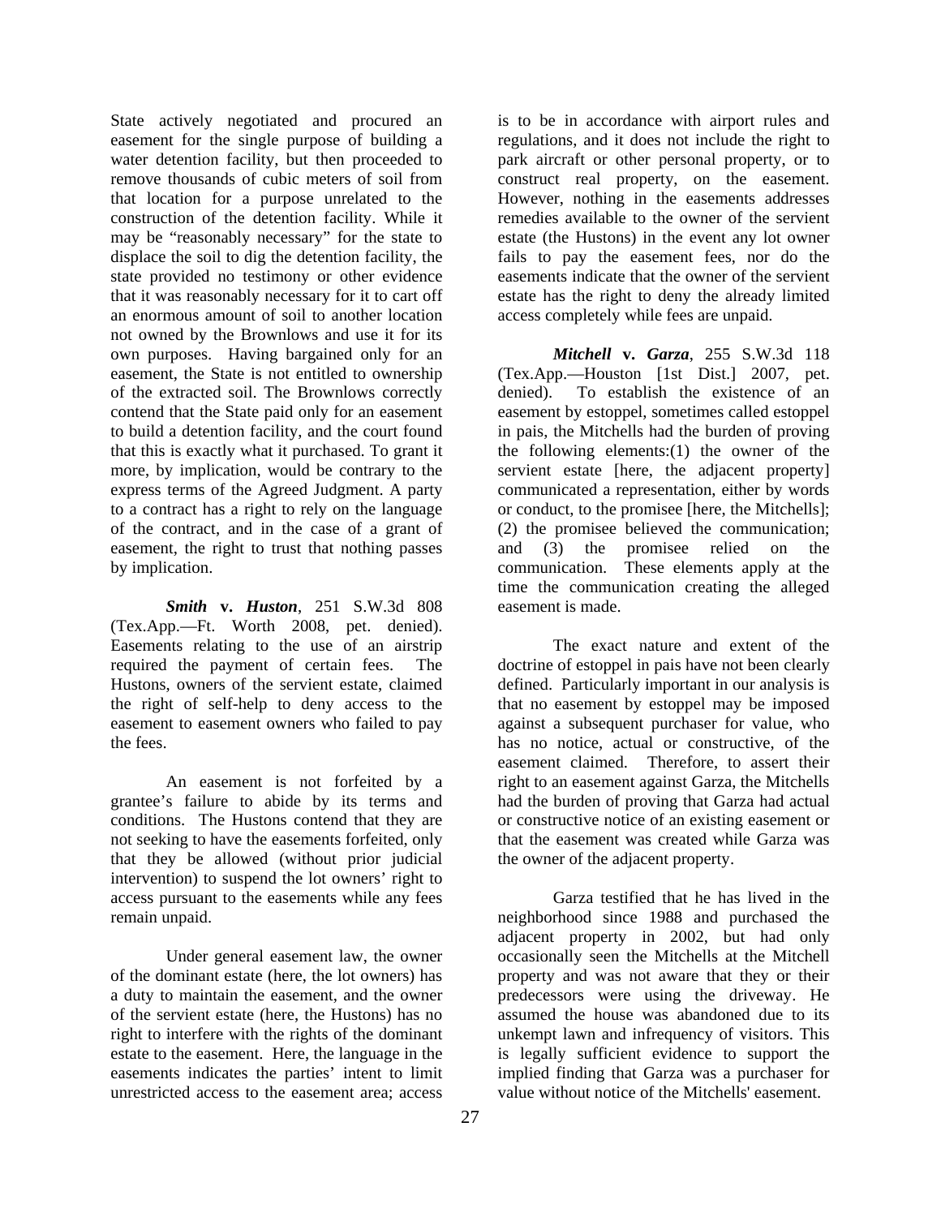State actively negotiated and procured an easement for the single purpose of building a water detention facility, but then proceeded to remove thousands of cubic meters of soil from that location for a purpose unrelated to the construction of the detention facility. While it may be "reasonably necessary" for the state to displace the soil to dig the detention facility, the state provided no testimony or other evidence that it was reasonably necessary for it to cart off an enormous amount of soil to another location not owned by the Brownlows and use it for its own purposes. Having bargained only for an easement, the State is not entitled to ownership of the extracted soil. The Brownlows correctly contend that the State paid only for an easement to build a detention facility, and the court found that this is exactly what it purchased. To grant it more, by implication, would be contrary to the express terms of the Agreed Judgment. A party to a contract has a right to rely on the language of the contract, and in the case of a grant of easement, the right to trust that nothing passes by implication.

***Smith* v. *Huston***, 251 S.W.3d 808 (Tex.App.—Ft. Worth 2008, pet. denied). Easements relating to the use of an airstrip required the payment of certain fees. The Hustons, owners of the servient estate, claimed the right of self-help to deny access to the easement to easement owners who failed to pay the fees.

An easement is not forfeited by a grantee's failure to abide by its terms and conditions. The Hustons contend that they are not seeking to have the easements forfeited, only that they be allowed (without prior judicial intervention) to suspend the lot owners' right to access pursuant to the easements while any fees remain unpaid.

Under general easement law, the owner of the dominant estate (here, the lot owners) has a duty to maintain the easement, and the owner of the servient estate (here, the Hustons) has no right to interfere with the rights of the dominant estate to the easement. Here, the language in the easements indicates the parties' intent to limit unrestricted access to the easement area; access is to be in accordance with airport rules and regulations, and it does not include the right to park aircraft or other personal property, or to construct real property, on the easement. However, nothing in the easements addresses remedies available to the owner of the servient estate (the Hustons) in the event any lot owner fails to pay the easement fees, nor do the easements indicate that the owner of the servient estate has the right to deny the already limited access completely while fees are unpaid.

***Mitchell* v. *Garza***, 255 S.W.3d 118 (Tex.App.—Houston [1st Dist.] 2007, pet. denied). To establish the existence of an easement by estoppel, sometimes called estoppel in pais, the Mitchells had the burden of proving the following elements:(1) the owner of the servient estate [here, the adjacent property] communicated a representation, either by words or conduct, to the promisee [here, the Mitchells]; (2) the promisee believed the communication; and (3) the promisee relied on the communication. These elements apply at the time the communication creating the alleged easement is made.

The exact nature and extent of the doctrine of estoppel in pais have not been clearly defined. Particularly important in our analysis is that no easement by estoppel may be imposed against a subsequent purchaser for value, who has no notice, actual or constructive, of the easement claimed. Therefore, to assert their right to an easement against Garza, the Mitchells had the burden of proving that Garza had actual or constructive notice of an existing easement or that the easement was created while Garza was the owner of the adjacent property.

Garza testified that he has lived in the neighborhood since 1988 and purchased the adjacent property in 2002, but had only occasionally seen the Mitchells at the Mitchell property and was not aware that they or their predecessors were using the driveway. He assumed the house was abandoned due to its unkempt lawn and infrequency of visitors. This is legally sufficient evidence to support the implied finding that Garza was a purchaser for value without notice of the Mitchells' easement.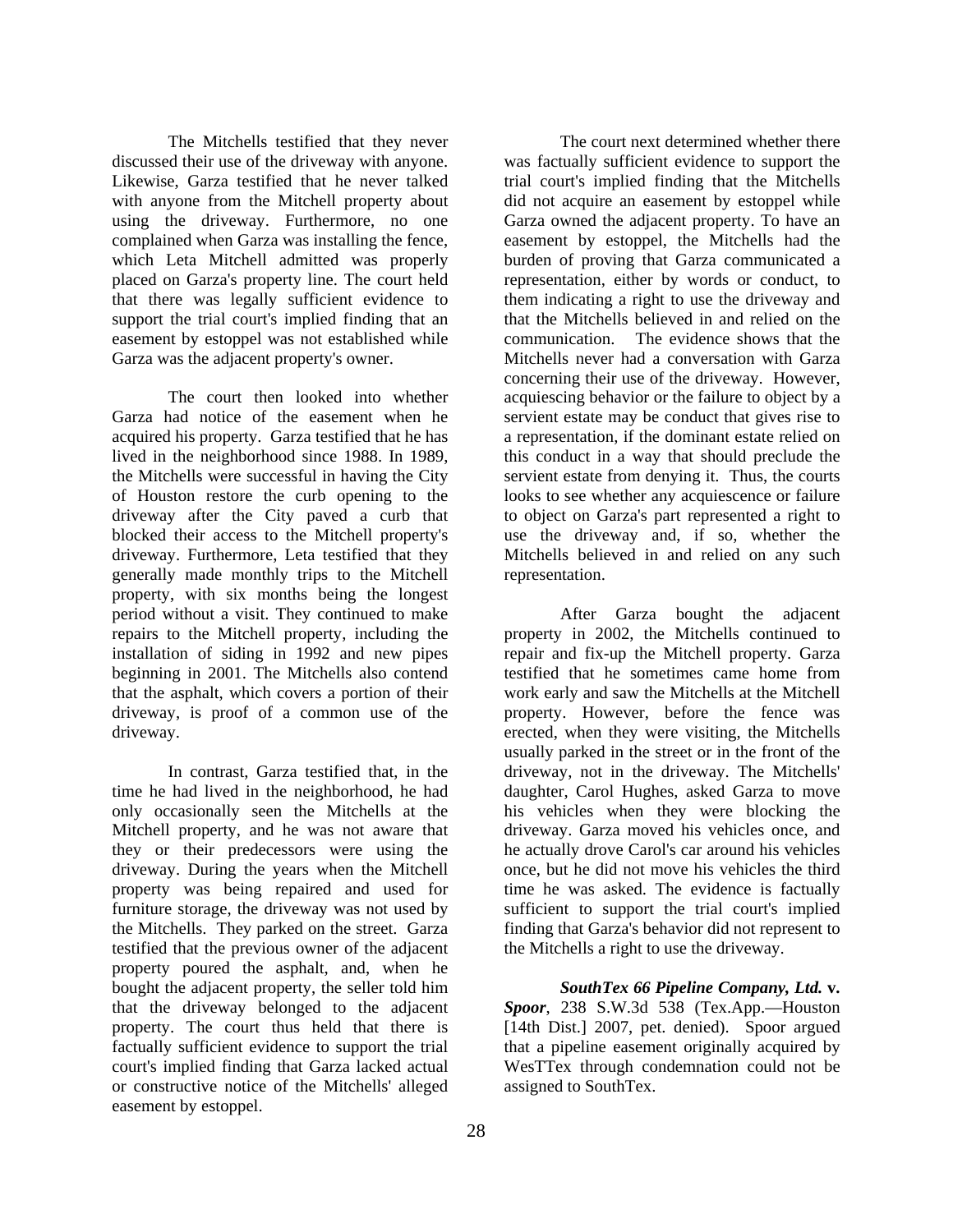The Mitchells testified that they never discussed their use of the driveway with anyone. Likewise, Garza testified that he never talked with anyone from the Mitchell property about using the driveway. Furthermore, no one complained when Garza was installing the fence, which Leta Mitchell admitted was properly placed on Garza's property line. The court held that there was legally sufficient evidence to support the trial court's implied finding that an easement by estoppel was not established while Garza was the adjacent property's owner.

The court then looked into whether Garza had notice of the easement when he acquired his property. Garza testified that he has lived in the neighborhood since 1988. In 1989, the Mitchells were successful in having the City of Houston restore the curb opening to the driveway after the City paved a curb that blocked their access to the Mitchell property's driveway. Furthermore, Leta testified that they generally made monthly trips to the Mitchell property, with six months being the longest period without a visit. They continued to make repairs to the Mitchell property, including the installation of siding in 1992 and new pipes beginning in 2001. The Mitchells also contend that the asphalt, which covers a portion of their driveway, is proof of a common use of the driveway.

In contrast, Garza testified that, in the time he had lived in the neighborhood, he had only occasionally seen the Mitchells at the Mitchell property, and he was not aware that they or their predecessors were using the driveway. During the years when the Mitchell property was being repaired and used for furniture storage, the driveway was not used by the Mitchells. They parked on the street. Garza testified that the previous owner of the adjacent property poured the asphalt, and, when he bought the adjacent property, the seller told him that the driveway belonged to the adjacent property. The court thus held that there is factually sufficient evidence to support the trial court's implied finding that Garza lacked actual or constructive notice of the Mitchells' alleged easement by estoppel.

The court next determined whether there was factually sufficient evidence to support the trial court's implied finding that the Mitchells did not acquire an easement by estoppel while Garza owned the adjacent property. To have an easement by estoppel, the Mitchells had the burden of proving that Garza communicated a representation, either by words or conduct, to them indicating a right to use the driveway and that the Mitchells believed in and relied on the communication. The evidence shows that the Mitchells never had a conversation with Garza concerning their use of the driveway. However, acquiescing behavior or the failure to object by a servient estate may be conduct that gives rise to a representation, if the dominant estate relied on this conduct in a way that should preclude the servient estate from denying it. Thus, the courts looks to see whether any acquiescence or failure to object on Garza's part represented a right to use the driveway and, if so, whether the Mitchells believed in and relied on any such representation.

After Garza bought the adjacent property in 2002, the Mitchells continued to repair and fix-up the Mitchell property. Garza testified that he sometimes came home from work early and saw the Mitchells at the Mitchell property. However, before the fence was erected, when they were visiting, the Mitchells usually parked in the street or in the front of the driveway, not in the driveway. The Mitchells' daughter, Carol Hughes, asked Garza to move his vehicles when they were blocking the driveway. Garza moved his vehicles once, and he actually drove Carol's car around his vehicles once, but he did not move his vehicles the third time he was asked. The evidence is factually sufficient to support the trial court's implied finding that Garza's behavior did not represent to the Mitchells a right to use the driveway.

***SouthTex 66 Pipeline Company, Ltd.* v. *Spoor***, 238 S.W.3d 538 (Tex.App.—Houston [14th Dist.] 2007, pet. denied). Spoor argued that a pipeline easement originally acquired by WesTTex through condemnation could not be assigned to SouthTex.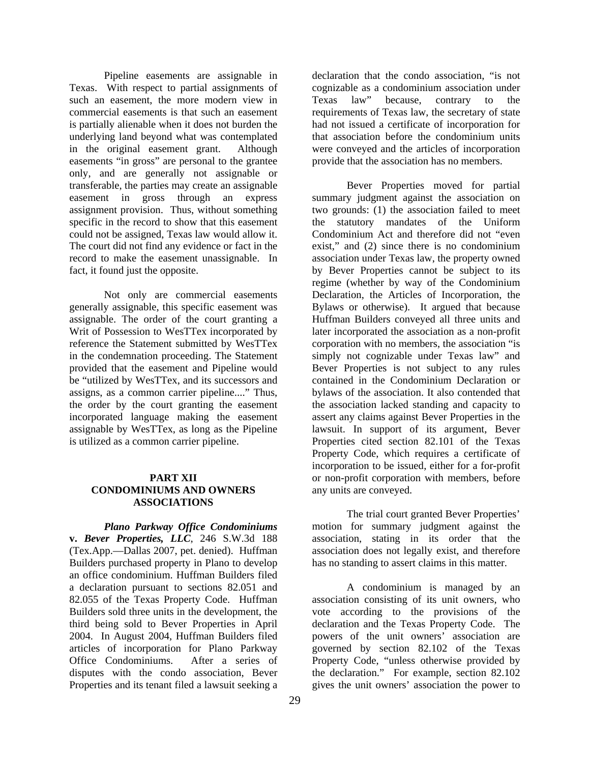Pipeline easements are assignable in Texas. With respect to partial assignments of such an easement, the more modern view in commercial easements is that such an easement is partially alienable when it does not burden the underlying land beyond what was contemplated in the original easement grant. Although easements "in gross" are personal to the grantee only, and are generally not assignable or transferable, the parties may create an assignable easement in gross through an express assignment provision. Thus, without something specific in the record to show that this easement could not be assigned, Texas law would allow it. The court did not find any evidence or fact in the record to make the easement unassignable. In fact, it found just the opposite.

Not only are commercial easements generally assignable, this specific easement was assignable. The order of the court granting a Writ of Possession to WesTTex incorporated by reference the Statement submitted by WesTTex in the condemnation proceeding. The Statement provided that the easement and Pipeline would be "utilized by WesTTex, and its successors and assigns, as a common carrier pipeline...." Thus, the order by the court granting the easement incorporated language making the easement assignable by WesTTex, as long as the Pipeline is utilized as a common carrier pipeline.

## PART XII CONDOMINIUMS AND OWNERS ASSOCIATIONS

***Plano Parkway Office Condominiums* v. *Bever Properties, LLC*,** 246 S.W.3d 188 (Tex.App.—Dallas 2007, pet. denied). Huffman Builders purchased property in Plano to develop an office condominium. Huffman Builders filed a declaration pursuant to sections 82.051 and 82.055 of the Texas Property Code. Huffman Builders sold three units in the development, the third being sold to Bever Properties in April 2004. In August 2004, Huffman Builders filed articles of incorporation for Plano Parkway Office Condominiums. After a series of disputes with the condo association, Bever Properties and its tenant filed a lawsuit seeking a declaration that the condo association, "is not cognizable as a condominium association under Texas law" because, contrary to the requirements of Texas law, the secretary of state had not issued a certificate of incorporation for that association before the condominium units were conveyed and the articles of incorporation provide that the association has no members.

Bever Properties moved for partial summary judgment against the association on two grounds: (1) the association failed to meet the statutory mandates of the Uniform Condominium Act and therefore did not "even exist," and (2) since there is no condominium association under Texas law, the property owned by Bever Properties cannot be subject to its regime (whether by way of the Condominium Declaration, the Articles of Incorporation, the Bylaws or otherwise). It argued that because Huffman Builders conveyed all three units and later incorporated the association as a non-profit corporation with no members, the association "is simply not cognizable under Texas law" and Bever Properties is not subject to any rules contained in the Condominium Declaration or bylaws of the association. It also contended that the association lacked standing and capacity to assert any claims against Bever Properties in the lawsuit. In support of its argument, Bever Properties cited section 82.101 of the Texas Property Code, which requires a certificate of incorporation to be issued, either for a for-profit or non-profit corporation with members, before any units are conveyed.

The trial court granted Bever Properties' motion for summary judgment against the association, stating in its order that the association does not legally exist, and therefore has no standing to assert claims in this matter.

A condominium is managed by an association consisting of its unit owners, who vote according to the provisions of the declaration and the Texas Property Code. The powers of the unit owners' association are governed by section 82.102 of the Texas Property Code, "unless otherwise provided by the declaration." For example, section 82.102 gives the unit owners' association the power to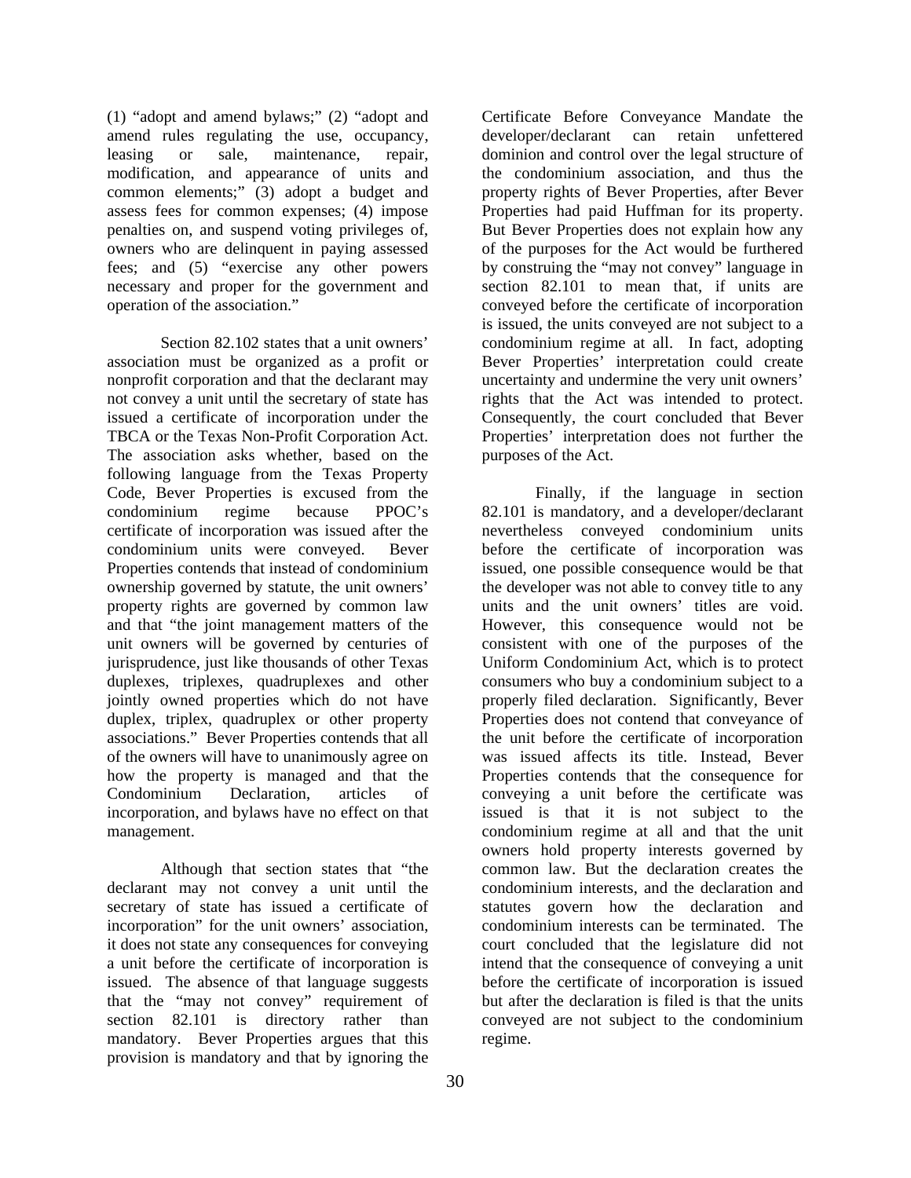(1) "adopt and amend bylaws;" (2) "adopt and amend rules regulating the use, occupancy, leasing or sale, maintenance, repair, modification, and appearance of units and common elements;" (3) adopt a budget and assess fees for common expenses; (4) impose penalties on, and suspend voting privileges of, owners who are delinquent in paying assessed fees; and (5) "exercise any other powers necessary and proper for the government and operation of the association."

Section 82.102 states that a unit owners' association must be organized as a profit or nonprofit corporation and that the declarant may not convey a unit until the secretary of state has issued a certificate of incorporation under the TBCA or the Texas Non-Profit Corporation Act. The association asks whether, based on the following language from the Texas Property Code, Bever Properties is excused from the condominium regime because PPOC's certificate of incorporation was issued after the condominium units were conveyed. Bever Properties contends that instead of condominium ownership governed by statute, the unit owners' property rights are governed by common law and that "the joint management matters of the unit owners will be governed by centuries of jurisprudence, just like thousands of other Texas duplexes, triplexes, quadruplexes and other jointly owned properties which do not have duplex, triplex, quadruplex or other property associations." Bever Properties contends that all of the owners will have to unanimously agree on how the property is managed and that the Condominium Declaration, articles of incorporation, and bylaws have no effect on that management.

Although that section states that "the declarant may not convey a unit until the secretary of state has issued a certificate of incorporation" for the unit owners' association, it does not state any consequences for conveying a unit before the certificate of incorporation is issued. The absence of that language suggests that the "may not convey" requirement of section 82.101 is directory rather than mandatory. Bever Properties argues that this provision is mandatory and that by ignoring the Certificate Before Conveyance Mandate the developer/declarant can retain unfettered dominion and control over the legal structure of the condominium association, and thus the property rights of Bever Properties, after Bever Properties had paid Huffman for its property. But Bever Properties does not explain how any of the purposes for the Act would be furthered by construing the "may not convey" language in section 82.101 to mean that, if units are conveyed before the certificate of incorporation is issued, the units conveyed are not subject to a condominium regime at all. In fact, adopting Bever Properties' interpretation could create uncertainty and undermine the very unit owners' rights that the Act was intended to protect. Consequently, the court concluded that Bever Properties' interpretation does not further the purposes of the Act.

Finally, if the language in section 82.101 is mandatory, and a developer/declarant nevertheless conveyed condominium units before the certificate of incorporation was issued, one possible consequence would be that the developer was not able to convey title to any units and the unit owners' titles are void. However, this consequence would not be consistent with one of the purposes of the Uniform Condominium Act, which is to protect consumers who buy a condominium subject to a properly filed declaration. Significantly, Bever Properties does not contend that conveyance of the unit before the certificate of incorporation was issued affects its title. Instead, Bever Properties contends that the consequence for conveying a unit before the certificate was issued is that it is not subject to the condominium regime at all and that the unit owners hold property interests governed by common law. But the declaration creates the condominium interests, and the declaration and statutes govern how the declaration and condominium interests can be terminated. The court concluded that the legislature did not intend that the consequence of conveying a unit before the certificate of incorporation is issued but after the declaration is filed is that the units conveyed are not subject to the condominium regime.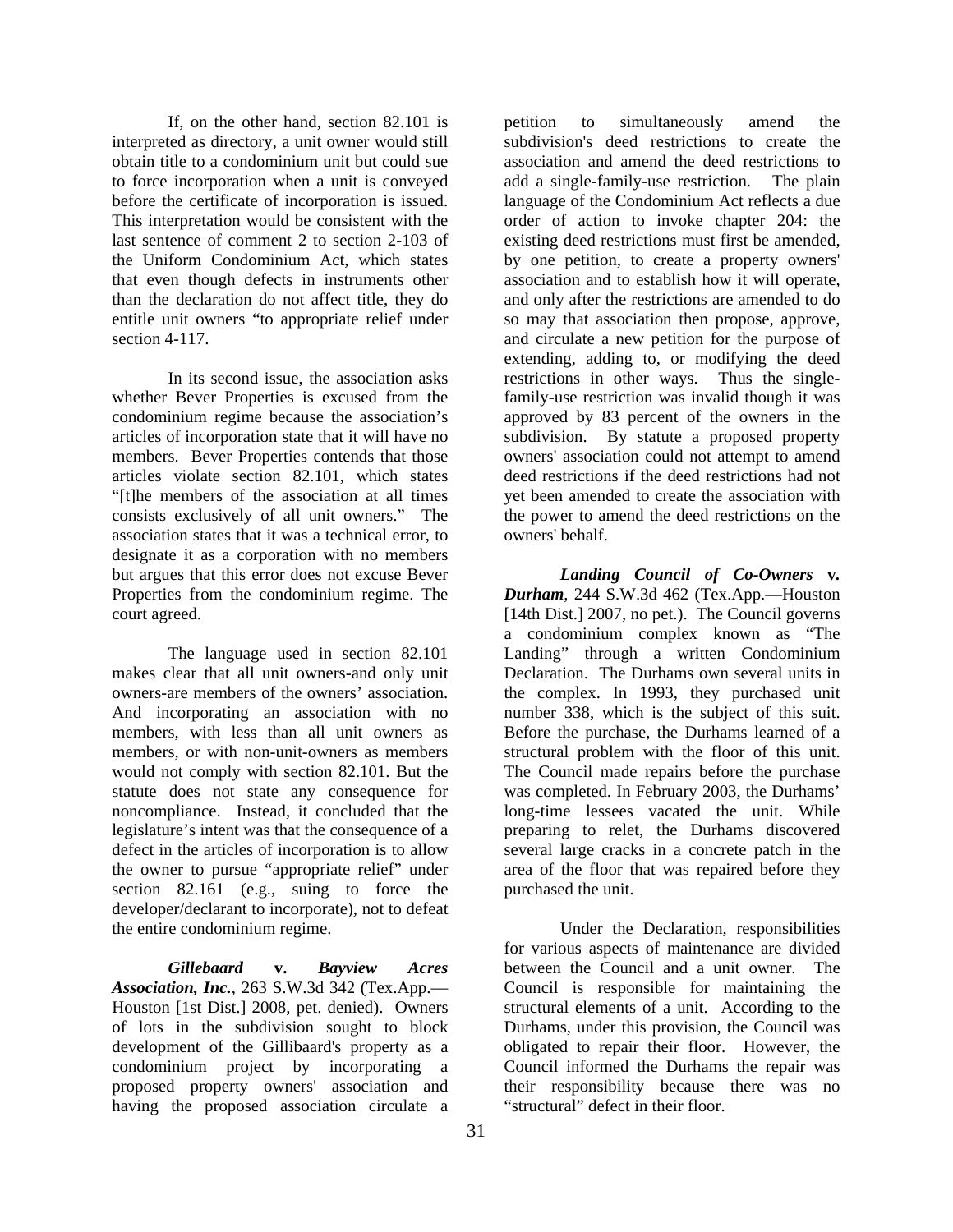If, on the other hand, section 82.101 is interpreted as directory, a unit owner would still obtain title to a condominium unit but could sue to force incorporation when a unit is conveyed before the certificate of incorporation is issued. This interpretation would be consistent with the last sentence of comment 2 to section 2-103 of the Uniform Condominium Act, which states that even though defects in instruments other than the declaration do not affect title, they do entitle unit owners "to appropriate relief under section 4-117.

In its second issue, the association asks whether Bever Properties is excused from the condominium regime because the association's articles of incorporation state that it will have no members. Bever Properties contends that those articles violate section 82.101, which states "[t]he members of the association at all times consists exclusively of all unit owners." The association states that it was a technical error, to designate it as a corporation with no members but argues that this error does not excuse Bever Properties from the condominium regime. The court agreed.

The language used in section 82.101 makes clear that all unit owners-and only unit owners-are members of the owners' association. And incorporating an association with no members, with less than all unit owners as members, or with non-unit-owners as members would not comply with section 82.101. But the statute does not state any consequence for noncompliance. Instead, it concluded that the legislature's intent was that the consequence of a defect in the articles of incorporation is to allow the owner to pursue "appropriate relief" under section 82.161 (e.g., suing to force the developer/declarant to incorporate), not to defeat the entire condominium regime.

***Gillebaard* v. *Bayview Acres Association, Inc.***, 263 S.W.3d 342 (Tex.App.—Houston [1st Dist.] 2008, pet. denied). Owners of lots in the subdivision sought to block development of the Gillibaard's property as a condominium project by incorporating a proposed property owners' association and having the proposed association circulate a petition to simultaneously amend the subdivision's deed restrictions to create the association and amend the deed restrictions to add a single-family-use restriction. The plain language of the Condominium Act reflects a due order of action to invoke chapter 204: the existing deed restrictions must first be amended, by one petition, to create a property owners' association and to establish how it will operate, and only after the restrictions are amended to do so may that association then propose, approve, and circulate a new petition for the purpose of extending, adding to, or modifying the deed restrictions in other ways. Thus the single-family-use restriction was invalid though it was approved by 83 percent of the owners in the subdivision. By statute a proposed property owners' association could not attempt to amend deed restrictions if the deed restrictions had not yet been amended to create the association with the power to amend the deed restrictions on the owners' behalf.

***Landing Council of Co-Owners* v. *Durham***, 244 S.W.3d 462 (Tex.App.—Houston [14th Dist.] 2007, no pet.). The Council governs a condominium complex known as "The Landing" through a written Condominium Declaration. The Durhams own several units in the complex. In 1993, they purchased unit number 338, which is the subject of this suit. Before the purchase, the Durhams learned of a structural problem with the floor of this unit. The Council made repairs before the purchase was completed. In February 2003, the Durhams' long-time lessees vacated the unit. While preparing to relet, the Durhams discovered several large cracks in a concrete patch in the area of the floor that was repaired before they purchased the unit.

Under the Declaration, responsibilities for various aspects of maintenance are divided between the Council and a unit owner. The Council is responsible for maintaining the structural elements of a unit. According to the Durhams, under this provision, the Council was obligated to repair their floor. However, the Council informed the Durhams the repair was their responsibility because there was no "structural" defect in their floor.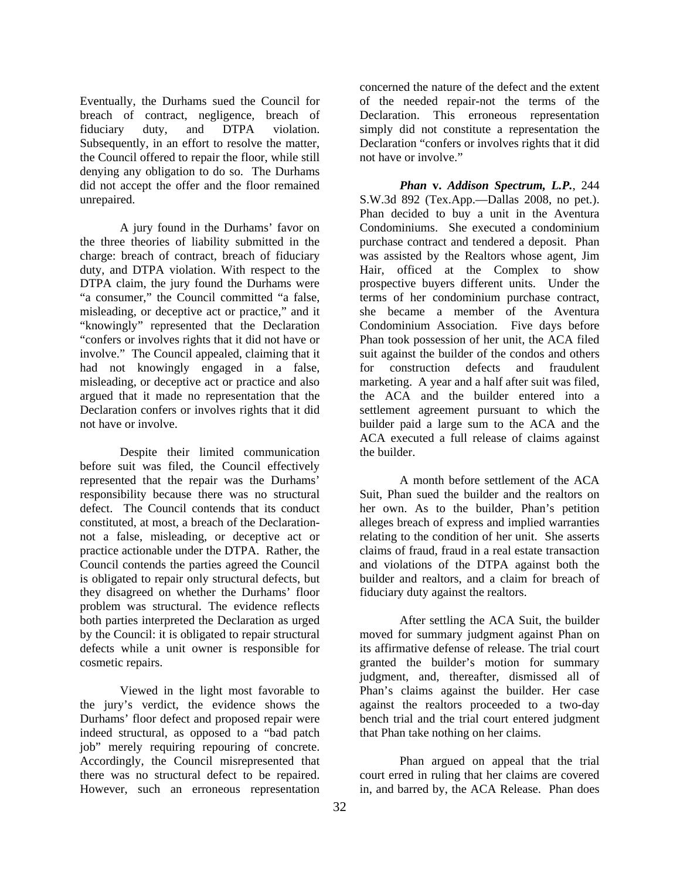Eventually, the Durhams sued the Council for breach of contract, negligence, breach of fiduciary duty, and DTPA violation. Subsequently, in an effort to resolve the matter, the Council offered to repair the floor, while still denying any obligation to do so. The Durhams did not accept the offer and the floor remained unrepaired.

A jury found in the Durhams' favor on the three theories of liability submitted in the charge: breach of contract, breach of fiduciary duty, and DTPA violation. With respect to the DTPA claim, the jury found the Durhams were "a consumer," the Council committed "a false, misleading, or deceptive act or practice," and it "knowingly" represented that the Declaration "confers or involves rights that it did not have or involve." The Council appealed, claiming that it had not knowingly engaged in a false, misleading, or deceptive act or practice and also argued that it made no representation that the Declaration confers or involves rights that it did not have or involve.

Despite their limited communication before suit was filed, the Council effectively represented that the repair was the Durhams' responsibility because there was no structural defect. The Council contends that its conduct constituted, at most, a breach of the Declaration-not a false, misleading, or deceptive act or practice actionable under the DTPA. Rather, the Council contends the parties agreed the Council is obligated to repair only structural defects, but they disagreed on whether the Durhams' floor problem was structural. The evidence reflects both parties interpreted the Declaration as urged by the Council: it is obligated to repair structural defects while a unit owner is responsible for cosmetic repairs.

Viewed in the light most favorable to the jury's verdict, the evidence shows the Durhams' floor defect and proposed repair were indeed structural, as opposed to a "bad patch job" merely requiring repouring of concrete. Accordingly, the Council misrepresented that there was no structural defect to be repaired. However, such an erroneous representation concerned the nature of the defect and the extent of the needed repair-not the terms of the Declaration. This erroneous representation simply did not constitute a representation the Declaration "confers or involves rights that it did not have or involve."

***Phan* v. *Addison Spectrum, L.P.***, 244 S.W.3d 892 (Tex.App.—Dallas 2008, no pet.). Phan decided to buy a unit in the Aventura Condominiums. She executed a condominium purchase contract and tendered a deposit. Phan was assisted by the Realtors whose agent, Jim Hair, officed at the Complex to show prospective buyers different units. Under the terms of her condominium purchase contract, she became a member of the Aventura Condominium Association. Five days before Phan took possession of her unit, the ACA filed suit against the builder of the condos and others for construction defects and fraudulent marketing. A year and a half after suit was filed, the ACA and the builder entered into a settlement agreement pursuant to which the builder paid a large sum to the ACA and the ACA executed a full release of claims against the builder.

A month before settlement of the ACA Suit, Phan sued the builder and the realtors on her own. As to the builder, Phan's petition alleges breach of express and implied warranties relating to the condition of her unit. She asserts claims of fraud, fraud in a real estate transaction and violations of the DTPA against both the builder and realtors, and a claim for breach of fiduciary duty against the realtors.

After settling the ACA Suit, the builder moved for summary judgment against Phan on its affirmative defense of release. The trial court granted the builder's motion for summary judgment, and, thereafter, dismissed all of Phan's claims against the builder. Her case against the realtors proceeded to a two-day bench trial and the trial court entered judgment that Phan take nothing on her claims.

Phan argued on appeal that the trial court erred in ruling that her claims are covered in, and barred by, the ACA Release. Phan does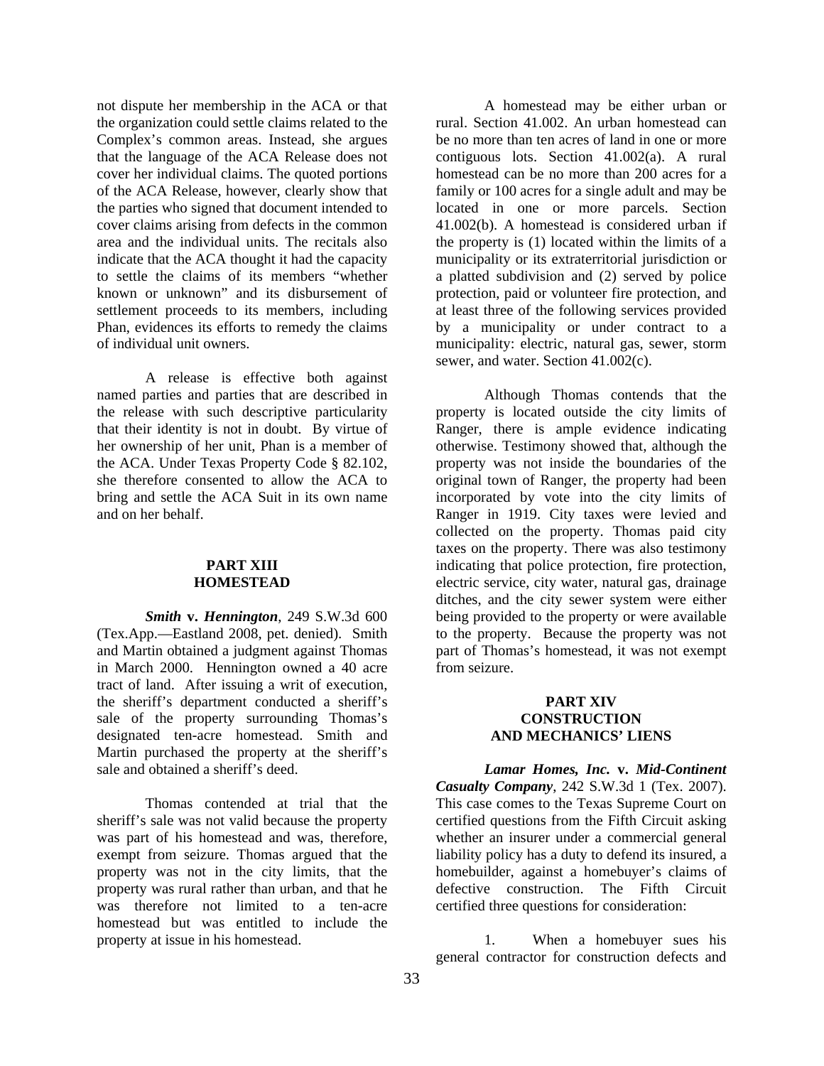not dispute her membership in the ACA or that the organization could settle claims related to the Complex's common areas. Instead, she argues that the language of the ACA Release does not cover her individual claims. The quoted portions of the ACA Release, however, clearly show that the parties who signed that document intended to cover claims arising from defects in the common area and the individual units. The recitals also indicate that the ACA thought it had the capacity to settle the claims of its members "whether known or unknown" and its disbursement of settlement proceeds to its members, including Phan, evidences its efforts to remedy the claims of individual unit owners.

A release is effective both against named parties and parties that are described in the release with such descriptive particularity that their identity is not in doubt. By virtue of her ownership of her unit, Phan is a member of the ACA. Under Texas Property Code § 82.102, she therefore consented to allow the ACA to bring and settle the ACA Suit in its own name and on her behalf.

## PART XIII HOMESTEAD

***Smith* v. *Hennington***, 249 S.W.3d 600 (Tex.App.—Eastland 2008, pet. denied). Smith and Martin obtained a judgment against Thomas in March 2000. Hennington owned a 40 acre tract of land. After issuing a writ of execution, the sheriff's department conducted a sheriff's sale of the property surrounding Thomas's designated ten-acre homestead. Smith and Martin purchased the property at the sheriff's sale and obtained a sheriff's deed.

Thomas contended at trial that the sheriff's sale was not valid because the property was part of his homestead and was, therefore, exempt from seizure. Thomas argued that the property was not in the city limits, that the property was rural rather than urban, and that he was therefore not limited to a ten-acre homestead but was entitled to include the property at issue in his homestead.

A homestead may be either urban or rural. Section 41.002. An urban homestead can be no more than ten acres of land in one or more contiguous lots. Section 41.002(a). A rural homestead can be no more than 200 acres for a family or 100 acres for a single adult and may be located in one or more parcels. Section 41.002(b). A homestead is considered urban if the property is (1) located within the limits of a municipality or its extraterritorial jurisdiction or a platted subdivision and (2) served by police protection, paid or volunteer fire protection, and at least three of the following services provided by a municipality or under contract to a municipality: electric, natural gas, sewer, storm sewer, and water. Section 41.002(c).

Although Thomas contends that the property is located outside the city limits of Ranger, there is ample evidence indicating otherwise. Testimony showed that, although the property was not inside the boundaries of the original town of Ranger, the property had been incorporated by vote into the city limits of Ranger in 1919. City taxes were levied and collected on the property. Thomas paid city taxes on the property. There was also testimony indicating that police protection, fire protection, electric service, city water, natural gas, drainage ditches, and the city sewer system were either being provided to the property or were available to the property. Because the property was not part of Thomas's homestead, it was not exempt from seizure.

## PART XIV CONSTRUCTION AND MECHANICS' LIENS

***Lamar Homes, Inc.* v. *Mid-Continent Casualty Company***, 242 S.W.3d 1 (Tex. 2007). This case comes to the Texas Supreme Court on certified questions from the Fifth Circuit asking whether an insurer under a commercial general liability policy has a duty to defend its insured, a homebuilder, against a homebuyer's claims of defective construction. The Fifth Circuit certified three questions for consideration:

1. When a homebuyer sues his general contractor for construction defects and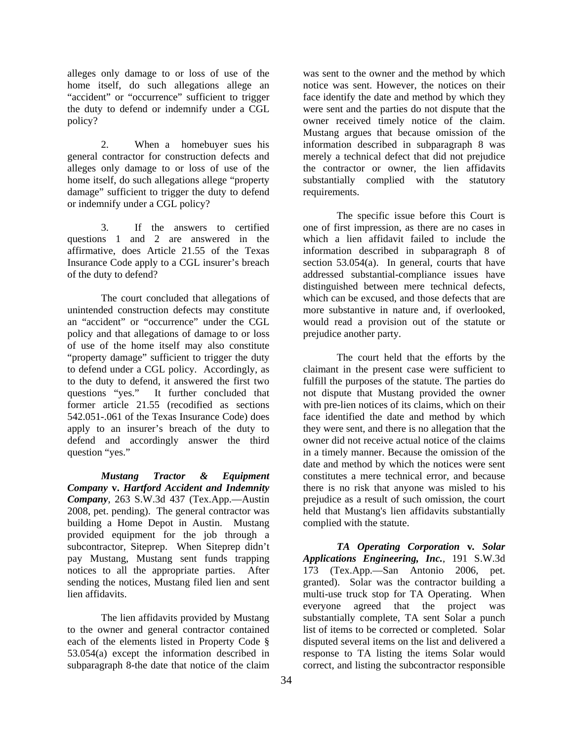alleges only damage to or loss of use of the home itself, do such allegations allege an "accident" or "occurrence" sufficient to trigger the duty to defend or indemnify under a CGL policy?

2. When a homebuyer sues his general contractor for construction defects and alleges only damage to or loss of use of the home itself, do such allegations allege "property damage" sufficient to trigger the duty to defend or indemnify under a CGL policy?

3. If the answers to certified questions 1 and 2 are answered in the affirmative, does Article 21.55 of the Texas Insurance Code apply to a CGL insurer's breach of the duty to defend?

The court concluded that allegations of unintended construction defects may constitute an "accident" or "occurrence" under the CGL policy and that allegations of damage to or loss of use of the home itself may also constitute "property damage" sufficient to trigger the duty to defend under a CGL policy. Accordingly, as to the duty to defend, it answered the first two questions "yes." It further concluded that former article 21.55 (recodified as sections 542.051-.061 of the Texas Insurance Code) does apply to an insurer's breach of the duty to defend and accordingly answer the third question "yes."

***Mustang Tractor & Equipment Company* v. *Hartford Accident and Indemnity Company***, 263 S.W.3d 437 (Tex.App.—Austin 2008, pet. pending). The general contractor was building a Home Depot in Austin. Mustang provided equipment for the job through a subcontractor, Siteprep. When Siteprep didn't pay Mustang, Mustang sent funds trapping notices to all the appropriate parties. After sending the notices, Mustang filed lien and sent lien affidavits.

The lien affidavits provided by Mustang to the owner and general contractor contained each of the elements listed in Property Code § 53.054(a) except the information described in subparagraph 8-the date that notice of the claim was sent to the owner and the method by which notice was sent. However, the notices on their face identify the date and method by which they were sent and the parties do not dispute that the owner received timely notice of the claim. Mustang argues that because omission of the information described in subparagraph 8 was merely a technical defect that did not prejudice the contractor or owner, the lien affidavits substantially complied with the statutory requirements.

The specific issue before this Court is one of first impression, as there are no cases in which a lien affidavit failed to include the information described in subparagraph 8 of section 53.054(a). In general, courts that have addressed substantial-compliance issues have distinguished between mere technical defects, which can be excused, and those defects that are more substantive in nature and, if overlooked, would read a provision out of the statute or prejudice another party.

The court held that the efforts by the claimant in the present case were sufficient to fulfill the purposes of the statute. The parties do not dispute that Mustang provided the owner with pre-lien notices of its claims, which on their face identified the date and method by which they were sent, and there is no allegation that the owner did not receive actual notice of the claims in a timely manner. Because the omission of the date and method by which the notices were sent constitutes a mere technical error, and because there is no risk that anyone was misled to his prejudice as a result of such omission, the court held that Mustang's lien affidavits substantially complied with the statute.

***TA Operating Corporation* v. *Solar Applications Engineering, Inc.***, 191 S.W.3d 173 (Tex.App.—San Antonio 2006, pet. granted). Solar was the contractor building a multi-use truck stop for TA Operating. When everyone agreed that the project was substantially complete, TA sent Solar a punch list of items to be corrected or completed. Solar disputed several items on the list and delivered a response to TA listing the items Solar would correct, and listing the subcontractor responsible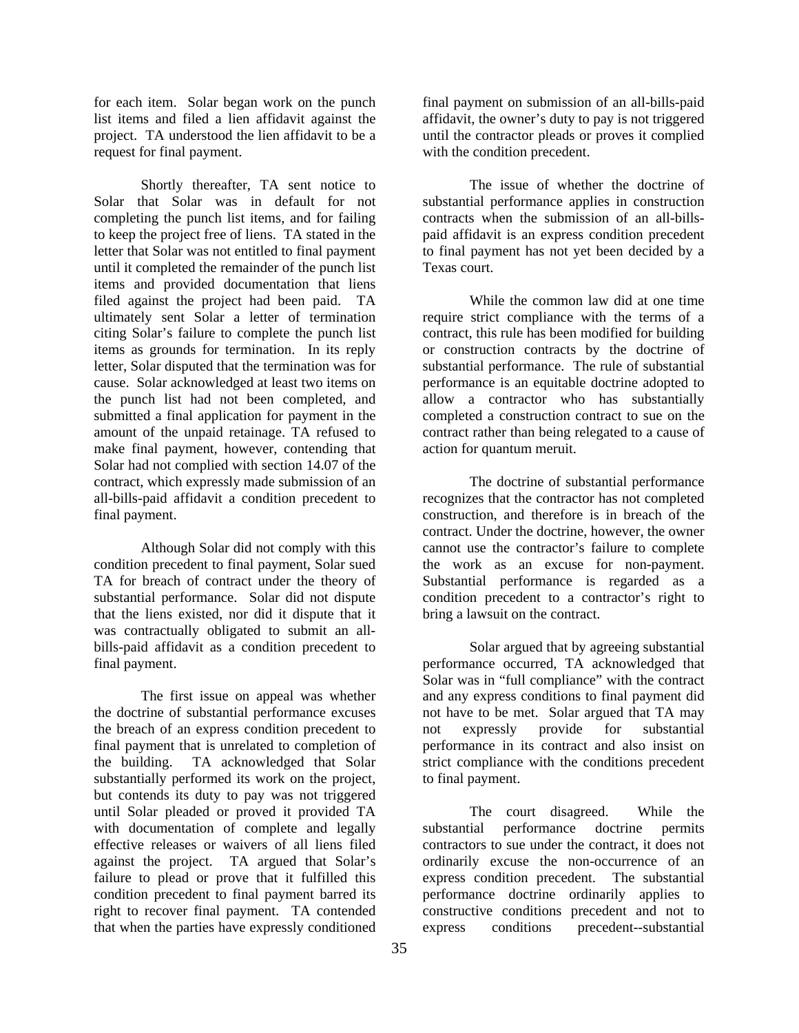for each item. Solar began work on the punch list items and filed a lien affidavit against the project. TA understood the lien affidavit to be a request for final payment.

Shortly thereafter, TA sent notice to Solar that Solar was in default for not completing the punch list items, and for failing to keep the project free of liens. TA stated in the letter that Solar was not entitled to final payment until it completed the remainder of the punch list items and provided documentation that liens filed against the project had been paid. TA ultimately sent Solar a letter of termination citing Solar's failure to complete the punch list items as grounds for termination. In its reply letter, Solar disputed that the termination was for cause. Solar acknowledged at least two items on the punch list had not been completed, and submitted a final application for payment in the amount of the unpaid retainage. TA refused to make final payment, however, contending that Solar had not complied with section 14.07 of the contract, which expressly made submission of an all-bills-paid affidavit a condition precedent to final payment.

Although Solar did not comply with this condition precedent to final payment, Solar sued TA for breach of contract under the theory of substantial performance. Solar did not dispute that the liens existed, nor did it dispute that it was contractually obligated to submit an all-bills-paid affidavit as a condition precedent to final payment.

The first issue on appeal was whether the doctrine of substantial performance excuses the breach of an express condition precedent to final payment that is unrelated to completion of the building. TA acknowledged that Solar substantially performed its work on the project, but contends its duty to pay was not triggered until Solar pleaded or proved it provided TA with documentation of complete and legally effective releases or waivers of all liens filed against the project. TA argued that Solar's failure to plead or prove that it fulfilled this condition precedent to final payment barred its right to recover final payment. TA contended that when the parties have expressly conditioned final payment on submission of an all-bills-paid affidavit, the owner's duty to pay is not triggered until the contractor pleads or proves it complied with the condition precedent.

The issue of whether the doctrine of substantial performance applies in construction contracts when the submission of an all-bills-paid affidavit is an express condition precedent to final payment has not yet been decided by a Texas court.

While the common law did at one time require strict compliance with the terms of a contract, this rule has been modified for building or construction contracts by the doctrine of substantial performance. The rule of substantial performance is an equitable doctrine adopted to allow a contractor who has substantially completed a construction contract to sue on the contract rather than being relegated to a cause of action for quantum meruit.

The doctrine of substantial performance recognizes that the contractor has not completed construction, and therefore is in breach of the contract. Under the doctrine, however, the owner cannot use the contractor's failure to complete the work as an excuse for non-payment. Substantial performance is regarded as a condition precedent to a contractor's right to bring a lawsuit on the contract.

Solar argued that by agreeing substantial performance occurred, TA acknowledged that Solar was in "full compliance" with the contract and any express conditions to final payment did not have to be met. Solar argued that TA may not expressly provide for substantial performance in its contract and also insist on strict compliance with the conditions precedent to final payment.

The court disagreed. While the substantial performance doctrine permits contractors to sue under the contract, it does not ordinarily excuse the non-occurrence of an express condition precedent. The substantial performance doctrine ordinarily applies to constructive conditions precedent and not to express conditions precedent--substantial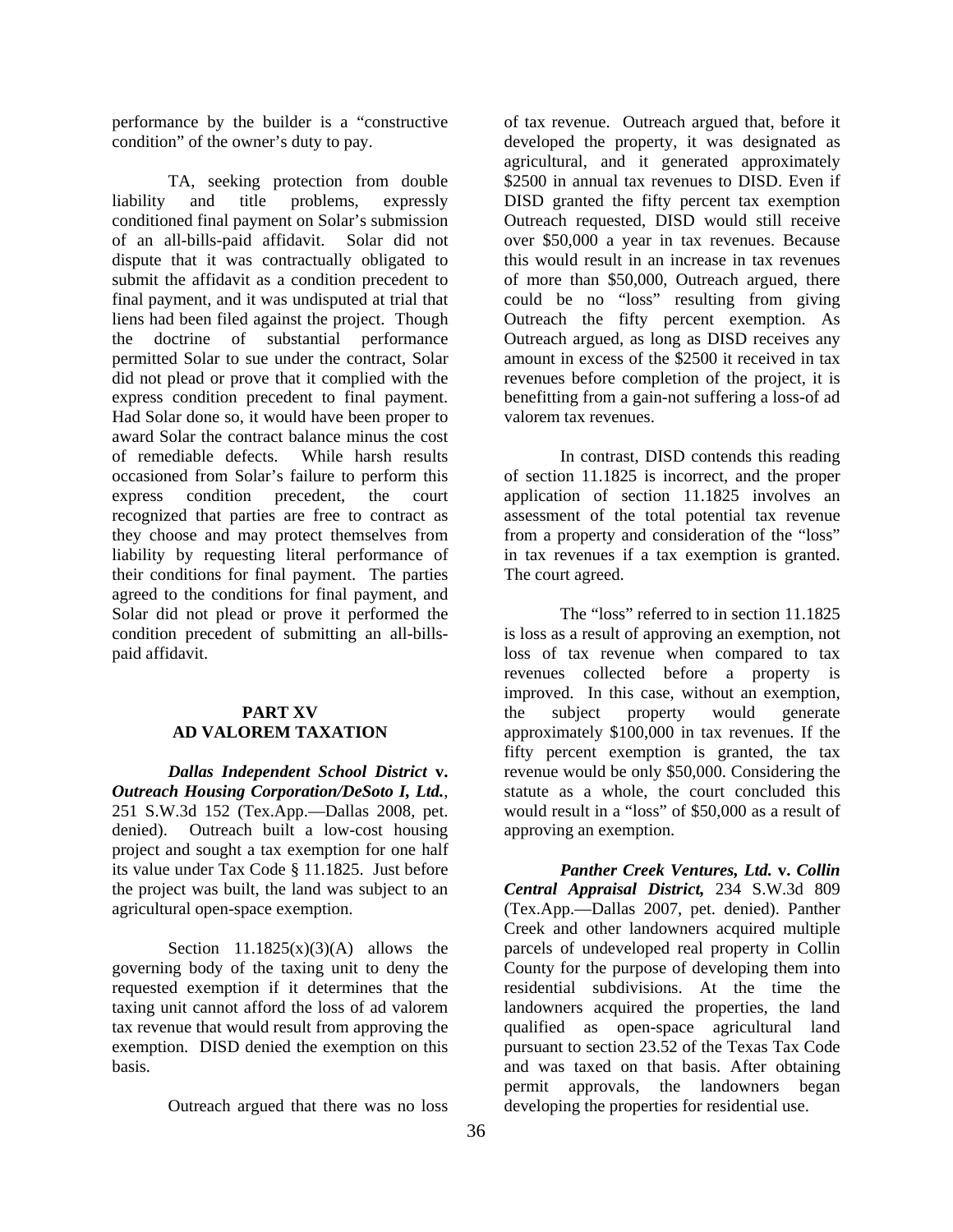performance by the builder is a "constructive condition" of the owner's duty to pay.

TA, seeking protection from double liability and title problems, expressly conditioned final payment on Solar's submission of an all-bills-paid affidavit. Solar did not dispute that it was contractually obligated to submit the affidavit as a condition precedent to final payment, and it was undisputed at trial that liens had been filed against the project. Though the doctrine of substantial performance permitted Solar to sue under the contract, Solar did not plead or prove that it complied with the express condition precedent to final payment. Had Solar done so, it would have been proper to award Solar the contract balance minus the cost of remediable defects. While harsh results occasioned from Solar's failure to perform this express condition precedent, the court recognized that parties are free to contract as they choose and may protect themselves from liability by requesting literal performance of their conditions for final payment. The parties agreed to the conditions for final payment, and Solar did not plead or prove it performed the condition precedent of submitting an all-bills-paid affidavit.

## PART XV
## AD VALOREM TAXATION

***Dallas Independent School District* v. *Outreach Housing Corporation/DeSoto I, Ltd.***, 251 S.W.3d 152 (Tex.App.—Dallas 2008, pet. denied). Outreach built a low-cost housing project and sought a tax exemption for one half its value under Tax Code § 11.1825. Just before the project was built, the land was subject to an agricultural open-space exemption.

Section 11.1825(x)(3)(A) allows the governing body of the taxing unit to deny the requested exemption if it determines that the taxing unit cannot afford the loss of ad valorem tax revenue that would result from approving the exemption. DISD denied the exemption on this basis.

Outreach argued that there was no loss of tax revenue. Outreach argued that, before it developed the property, it was designated as agricultural, and it generated approximately $2500 in annual tax revenues to DISD. Even if DISD granted the fifty percent tax exemption Outreach requested, DISD would still receive over $50,000 a year in tax revenues. Because this would result in an increase in tax revenues of more than $50,000, Outreach argued, there could be no "loss" resulting from giving Outreach the fifty percent exemption. As Outreach argued, as long as DISD receives any amount in excess of the $2500 it received in tax revenues before completion of the project, it is benefitting from a gain-not suffering a loss-of ad valorem tax revenues.

In contrast, DISD contends this reading of section 11.1825 is incorrect, and the proper application of section 11.1825 involves an assessment of the total potential tax revenue from a property and consideration of the "loss" in tax revenues if a tax exemption is granted. The court agreed.

The "loss" referred to in section 11.1825 is loss as a result of approving an exemption, not loss of tax revenue when compared to tax revenues collected before a property is improved. In this case, without an exemption, the subject property would generate approximately $100,000 in tax revenues. If the fifty percent exemption is granted, the tax revenue would be only $50,000. Considering the statute as a whole, the court concluded this would result in a "loss" of $50,000 as a result of approving an exemption.

***Panther Creek Ventures, Ltd.* v. *Collin Central Appraisal District,*** 234 S.W.3d 809 (Tex.App.—Dallas 2007, pet. denied). Panther Creek and other landowners acquired multiple parcels of undeveloped real property in Collin County for the purpose of developing them into residential subdivisions. At the time the landowners acquired the properties, the land qualified as open-space agricultural land pursuant to section 23.52 of the Texas Tax Code and was taxed on that basis. After obtaining permit approvals, the landowners began developing the properties for residential use.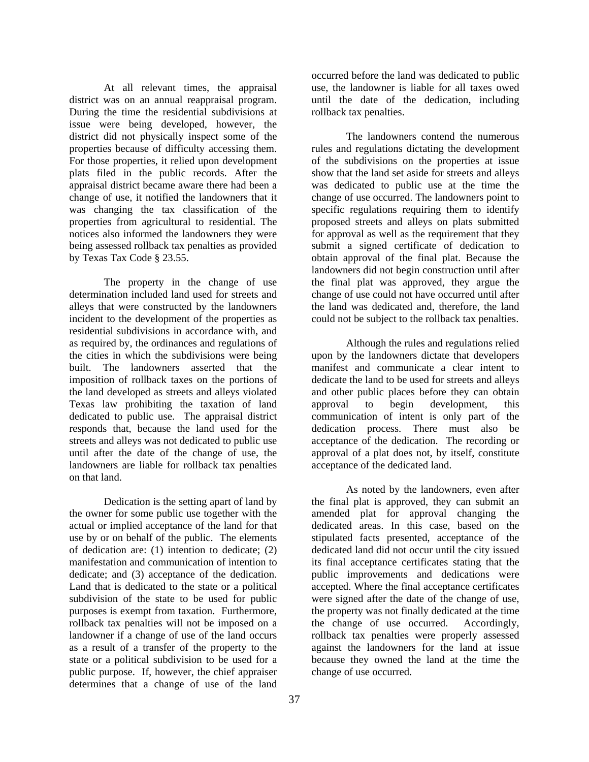At all relevant times, the appraisal district was on an annual reappraisal program. During the time the residential subdivisions at issue were being developed, however, the district did not physically inspect some of the properties because of difficulty accessing them. For those properties, it relied upon development plats filed in the public records. After the appraisal district became aware there had been a change of use, it notified the landowners that it was changing the tax classification of the properties from agricultural to residential. The notices also informed the landowners they were being assessed rollback tax penalties as provided by Texas Tax Code § 23.55.

The property in the change of use determination included land used for streets and alleys that were constructed by the landowners incident to the development of the properties as residential subdivisions in accordance with, and as required by, the ordinances and regulations of the cities in which the subdivisions were being built. The landowners asserted that the imposition of rollback taxes on the portions of the land developed as streets and alleys violated Texas law prohibiting the taxation of land dedicated to public use. The appraisal district responds that, because the land used for the streets and alleys was not dedicated to public use until after the date of the change of use, the landowners are liable for rollback tax penalties on that land.

Dedication is the setting apart of land by the owner for some public use together with the actual or implied acceptance of the land for that use by or on behalf of the public. The elements of dedication are: (1) intention to dedicate; (2) manifestation and communication of intention to dedicate; and (3) acceptance of the dedication. Land that is dedicated to the state or a political subdivision of the state to be used for public purposes is exempt from taxation. Furthermore, rollback tax penalties will not be imposed on a landowner if a change of use of the land occurs as a result of a transfer of the property to the state or a political subdivision to be used for a public purpose. If, however, the chief appraiser determines that a change of use of the land occurred before the land was dedicated to public use, the landowner is liable for all taxes owed until the date of the dedication, including rollback tax penalties.

The landowners contend the numerous rules and regulations dictating the development of the subdivisions on the properties at issue show that the land set aside for streets and alleys was dedicated to public use at the time the change of use occurred. The landowners point to specific regulations requiring them to identify proposed streets and alleys on plats submitted for approval as well as the requirement that they submit a signed certificate of dedication to obtain approval of the final plat. Because the landowners did not begin construction until after the final plat was approved, they argue the change of use could not have occurred until after the land was dedicated and, therefore, the land could not be subject to the rollback tax penalties.

Although the rules and regulations relied upon by the landowners dictate that developers manifest and communicate a clear intent to dedicate the land to be used for streets and alleys and other public places before they can obtain approval to begin development, this communication of intent is only part of the dedication process. There must also be acceptance of the dedication. The recording or approval of a plat does not, by itself, constitute acceptance of the dedicated land.

As noted by the landowners, even after the final plat is approved, they can submit an amended plat for approval changing the dedicated areas. In this case, based on the stipulated facts presented, acceptance of the dedicated land did not occur until the city issued its final acceptance certificates stating that the public improvements and dedications were accepted. Where the final acceptance certificates were signed after the date of the change of use, the property was not finally dedicated at the time the change of use occurred. Accordingly, rollback tax penalties were properly assessed against the landowners for the land at issue because they owned the land at the time the change of use occurred.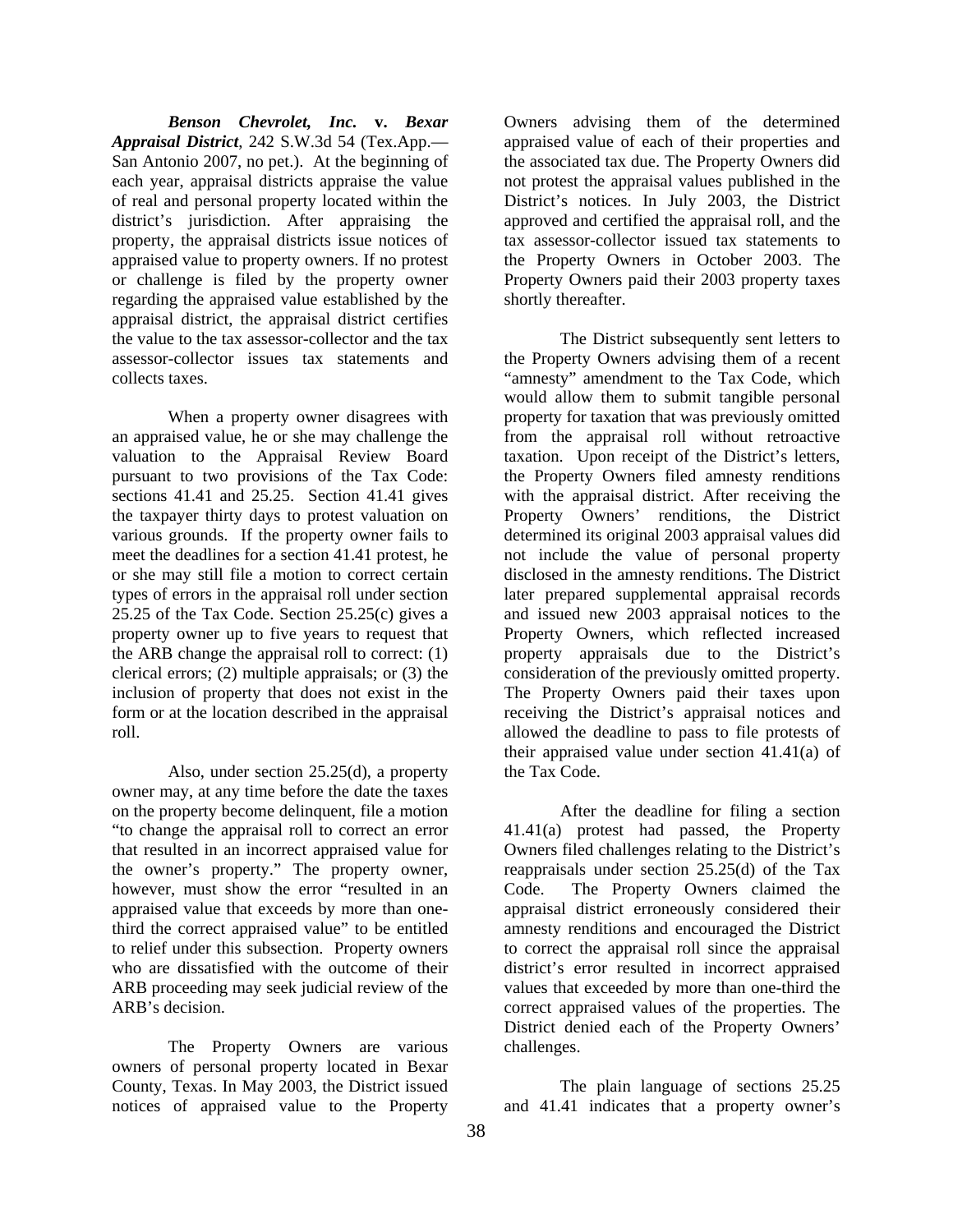***Benson Chevrolet, Inc.* v. *Bexar Appraisal District***, 242 S.W.3d 54 (Tex.App.—San Antonio 2007, no pet.). At the beginning of each year, appraisal districts appraise the value of real and personal property located within the district's jurisdiction. After appraising the property, the appraisal districts issue notices of appraised value to property owners. If no protest or challenge is filed by the property owner regarding the appraised value established by the appraisal district, the appraisal district certifies the value to the tax assessor-collector and the tax assessor-collector issues tax statements and collects taxes.

When a property owner disagrees with an appraised value, he or she may challenge the valuation to the Appraisal Review Board pursuant to two provisions of the Tax Code: sections 41.41 and 25.25. Section 41.41 gives the taxpayer thirty days to protest valuation on various grounds. If the property owner fails to meet the deadlines for a section 41.41 protest, he or she may still file a motion to correct certain types of errors in the appraisal roll under section 25.25 of the Tax Code. Section 25.25(c) gives a property owner up to five years to request that the ARB change the appraisal roll to correct: (1) clerical errors; (2) multiple appraisals; or (3) the inclusion of property that does not exist in the form or at the location described in the appraisal roll.

Also, under section 25.25(d), a property owner may, at any time before the date the taxes on the property become delinquent, file a motion "to change the appraisal roll to correct an error that resulted in an incorrect appraised value for the owner's property." The property owner, however, must show the error "resulted in an appraised value that exceeds by more than one-third the correct appraised value" to be entitled to relief under this subsection. Property owners who are dissatisfied with the outcome of their ARB proceeding may seek judicial review of the ARB's decision.

The Property Owners are various owners of personal property located in Bexar County, Texas. In May 2003, the District issued notices of appraised value to the Property Owners advising them of the determined appraised value of each of their properties and the associated tax due. The Property Owners did not protest the appraisal values published in the District's notices. In July 2003, the District approved and certified the appraisal roll, and the tax assessor-collector issued tax statements to the Property Owners in October 2003. The Property Owners paid their 2003 property taxes shortly thereafter.

The District subsequently sent letters to the Property Owners advising them of a recent "amnesty" amendment to the Tax Code, which would allow them to submit tangible personal property for taxation that was previously omitted from the appraisal roll without retroactive taxation. Upon receipt of the District's letters, the Property Owners filed amnesty renditions with the appraisal district. After receiving the Property Owners' renditions, the District determined its original 2003 appraisal values did not include the value of personal property disclosed in the amnesty renditions. The District later prepared supplemental appraisal records and issued new 2003 appraisal notices to the Property Owners, which reflected increased property appraisals due to the District's consideration of the previously omitted property. The Property Owners paid their taxes upon receiving the District's appraisal notices and allowed the deadline to pass to file protests of their appraised value under section 41.41(a) of the Tax Code.

After the deadline for filing a section 41.41(a) protest had passed, the Property Owners filed challenges relating to the District's reappraisals under section 25.25(d) of the Tax Code. The Property Owners claimed the appraisal district erroneously considered their amnesty renditions and encouraged the District to correct the appraisal roll since the appraisal district's error resulted in incorrect appraised values that exceeded by more than one-third the correct appraised values of the properties. The District denied each of the Property Owners' challenges.

The plain language of sections 25.25 and 41.41 indicates that a property owner's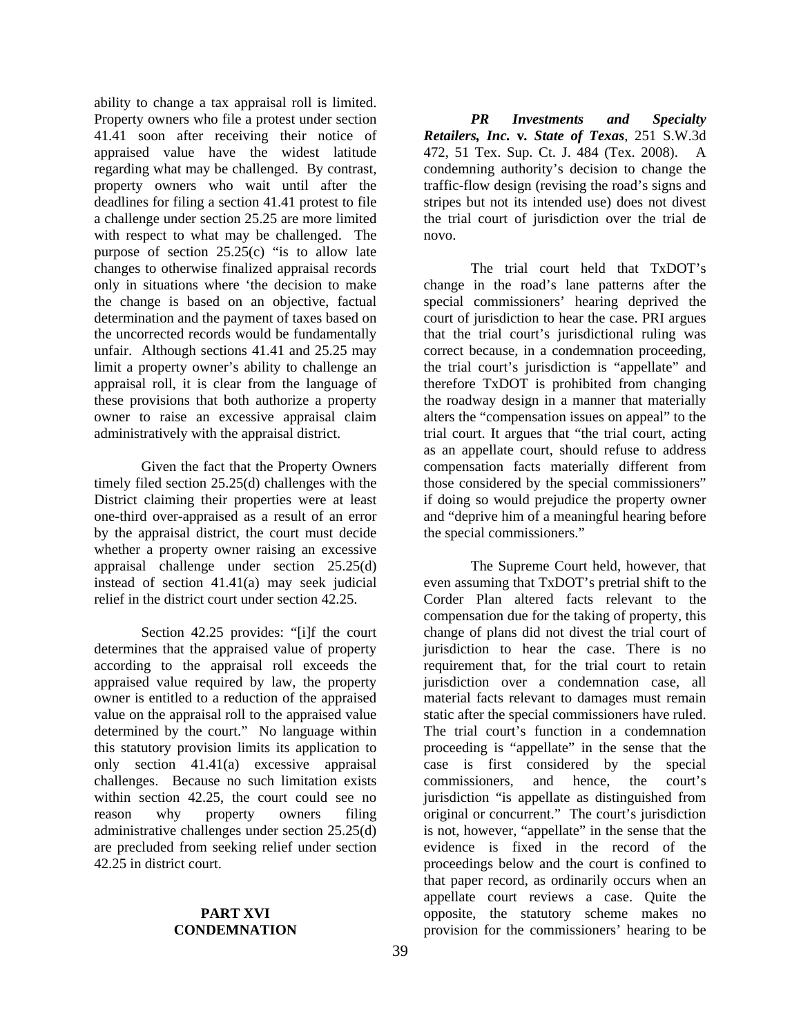ability to change a tax appraisal roll is limited. Property owners who file a protest under section 41.41 soon after receiving their notice of appraised value have the widest latitude regarding what may be challenged. By contrast, property owners who wait until after the deadlines for filing a section 41.41 protest to file a challenge under section 25.25 are more limited with respect to what may be challenged. The purpose of section 25.25(c) "is to allow late changes to otherwise finalized appraisal records only in situations where 'the decision to make the change is based on an objective, factual determination and the payment of taxes based on the uncorrected records would be fundamentally unfair. Although sections 41.41 and 25.25 may limit a property owner's ability to challenge an appraisal roll, it is clear from the language of these provisions that both authorize a property owner to raise an excessive appraisal claim administratively with the appraisal district.

Given the fact that the Property Owners timely filed section 25.25(d) challenges with the District claiming their properties were at least one-third over-appraised as a result of an error by the appraisal district, the court must decide whether a property owner raising an excessive appraisal challenge under section 25.25(d) instead of section 41.41(a) may seek judicial relief in the district court under section 42.25.

Section 42.25 provides: "[i]f the court determines that the appraised value of property according to the appraisal roll exceeds the appraised value required by law, the property owner is entitled to a reduction of the appraised value on the appraisal roll to the appraised value determined by the court." No language within this statutory provision limits its application to only section 41.41(a) excessive appraisal challenges. Because no such limitation exists within section 42.25, the court could see no reason why property owners filing administrative challenges under section 25.25(d) are precluded from seeking relief under section 42.25 in district court.

## PART XVI CONDEMNATION

***PR Investments and Specialty Retailers, Inc.* v. *State of Texas***, 251 S.W.3d 472, 51 Tex. Sup. Ct. J. 484 (Tex. 2008). A condemning authority's decision to change the traffic-flow design (revising the road's signs and stripes but not its intended use) does not divest the trial court of jurisdiction over the trial de novo.

The trial court held that TxDOT's change in the road's lane patterns after the special commissioners' hearing deprived the court of jurisdiction to hear the case. PRI argues that the trial court's jurisdictional ruling was correct because, in a condemnation proceeding, the trial court's jurisdiction is "appellate" and therefore TxDOT is prohibited from changing the roadway design in a manner that materially alters the "compensation issues on appeal" to the trial court. It argues that "the trial court, acting as an appellate court, should refuse to address compensation facts materially different from those considered by the special commissioners" if doing so would prejudice the property owner and "deprive him of a meaningful hearing before the special commissioners."

The Supreme Court held, however, that even assuming that TxDOT's pretrial shift to the Corder Plan altered facts relevant to the compensation due for the taking of property, this change of plans did not divest the trial court of jurisdiction to hear the case. There is no requirement that, for the trial court to retain jurisdiction over a condemnation case, all material facts relevant to damages must remain static after the special commissioners have ruled. The trial court's function in a condemnation proceeding is "appellate" in the sense that the case is first considered by the special commissioners, and hence, the court's jurisdiction "is appellate as distinguished from original or concurrent." The court's jurisdiction is not, however, "appellate" in the sense that the evidence is fixed in the record of the proceedings below and the court is confined to that paper record, as ordinarily occurs when an appellate court reviews a case. Quite the opposite, the statutory scheme makes no provision for the commissioners' hearing to be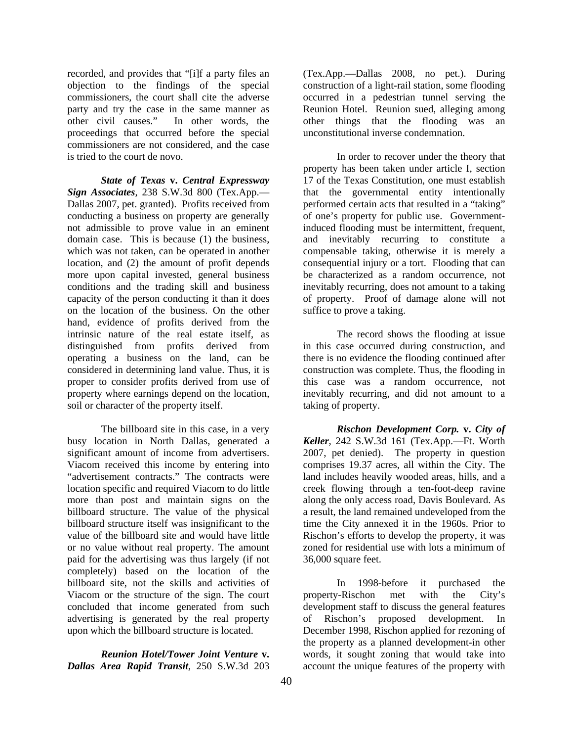recorded, and provides that "[i]f a party files an objection to the findings of the special commissioners, the court shall cite the adverse party and try the case in the same manner as other civil causes." In other words, the proceedings that occurred before the special commissioners are not considered, and the case is tried to the court de novo.

***State of Texas* v. *Central Expressway Sign Associates***, 238 S.W.3d 800 (Tex.App.—Dallas 2007, pet. granted). Profits received from conducting a business on property are generally not admissible to prove value in an eminent domain case. This is because (1) the business, which was not taken, can be operated in another location, and (2) the amount of profit depends more upon capital invested, general business conditions and the trading skill and business capacity of the person conducting it than it does on the location of the business. On the other hand, evidence of profits derived from the intrinsic nature of the real estate itself, as distinguished from profits derived from operating a business on the land, can be considered in determining land value. Thus, it is proper to consider profits derived from use of property where earnings depend on the location, soil or character of the property itself.

The billboard site in this case, in a very busy location in North Dallas, generated a significant amount of income from advertisers. Viacom received this income by entering into "advertisement contracts." The contracts were location specific and required Viacom to do little more than post and maintain signs on the billboard structure. The value of the physical billboard structure itself was insignificant to the value of the billboard site and would have little or no value without real property. The amount paid for the advertising was thus largely (if not completely) based on the location of the billboard site, not the skills and activities of Viacom or the structure of the sign. The court concluded that income generated from such advertising is generated by the real property upon which the billboard structure is located.

***Reunion Hotel/Tower Joint Venture* v. *Dallas Area Rapid Transit***, 250 S.W.3d 203 (Tex.App.—Dallas 2008, no pet.). During construction of a light-rail station, some flooding occurred in a pedestrian tunnel serving the Reunion Hotel. Reunion sued, alleging among other things that the flooding was an unconstitutional inverse condemnation.

In order to recover under the theory that property has been taken under article I, section 17 of the Texas Constitution, one must establish that the governmental entity intentionally performed certain acts that resulted in a "taking" of one's property for public use. Government-induced flooding must be intermittent, frequent, and inevitably recurring to constitute a compensable taking, otherwise it is merely a consequential injury or a tort. Flooding that can be characterized as a random occurrence, not inevitably recurring, does not amount to a taking of property. Proof of damage alone will not suffice to prove a taking.

The record shows the flooding at issue in this case occurred during construction, and there is no evidence the flooding continued after construction was complete. Thus, the flooding in this case was a random occurrence, not inevitably recurring, and did not amount to a taking of property.

***Rischon Development Corp.* v. *City of Keller***, 242 S.W.3d 161 (Tex.App.—Ft. Worth 2007, pet denied). The property in question comprises 19.37 acres, all within the City. The land includes heavily wooded areas, hills, and a creek flowing through a ten-foot-deep ravine along the only access road, Davis Boulevard. As a result, the land remained undeveloped from the time the City annexed it in the 1960s. Prior to Rischon's efforts to develop the property, it was zoned for residential use with lots a minimum of 36,000 square feet.

In 1998-before it purchased the property-Rischon met with the City's development staff to discuss the general features of Rischon's proposed development. In December 1998, Rischon applied for rezoning of the property as a planned development-in other words, it sought zoning that would take into account the unique features of the property with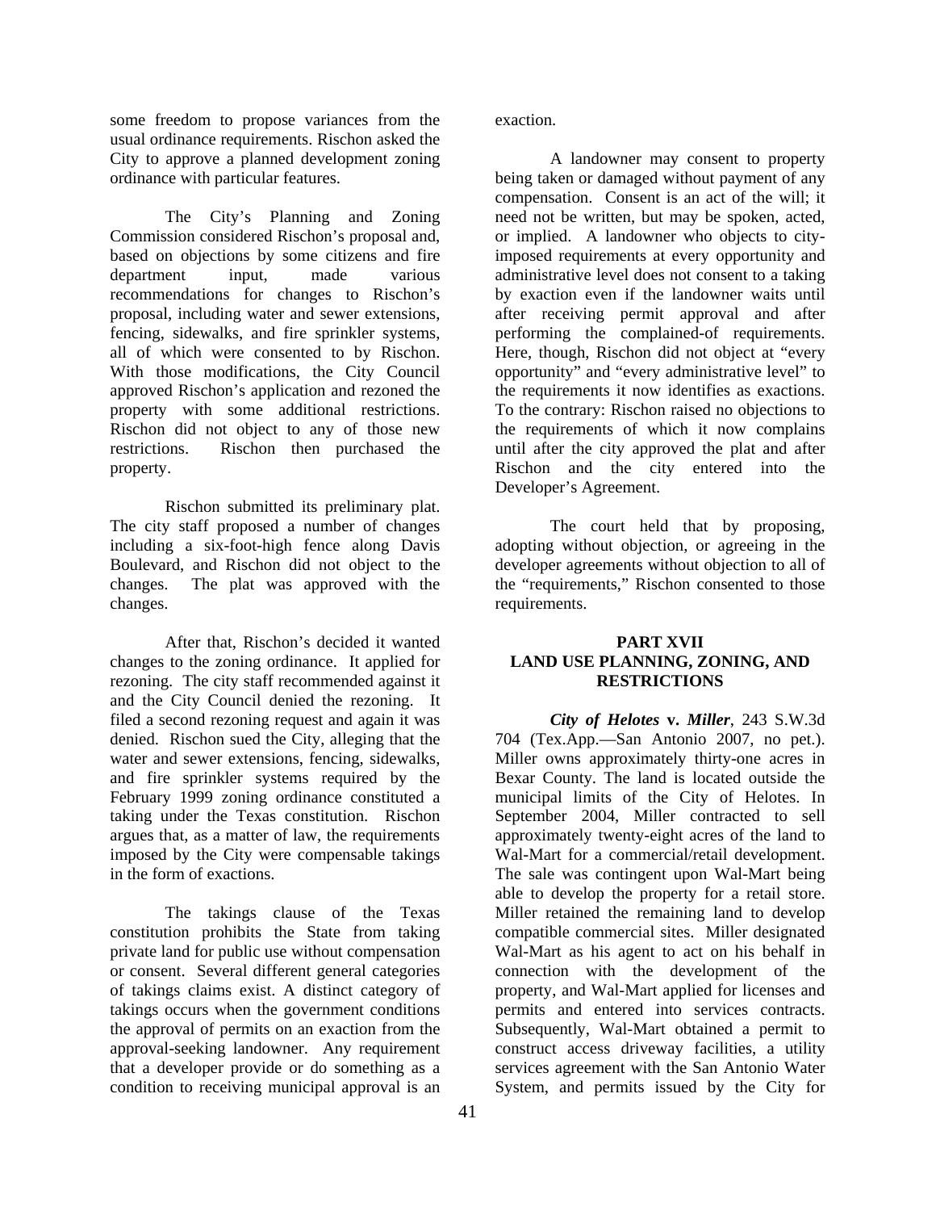some freedom to propose variances from the usual ordinance requirements. Rischon asked the City to approve a planned development zoning ordinance with particular features.

The City's Planning and Zoning Commission considered Rischon's proposal and, based on objections by some citizens and fire department input, made various recommendations for changes to Rischon's proposal, including water and sewer extensions, fencing, sidewalks, and fire sprinkler systems, all of which were consented to by Rischon. With those modifications, the City Council approved Rischon's application and rezoned the property with some additional restrictions. Rischon did not object to any of those new restrictions. Rischon then purchased the property.

Rischon submitted its preliminary plat. The city staff proposed a number of changes including a six-foot-high fence along Davis Boulevard, and Rischon did not object to the changes. The plat was approved with the changes.

After that, Rischon's decided it wanted changes to the zoning ordinance. It applied for rezoning. The city staff recommended against it and the City Council denied the rezoning. It filed a second rezoning request and again it was denied. Rischon sued the City, alleging that the water and sewer extensions, fencing, sidewalks, and fire sprinkler systems required by the February 1999 zoning ordinance constituted a taking under the Texas constitution. Rischon argues that, as a matter of law, the requirements imposed by the City were compensable takings in the form of exactions.

The takings clause of the Texas constitution prohibits the State from taking private land for public use without compensation or consent. Several different general categories of takings claims exist. A distinct category of takings occurs when the government conditions the approval of permits on an exaction from the approval-seeking landowner. Any requirement that a developer provide or do something as a condition to receiving municipal approval is an exaction.

A landowner may consent to property being taken or damaged without payment of any compensation. Consent is an act of the will; it need not be written, but may be spoken, acted, or implied. A landowner who objects to city-imposed requirements at every opportunity and administrative level does not consent to a taking by exaction even if the landowner waits until after receiving permit approval and after performing the complained-of requirements. Here, though, Rischon did not object at "every opportunity" and "every administrative level" to the requirements it now identifies as exactions. To the contrary: Rischon raised no objections to the requirements of which it now complains until after the city approved the plat and after Rischon and the city entered into the Developer's Agreement.

The court held that by proposing, adopting without objection, or agreeing in the developer agreements without objection to all of the "requirements," Rischon consented to those requirements.

## PART XVII
## LAND USE PLANNING, ZONING, AND RESTRICTIONS

***City of Helotes* v. *Miller***, 243 S.W.3d 704 (Tex.App.—San Antonio 2007, no pet.). Miller owns approximately thirty-one acres in Bexar County. The land is located outside the municipal limits of the City of Helotes. In September 2004, Miller contracted to sell approximately twenty-eight acres of the land to Wal-Mart for a commercial/retail development. The sale was contingent upon Wal-Mart being able to develop the property for a retail store. Miller retained the remaining land to develop compatible commercial sites. Miller designated Wal-Mart as his agent to act on his behalf in connection with the development of the property, and Wal-Mart applied for licenses and permits and entered into services contracts. Subsequently, Wal-Mart obtained a permit to construct access driveway facilities, a utility services agreement with the San Antonio Water System, and permits issued by the City for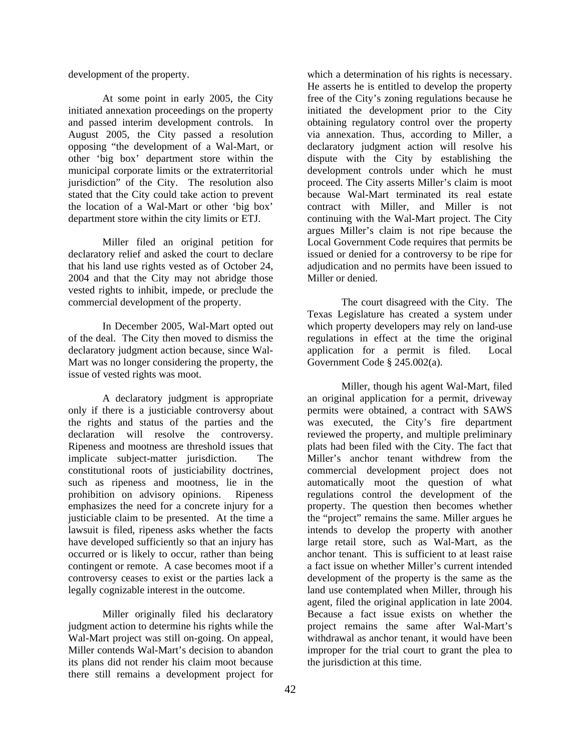development of the property.

At some point in early 2005, the City initiated annexation proceedings on the property and passed interim development controls. In August 2005, the City passed a resolution opposing "the development of a Wal-Mart, or other 'big box' department store within the municipal corporate limits or the extraterritorial jurisdiction" of the City. The resolution also stated that the City could take action to prevent the location of a Wal-Mart or other 'big box' department store within the city limits or ETJ.

Miller filed an original petition for declaratory relief and asked the court to declare that his land use rights vested as of October 24, 2004 and that the City may not abridge those vested rights to inhibit, impede, or preclude the commercial development of the property.

In December 2005, Wal-Mart opted out of the deal. The City then moved to dismiss the declaratory judgment action because, since Wal-Mart was no longer considering the property, the issue of vested rights was moot.

A declaratory judgment is appropriate only if there is a justiciable controversy about the rights and status of the parties and the declaration will resolve the controversy. Ripeness and mootness are threshold issues that implicate subject-matter jurisdiction. The constitutional roots of justiciability doctrines, such as ripeness and mootness, lie in the prohibition on advisory opinions. Ripeness emphasizes the need for a concrete injury for a justiciable claim to be presented. At the time a lawsuit is filed, ripeness asks whether the facts have developed sufficiently so that an injury has occurred or is likely to occur, rather than being contingent or remote. A case becomes moot if a controversy ceases to exist or the parties lack a legally cognizable interest in the outcome.

Miller originally filed his declaratory judgment action to determine his rights while the Wal-Mart project was still on-going. On appeal, Miller contends Wal-Mart's decision to abandon its plans did not render his claim moot because there still remains a development project for which a determination of his rights is necessary. He asserts he is entitled to develop the property free of the City's zoning regulations because he initiated the development prior to the City obtaining regulatory control over the property via annexation. Thus, according to Miller, a declaratory judgment action will resolve his dispute with the City by establishing the development controls under which he must proceed. The City asserts Miller's claim is moot because Wal-Mart terminated its real estate contract with Miller, and Miller is not continuing with the Wal-Mart project. The City argues Miller's claim is not ripe because the Local Government Code requires that permits be issued or denied for a controversy to be ripe for adjudication and no permits have been issued to Miller or denied.

The court disagreed with the City. The Texas Legislature has created a system under which property developers may rely on land-use regulations in effect at the time the original application for a permit is filed. Local Government Code § 245.002(a).

Miller, though his agent Wal-Mart, filed an original application for a permit, driveway permits were obtained, a contract with SAWS was executed, the City's fire department reviewed the property, and multiple preliminary plats had been filed with the City. The fact that Miller's anchor tenant withdrew from the commercial development project does not automatically moot the question of what regulations control the development of the property. The question then becomes whether the "project" remains the same. Miller argues he intends to develop the property with another large retail store, such as Wal-Mart, as the anchor tenant. This is sufficient to at least raise a fact issue on whether Miller's current intended development of the property is the same as the land use contemplated when Miller, through his agent, filed the original application in late 2004. Because a fact issue exists on whether the project remains the same after Wal-Mart's withdrawal as anchor tenant, it would have been improper for the trial court to grant the plea to the jurisdiction at this time.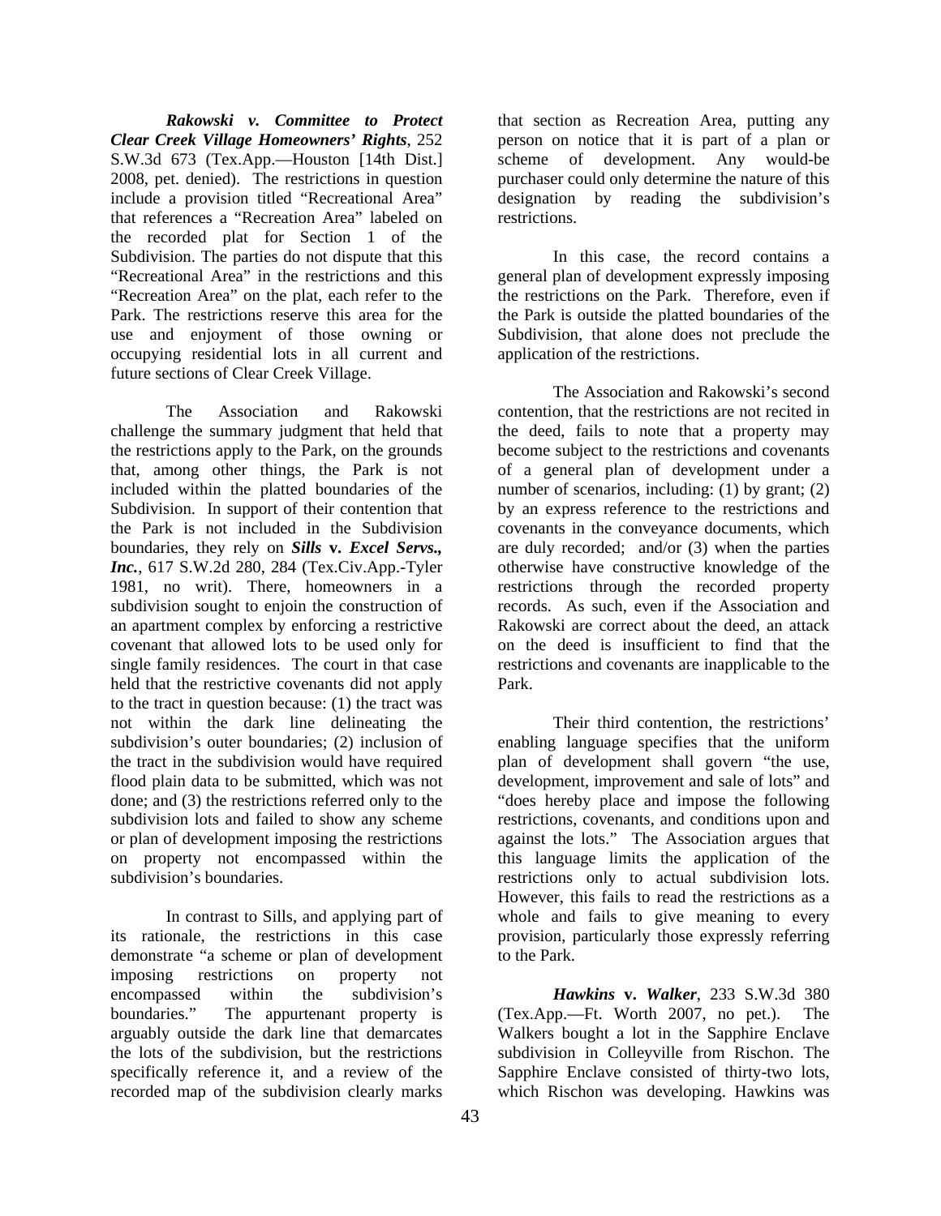***Rakowski v. Committee to Protect Clear Creek Village Homeowners' Rights***, 252 S.W.3d 673 (Tex.App.—Houston [14th Dist.] 2008, pet. denied). The restrictions in question include a provision titled "Recreational Area" that references a "Recreation Area" labeled on the recorded plat for Section 1 of the Subdivision. The parties do not dispute that this "Recreational Area" in the restrictions and this "Recreation Area" on the plat, each refer to the Park. The restrictions reserve this area for the use and enjoyment of those owning or occupying residential lots in all current and future sections of Clear Creek Village.

The Association and Rakowski challenge the summary judgment that held that the restrictions apply to the Park, on the grounds that, among other things, the Park is not included within the platted boundaries of the Subdivision. In support of their contention that the Park is not included in the Subdivision boundaries, they rely on ***Sills* v. *Excel Servs., Inc.***, 617 S.W.2d 280, 284 (Tex.Civ.App.-Tyler 1981, no writ). There, homeowners in a subdivision sought to enjoin the construction of an apartment complex by enforcing a restrictive covenant that allowed lots to be used only for single family residences. The court in that case held that the restrictive covenants did not apply to the tract in question because: (1) the tract was not within the dark line delineating the subdivision's outer boundaries; (2) inclusion of the tract in the subdivision would have required flood plain data to be submitted, which was not done; and (3) the restrictions referred only to the subdivision lots and failed to show any scheme or plan of development imposing the restrictions on property not encompassed within the subdivision's boundaries.

In contrast to Sills, and applying part of its rationale, the restrictions in this case demonstrate "a scheme or plan of development imposing restrictions on property not encompassed within the subdivision's boundaries." The appurtenant property is arguably outside the dark line that demarcates the lots of the subdivision, but the restrictions specifically reference it, and a review of the recorded map of the subdivision clearly marks that section as Recreation Area, putting any person on notice that it is part of a plan or scheme of development. Any would-be purchaser could only determine the nature of this designation by reading the subdivision's restrictions.

In this case, the record contains a general plan of development expressly imposing the restrictions on the Park. Therefore, even if the Park is outside the platted boundaries of the Subdivision, that alone does not preclude the application of the restrictions.

The Association and Rakowski's second contention, that the restrictions are not recited in the deed, fails to note that a property may become subject to the restrictions and covenants of a general plan of development under a number of scenarios, including: (1) by grant; (2) by an express reference to the restrictions and covenants in the conveyance documents, which are duly recorded; and/or (3) when the parties otherwise have constructive knowledge of the restrictions through the recorded property records. As such, even if the Association and Rakowski are correct about the deed, an attack on the deed is insufficient to find that the restrictions and covenants are inapplicable to the Park.

Their third contention, the restrictions' enabling language specifies that the uniform plan of development shall govern "the use, development, improvement and sale of lots" and "does hereby place and impose the following restrictions, covenants, and conditions upon and against the lots." The Association argues that this language limits the application of the restrictions only to actual subdivision lots. However, this fails to read the restrictions as a whole and fails to give meaning to every provision, particularly those expressly referring to the Park.

***Hawkins* v. *Walker***, 233 S.W.3d 380 (Tex.App.—Ft. Worth 2007, no pet.). The Walkers bought a lot in the Sapphire Enclave subdivision in Colleyville from Rischon. The Sapphire Enclave consisted of thirty-two lots, which Rischon was developing. Hawkins was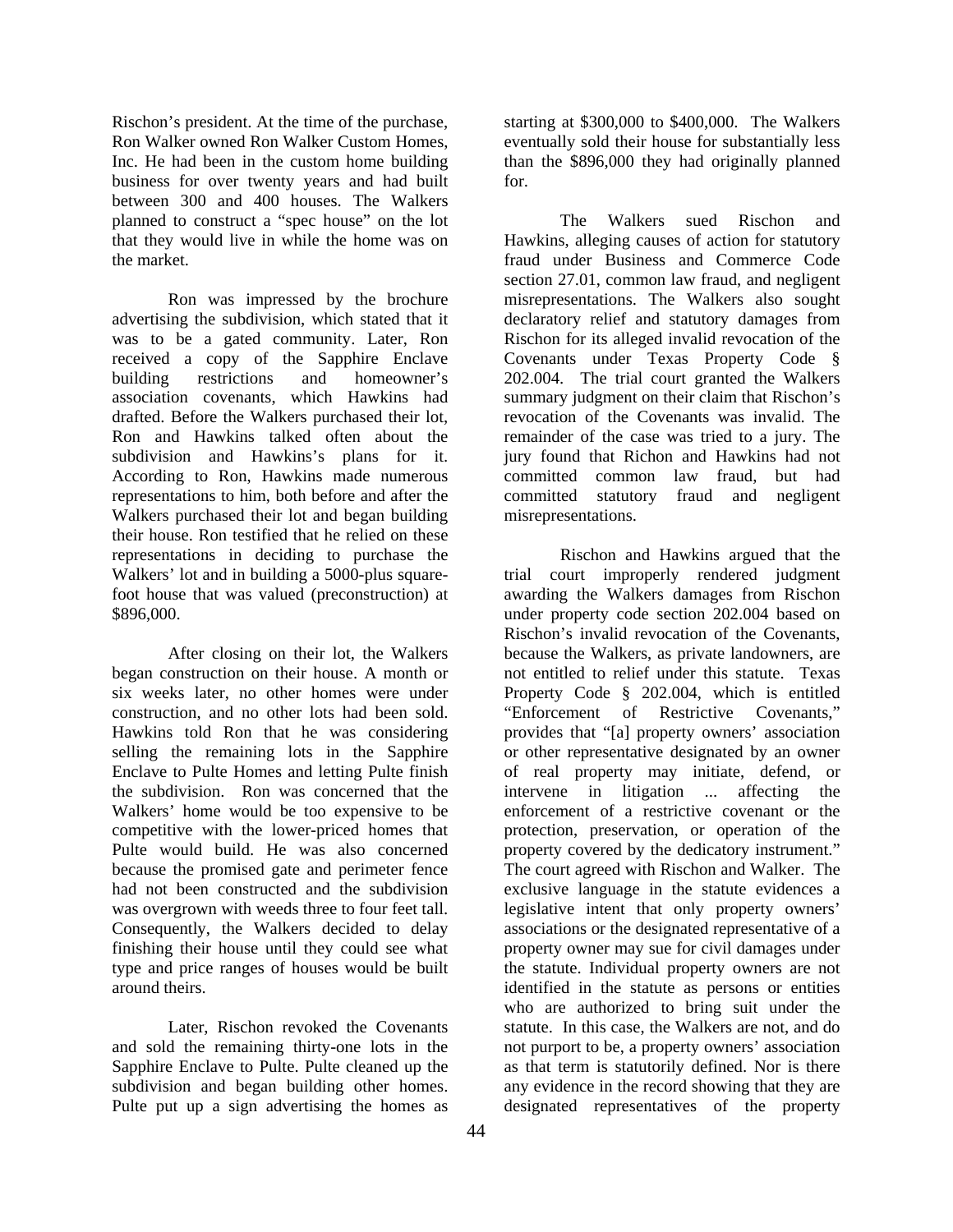Rischon's president. At the time of the purchase, Ron Walker owned Ron Walker Custom Homes, Inc. He had been in the custom home building business for over twenty years and had built between 300 and 400 houses. The Walkers planned to construct a "spec house" on the lot that they would live in while the home was on the market.

Ron was impressed by the brochure advertising the subdivision, which stated that it was to be a gated community. Later, Ron received a copy of the Sapphire Enclave building restrictions and homeowner's association covenants, which Hawkins had drafted. Before the Walkers purchased their lot, Ron and Hawkins talked often about the subdivision and Hawkins's plans for it. According to Ron, Hawkins made numerous representations to him, both before and after the Walkers purchased their lot and began building their house. Ron testified that he relied on these representations in deciding to purchase the Walkers' lot and in building a 5000-plus square-foot house that was valued (preconstruction) at $896,000.

After closing on their lot, the Walkers began construction on their house. A month or six weeks later, no other homes were under construction, and no other lots had been sold. Hawkins told Ron that he was considering selling the remaining lots in the Sapphire Enclave to Pulte Homes and letting Pulte finish the subdivision. Ron was concerned that the Walkers' home would be too expensive to be competitive with the lower-priced homes that Pulte would build. He was also concerned because the promised gate and perimeter fence had not been constructed and the subdivision was overgrown with weeds three to four feet tall. Consequently, the Walkers decided to delay finishing their house until they could see what type and price ranges of houses would be built around theirs.

Later, Rischon revoked the Covenants and sold the remaining thirty-one lots in the Sapphire Enclave to Pulte. Pulte cleaned up the subdivision and began building other homes. Pulte put up a sign advertising the homes as starting at $300,000 to $400,000. The Walkers eventually sold their house for substantially less than the $896,000 they had originally planned for.

The Walkers sued Rischon and Hawkins, alleging causes of action for statutory fraud under Business and Commerce Code section 27.01, common law fraud, and negligent misrepresentations. The Walkers also sought declaratory relief and statutory damages from Rischon for its alleged invalid revocation of the Covenants under Texas Property Code § 202.004. The trial court granted the Walkers summary judgment on their claim that Rischon's revocation of the Covenants was invalid. The remainder of the case was tried to a jury. The jury found that Richon and Hawkins had not committed common law fraud, but had committed statutory fraud and negligent misrepresentations.

Rischon and Hawkins argued that the trial court improperly rendered judgment awarding the Walkers damages from Rischon under property code section 202.004 based on Rischon's invalid revocation of the Covenants, because the Walkers, as private landowners, are not entitled to relief under this statute. Texas Property Code § 202.004, which is entitled "Enforcement of Restrictive Covenants," provides that "[a] property owners' association or other representative designated by an owner of real property may initiate, defend, or intervene in litigation ... affecting the enforcement of a restrictive covenant or the protection, preservation, or operation of the property covered by the dedicatory instrument." The court agreed with Rischon and Walker. The exclusive language in the statute evidences a legislative intent that only property owners' associations or the designated representative of a property owner may sue for civil damages under the statute. Individual property owners are not identified in the statute as persons or entities who are authorized to bring suit under the statute. In this case, the Walkers are not, and do not purport to be, a property owners' association as that term is statutorily defined. Nor is there any evidence in the record showing that they are designated representatives of the property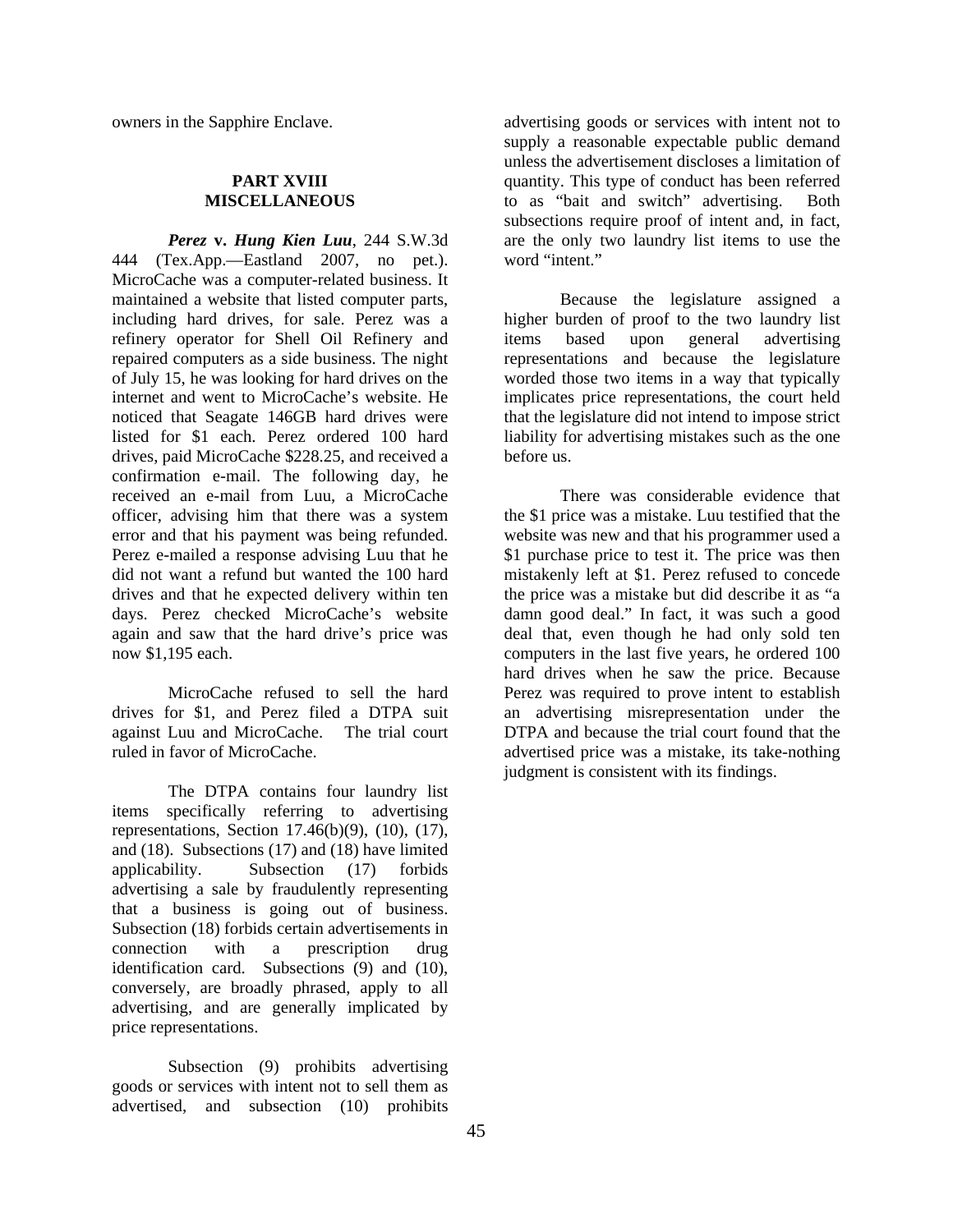owners in the Sapphire Enclave.

## PART XVIII
## MISCELLANEOUS

***Perez* v. *Hung Kien Luu***, 244 S.W.3d 444 (Tex.App.—Eastland 2007, no pet.). MicroCache was a computer-related business. It maintained a website that listed computer parts, including hard drives, for sale. Perez was a refinery operator for Shell Oil Refinery and repaired computers as a side business. The night of July 15, he was looking for hard drives on the internet and went to MicroCache's website. He noticed that Seagate 146GB hard drives were listed for $1 each. Perez ordered 100 hard drives, paid MicroCache $228.25, and received a confirmation e-mail. The following day, he received an e-mail from Luu, a MicroCache officer, advising him that there was a system error and that his payment was being refunded. Perez e-mailed a response advising Luu that he did not want a refund but wanted the 100 hard drives and that he expected delivery within ten days. Perez checked MicroCache's website again and saw that the hard drive's price was now $1,195 each.

MicroCache refused to sell the hard drives for $1, and Perez filed a DTPA suit against Luu and MicroCache. The trial court ruled in favor of MicroCache.

The DTPA contains four laundry list items specifically referring to advertising representations, Section 17.46(b)(9), (10), (17), and (18). Subsections (17) and (18) have limited applicability. Subsection (17) forbids advertising a sale by fraudulently representing that a business is going out of business. Subsection (18) forbids certain advertisements in connection with a prescription drug identification card. Subsections (9) and (10), conversely, are broadly phrased, apply to all advertising, and are generally implicated by price representations.

Subsection (9) prohibits advertising goods or services with intent not to sell them as advertised, and subsection (10) prohibits advertising goods or services with intent not to supply a reasonable expectable public demand unless the advertisement discloses a limitation of quantity. This type of conduct has been referred to as "bait and switch" advertising. Both subsections require proof of intent and, in fact, are the only two laundry list items to use the word "intent."

Because the legislature assigned a higher burden of proof to the two laundry list items based upon general advertising representations and because the legislature worded those two items in a way that typically implicates price representations, the court held that the legislature did not intend to impose strict liability for advertising mistakes such as the one before us.

There was considerable evidence that the $1 price was a mistake. Luu testified that the website was new and that his programmer used a $1 purchase price to test it. The price was then mistakenly left at $1. Perez refused to concede the price was a mistake but did describe it as "a damn good deal." In fact, it was such a good deal that, even though he had only sold ten computers in the last five years, he ordered 100 hard drives when he saw the price. Because Perez was required to prove intent to establish an advertising misrepresentation under the DTPA and because the trial court found that the advertised price was a mistake, its take-nothing judgment is consistent with its findings.